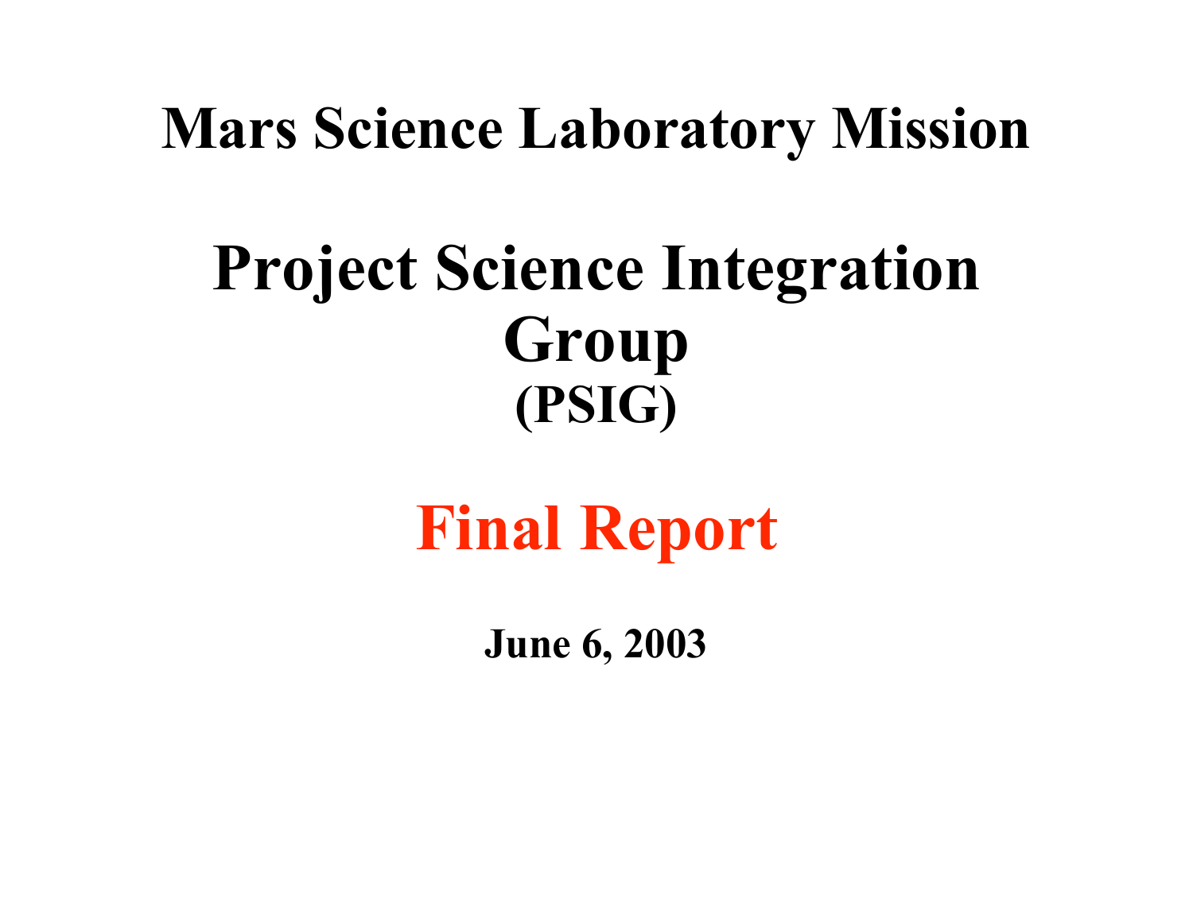# Mars Science Laboratory Mission

# Project Science Integration Group
# (PSIG)

# Final Report

**June 6, 2003**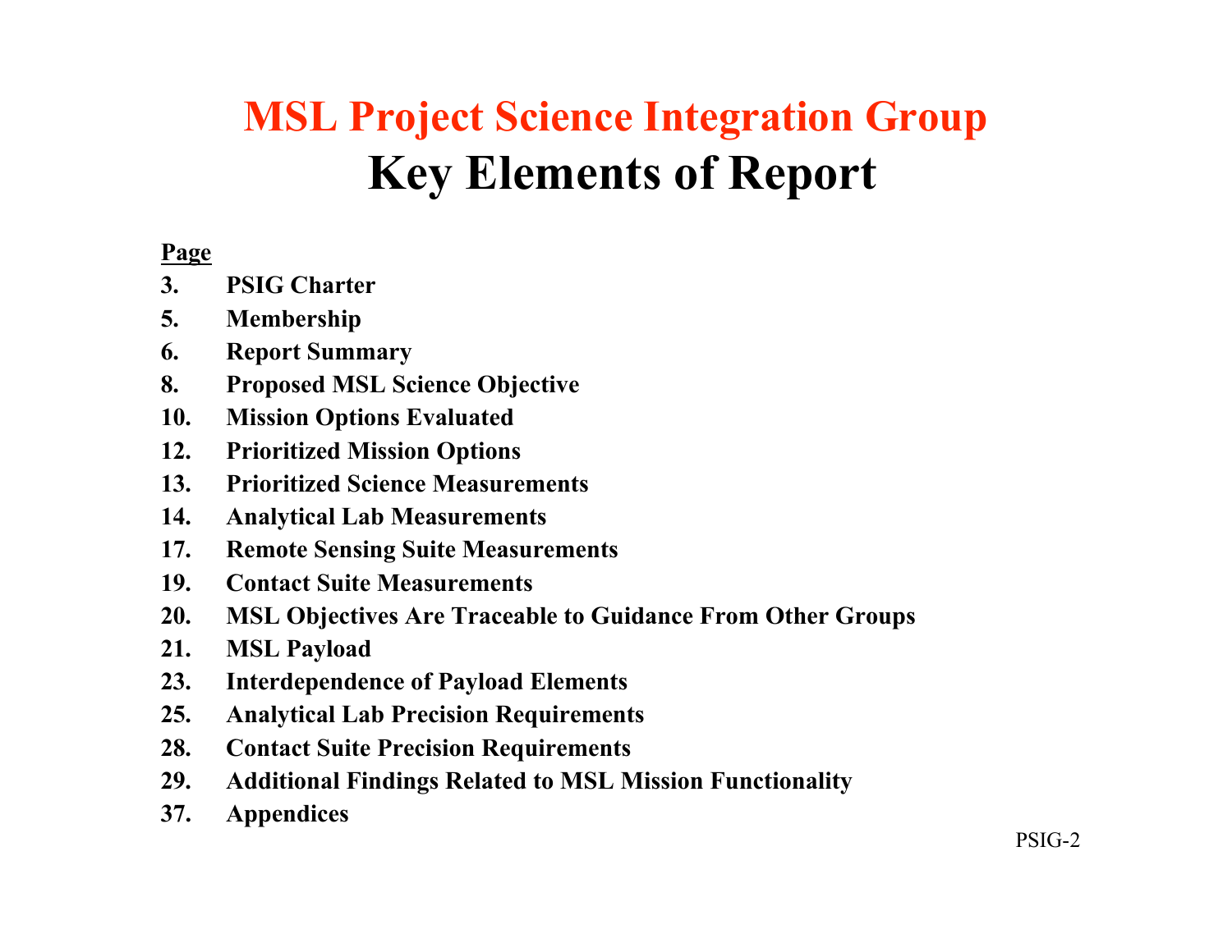# MSL Project Science Integration Group
## Key Elements of Report

| Page | |
|---|---|
| 3. | PSIG Charter |
| 5. | Membership |
| 6. | Report Summary |
| 8. | Proposed MSL Science Objective |
| 10. | Mission Options Evaluated |
| 12. | Prioritized Mission Options |
| 13. | Prioritized Science Measurements |
| 14. | Analytical Lab Measurements |
| 17. | Remote Sensing Suite Measurements |
| 19. | Contact Suite Measurements |
| 20. | MSL Objectives Are Traceable to Guidance From Other Groups |
| 21. | MSL Payload |
| 23. | Interdependence of Payload Elements |
| 25. | Analytical Lab Precision Requirements |
| 28. | Contact Suite Precision Requirements |
| 29. | Additional Findings Related to MSL Mission Functionality |
| 37. | Appendices |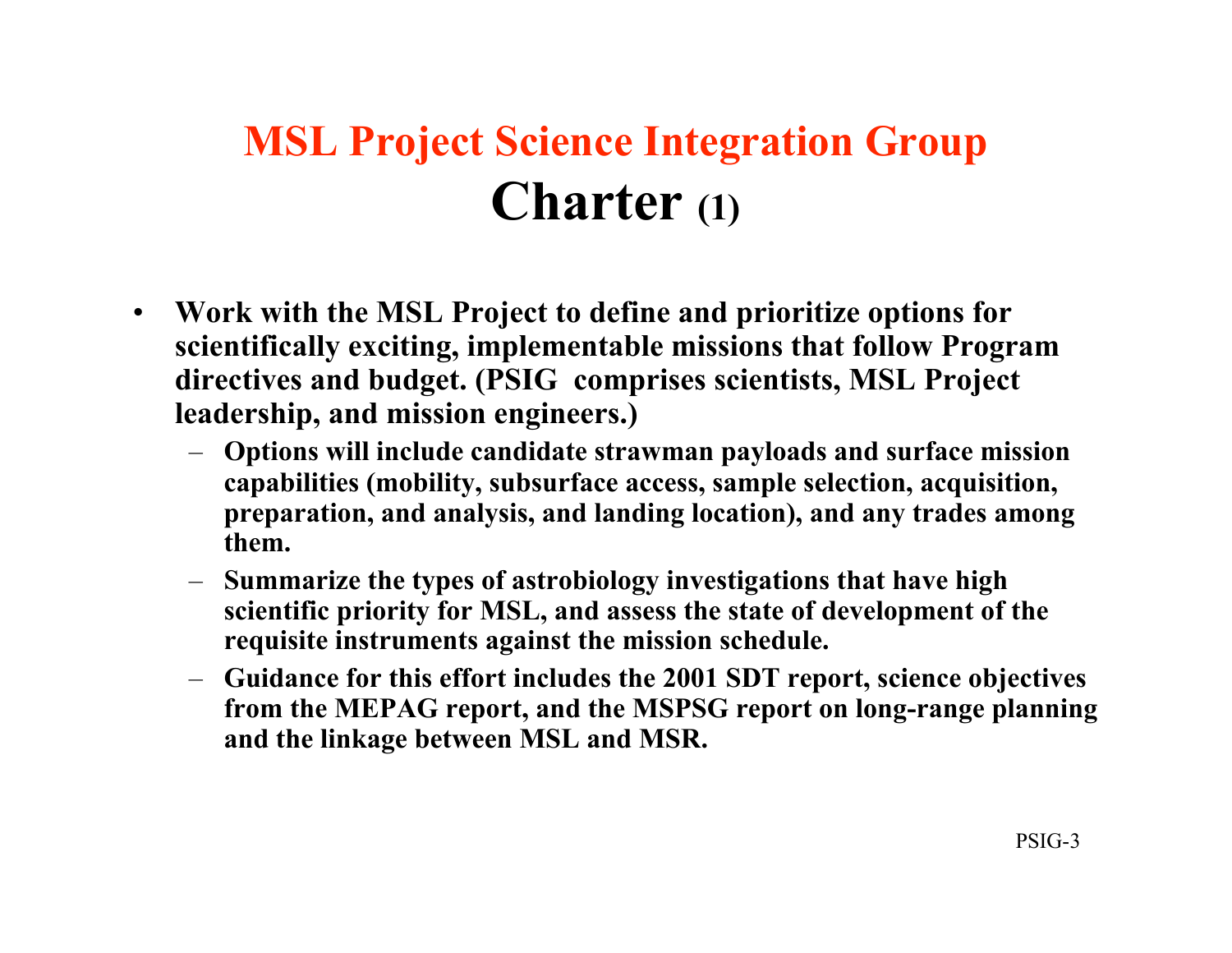# MSL Project Science Integration Group

## Charter (1)

- **Work with the MSL Project to define and prioritize options for scientifically exciting, implementable missions that follow Program directives and budget. (PSIG comprises scientists, MSL Project leadership, and mission engineers.)**
  - **Options will include candidate strawman payloads and surface mission capabilities (mobility, subsurface access, sample selection, acquisition, preparation, and analysis, and landing location), and any trades among them.**
  - **Summarize the types of astrobiology investigations that have high scientific priority for MSL, and assess the state of development of the requisite instruments against the mission schedule.**
  - **Guidance for this effort includes the 2001 SDT report, science objectives from the MEPAG report, and the MSPSG report on long-range planning and the linkage between MSL and MSR.**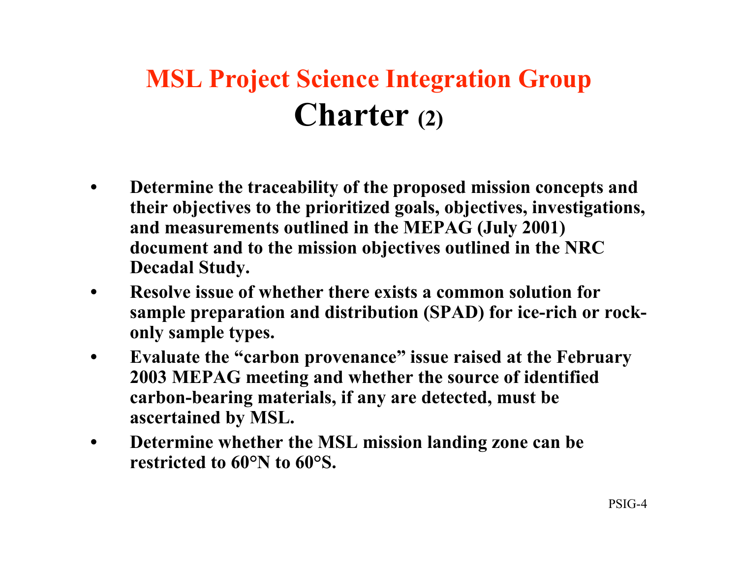# MSL Project Science Integration Group

## Charter (2)

- **Determine the traceability of the proposed mission concepts and their objectives to the prioritized goals, objectives, investigations, and measurements outlined in the MEPAG (July 2001) document and to the mission objectives outlined in the NRC Decadal Study.**
- **Resolve issue of whether there exists a common solution for sample preparation and distribution (SPAD) for ice-rich or rock-only sample types.**
- **Evaluate the "carbon provenance" issue raised at the February 2003 MEPAG meeting and whether the source of identified carbon-bearing materials, if any are detected, must be ascertained by MSL.**
- **Determine whether the MSL mission landing zone can be restricted to 60°N to 60°S.**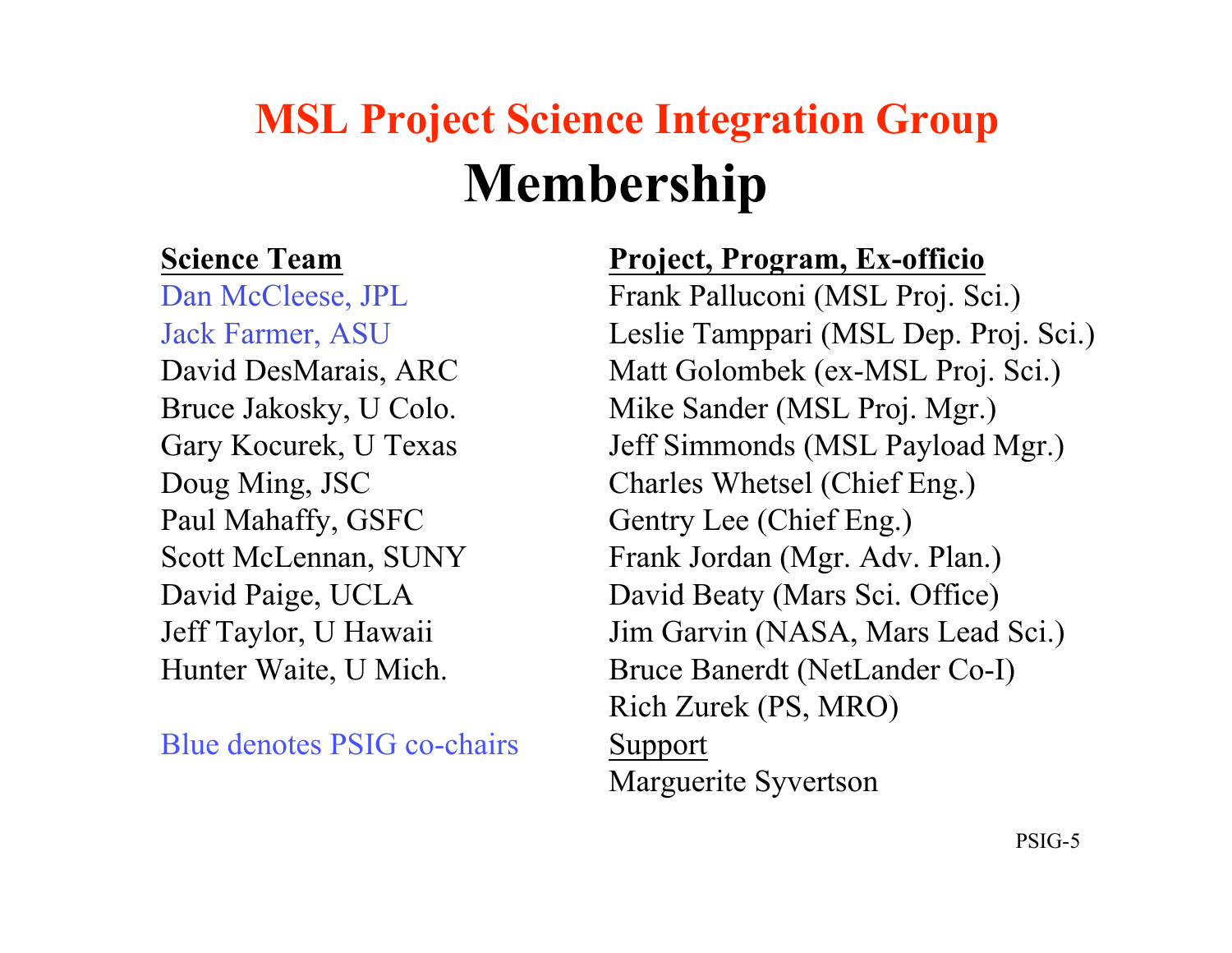# MSL Project Science Integration Group
## Membership

**Science Team**

Dan McCleese, JPL
Jack Farmer, ASU
David DesMarais, ARC
Bruce Jakosky, U Colo.
Gary Kocurek, U Texas
Doug Ming, JSC
Paul Mahaffy, GSFC
Scott McLennan, SUNY
David Paige, UCLA
Jeff Taylor, U Hawaii
Hunter Waite, U Mich.

Blue denotes PSIG co-chairs

**Project, Program, Ex-officio**

Frank Palluconi (MSL Proj. Sci.)
Leslie Tamppari (MSL Dep. Proj. Sci.)
Matt Golombek (ex-MSL Proj. Sci.)
Mike Sander (MSL Proj. Mgr.)
Jeff Simmonds (MSL Payload Mgr.)
Charles Whetsel (Chief Eng.)
Gentry Lee (Chief Eng.)
Frank Jordan (Mgr. Adv. Plan.)
David Beaty (Mars Sci. Office)
Jim Garvin (NASA, Mars Lead Sci.)
Bruce Banerdt (NetLander Co-I)
Rich Zurek (PS, MRO)

Support

Marguerite Syvertson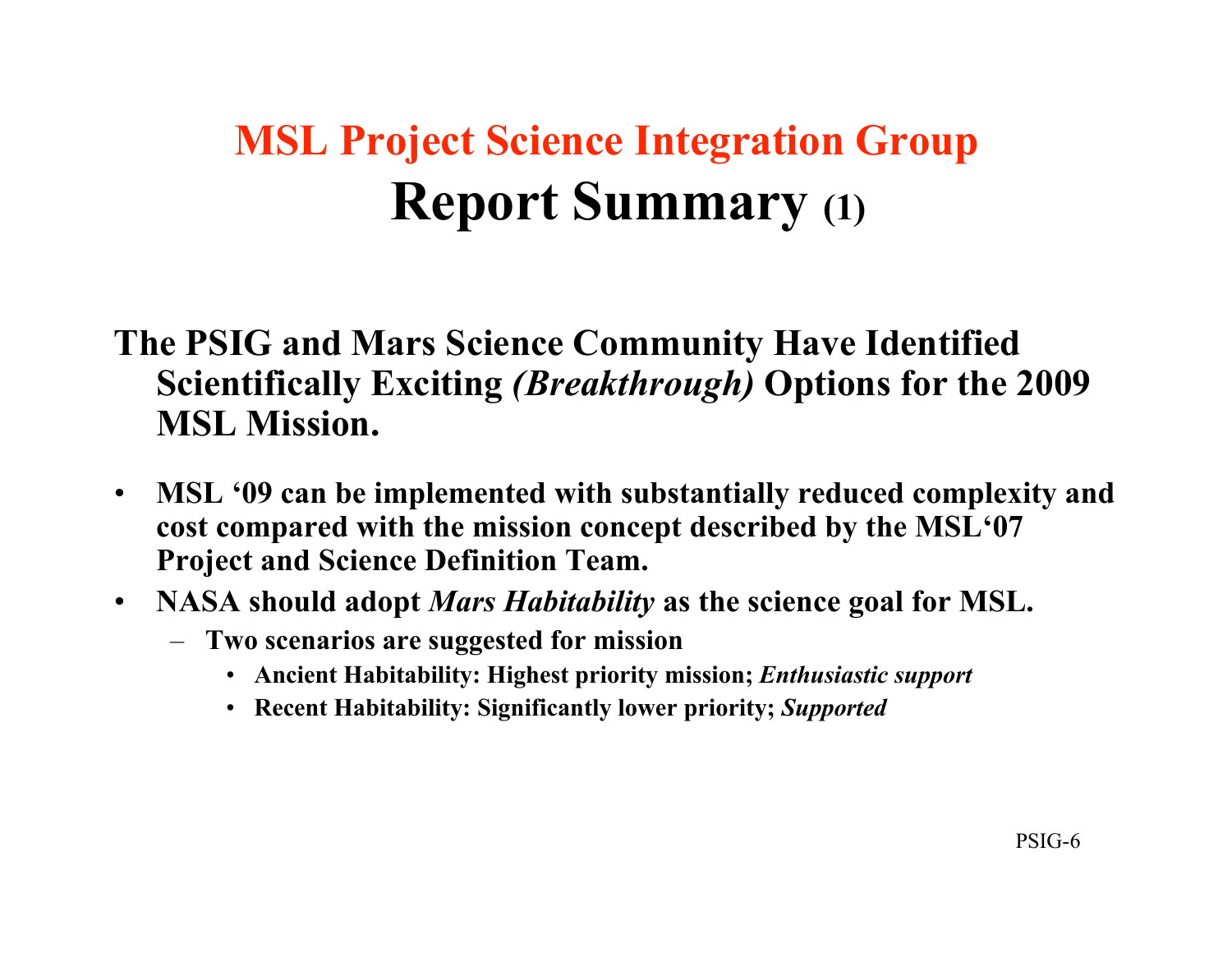# MSL Project Science Integration Group

## Report Summary (1)

**The PSIG and Mars Science Community Have Identified Scientifically Exciting *(Breakthrough)* Options for the 2009 MSL Mission.**

- **MSL '09 can be implemented with substantially reduced complexity and cost compared with the mission concept described by the MSL'07 Project and Science Definition Team.**
- **NASA should adopt *Mars Habitability* as the science goal for MSL.**
  - **Two scenarios are suggested for mission**
    - **Ancient Habitability: Highest priority mission; *Enthusiastic support***
    - **Recent Habitability: Significantly lower priority; *Supported***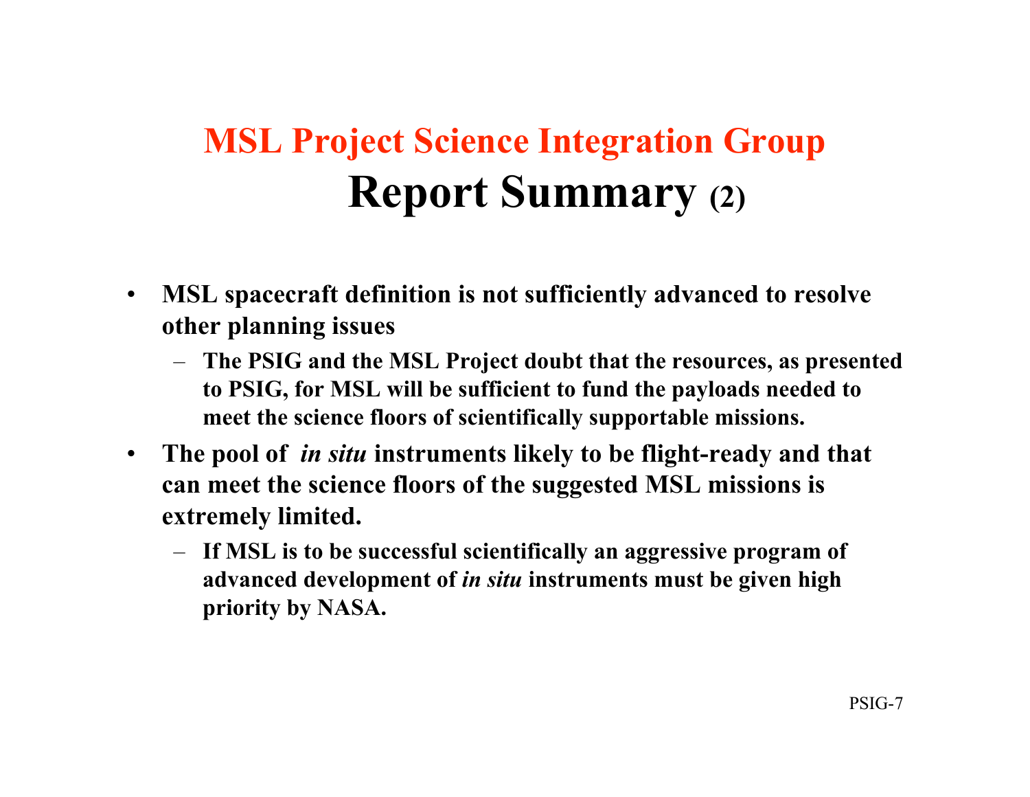# MSL Project Science Integration Group
## Report Summary (2)

- **MSL spacecraft definition is not sufficiently advanced to resolve other planning issues**
  - **The PSIG and the MSL Project doubt that the resources, as presented to PSIG, for MSL will be sufficient to fund the payloads needed to meet the science floors of scientifically supportable missions.**
- **The pool of *in situ* instruments likely to be flight-ready and that can meet the science floors of the suggested MSL missions is extremely limited.**
  - **If MSL is to be successful scientifically an aggressive program of advanced development of *in situ* instruments must be given high priority by NASA.**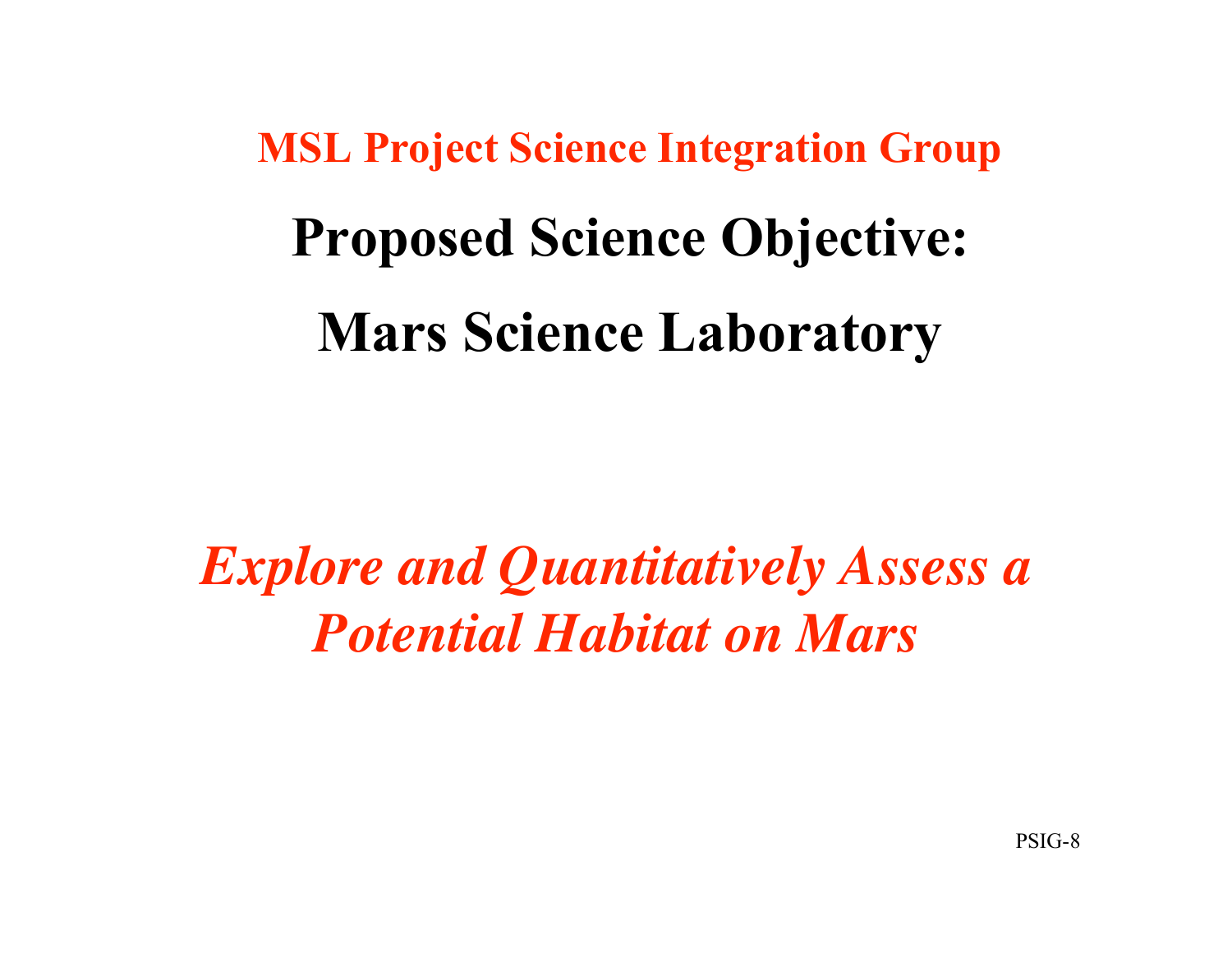**MSL Project Science Integration Group**

# Proposed Science Objective:

# Mars Science Laboratory

***Explore and Quantitatively Assess a Potential Habitat on Mars***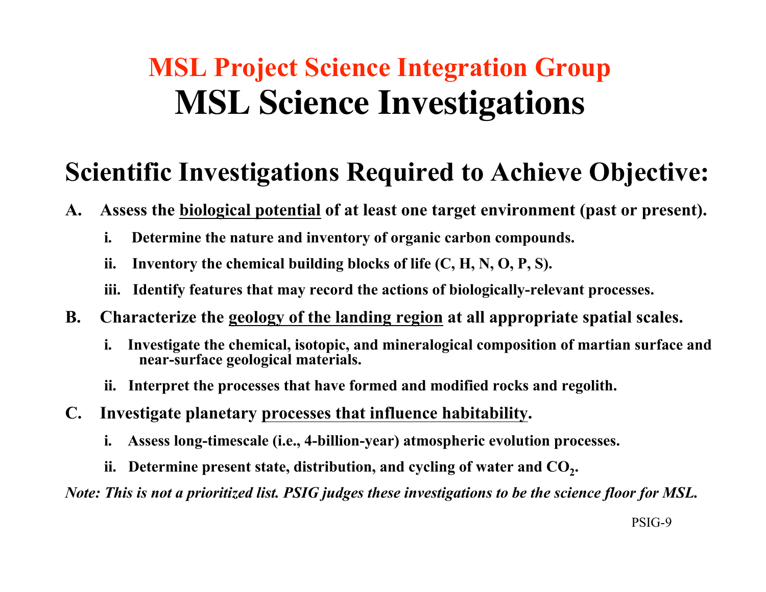# MSL Project Science Integration Group
# MSL Science Investigations

## Scientific Investigations Required to Achieve Objective:

**A. Assess the <u>biological potential</u> of at least one target environment (past or present).**

- **i. Determine the nature and inventory of organic carbon compounds.**
- **ii. Inventory the chemical building blocks of life (C, H, N, O, P, S).**
- **iii. Identify features that may record the actions of biologically-relevant processes.**

**B. Characterize the <u>geology of the landing region</u> at all appropriate spatial scales.**

- **i. Investigate the chemical, isotopic, and mineralogical composition of martian surface and near-surface geological materials.**
- **ii. Interpret the processes that have formed and modified rocks and regolith.**

**C. Investigate planetary <u>processes that influence habitability</u>.**

- **i. Assess long-timescale (i.e., 4-billion-year) atmospheric evolution processes.**
- **ii. Determine present state, distribution, and cycling of water and $CO_2$.**

***Note: This is not a prioritized list. PSIG judges these investigations to be the science floor for MSL.***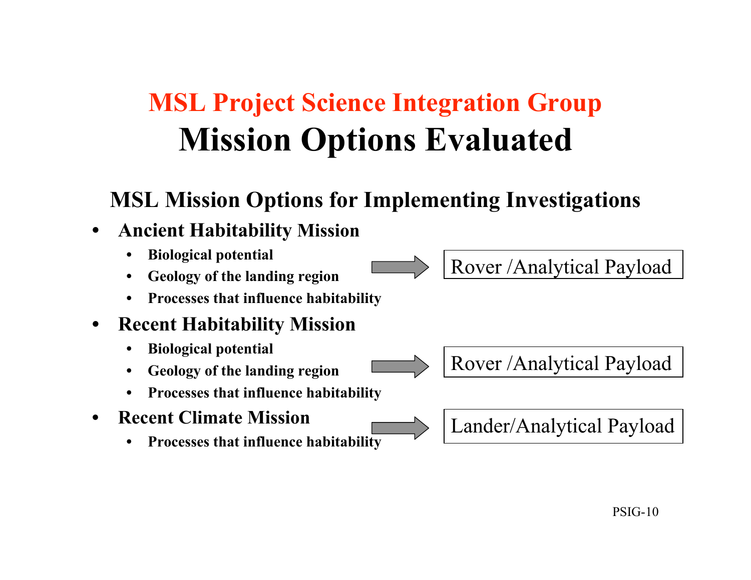# MSL Project Science Integration Group

## Mission Options Evaluated

### MSL Mission Options for Implementing Investigations

- **Ancient Habitability Mission** → Rover /Analytical Payload
  - **Biological potential**
  - **Geology of the landing region**
  - **Processes that influence habitability**
- **Recent Habitability Mission** → Rover /Analytical Payload
  - **Biological potential**
  - **Geology of the landing region**
  - **Processes that influence habitability**
- **Recent Climate Mission** → Lander/Analytical Payload
  - **Processes that influence habitability**

PSIG-10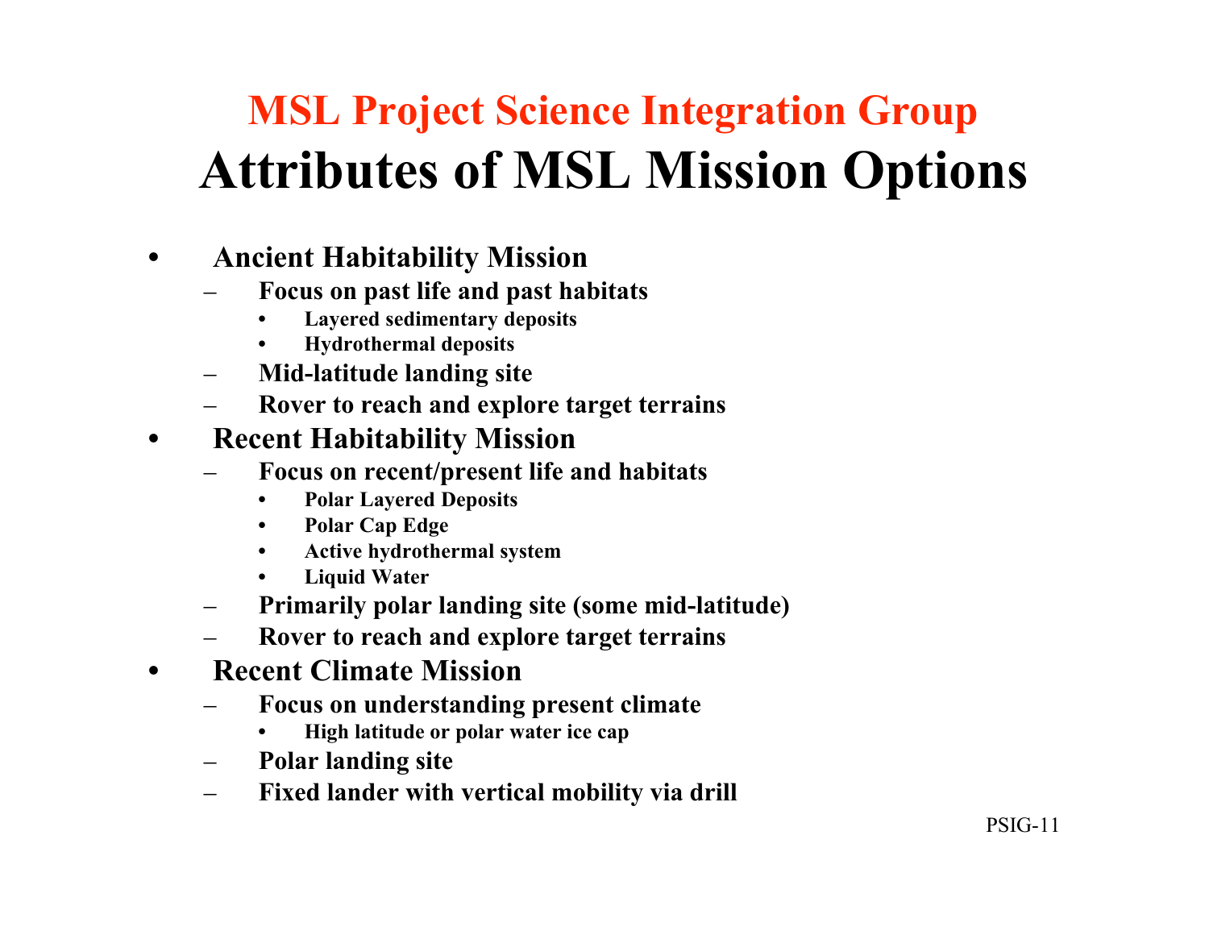## MSL Project Science Integration Group

# Attributes of MSL Mission Options

- **Ancient Habitability Mission**
  - **Focus on past life and past habitats**
    - **Layered sedimentary deposits**
    - **Hydrothermal deposits**
  - **Mid-latitude landing site**
  - **Rover to reach and explore target terrains**
- **Recent Habitability Mission**
  - **Focus on recent/present life and habitats**
    - **Polar Layered Deposits**
    - **Polar Cap Edge**
    - **Active hydrothermal system**
    - **Liquid Water**
  - **Primarily polar landing site (some mid-latitude)**
  - **Rover to reach and explore target terrains**
- **Recent Climate Mission**
  - **Focus on understanding present climate**
    - **High latitude or polar water ice cap**
  - **Polar landing site**
  - **Fixed lander with vertical mobility via drill**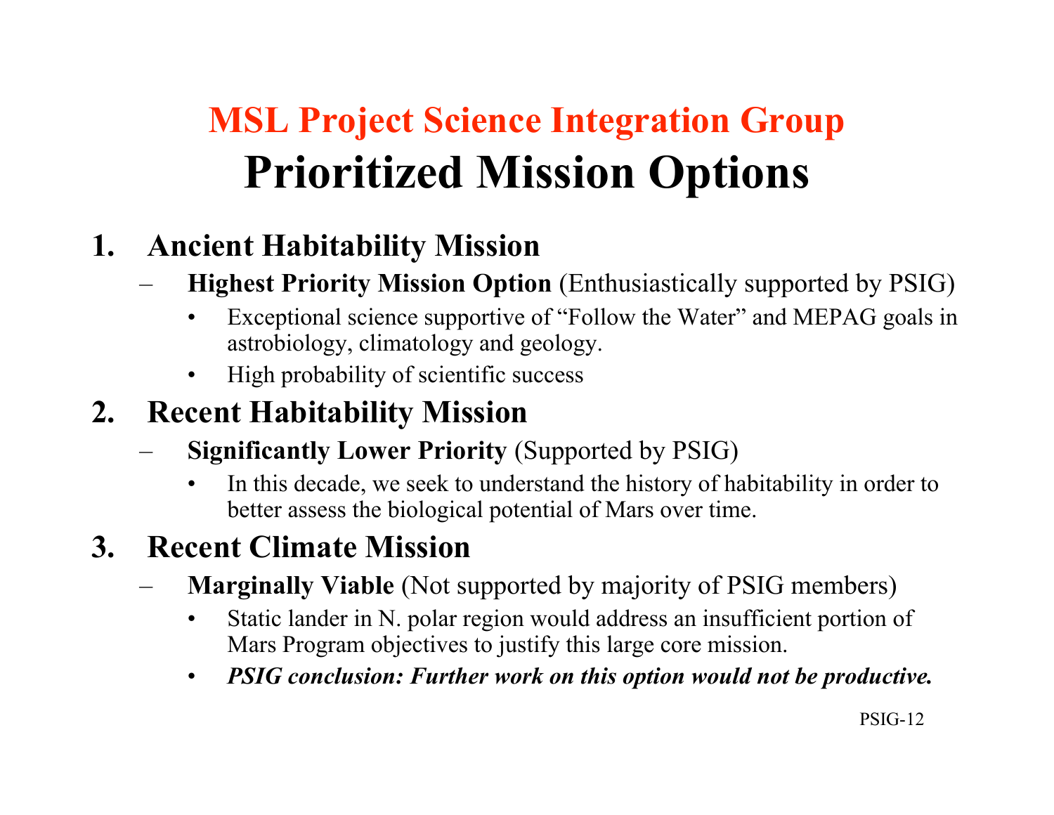# MSL Project Science Integration Group
# Prioritized Mission Options

1. **Ancient Habitability Mission**
   - **Highest Priority Mission Option** (Enthusiastically supported by PSIG)
     - Exceptional science supportive of "Follow the Water" and MEPAG goals in astrobiology, climatology and geology.
     - High probability of scientific success
2. **Recent Habitability Mission**
   - **Significantly Lower Priority** (Supported by PSIG)
     - In this decade, we seek to understand the history of habitability in order to better assess the biological potential of Mars over time.
3. **Recent Climate Mission**
   - **Marginally Viable** (Not supported by majority of PSIG members)
     - Static lander in N. polar region would address an insufficient portion of Mars Program objectives to justify this large core mission.
     - ***PSIG conclusion: Further work on this option would not be productive.***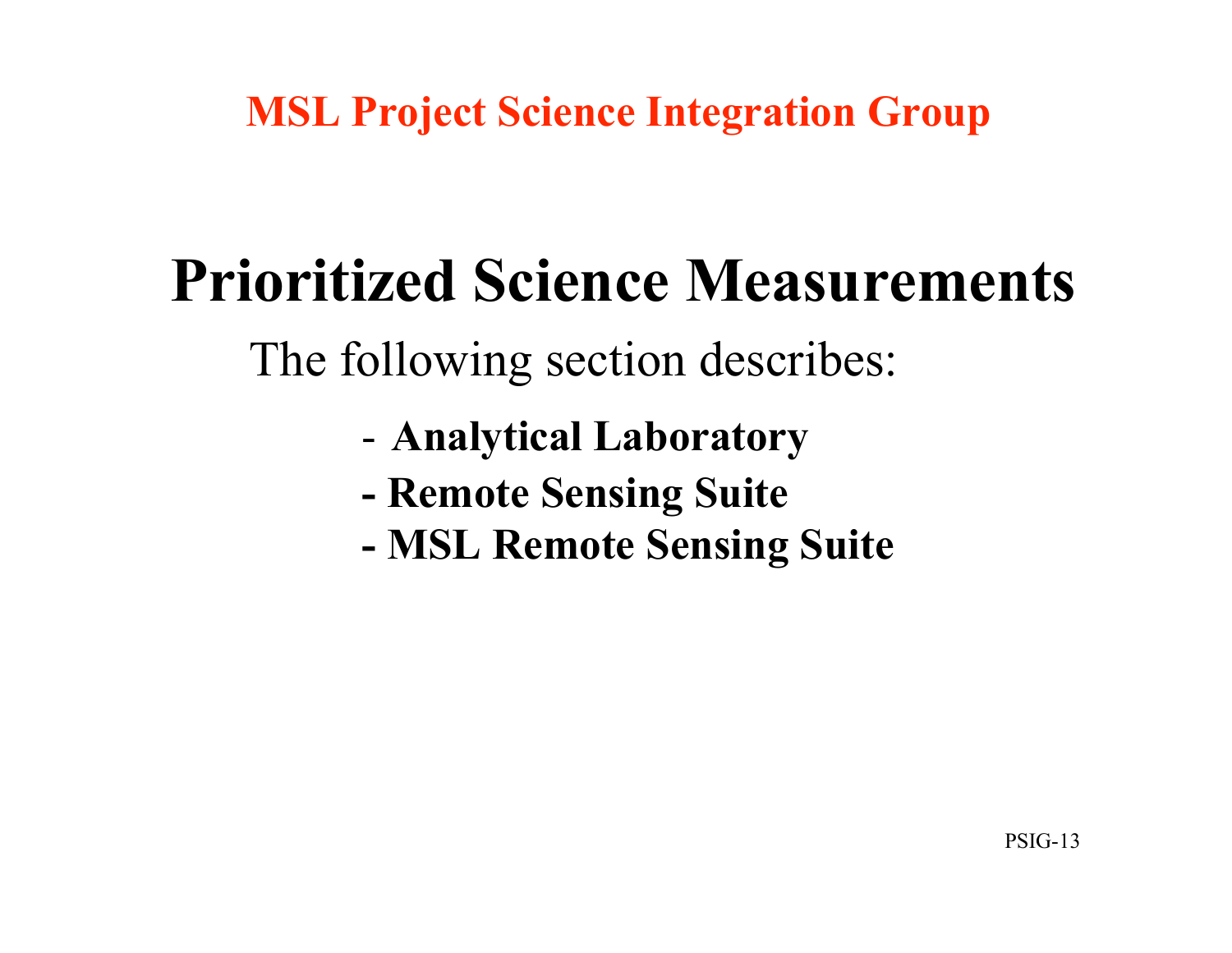**MSL Project Science Integration Group**

# Prioritized Science Measurements

The following section describes:

- **Analytical Laboratory**
- **Remote Sensing Suite**
- **MSL Remote Sensing Suite**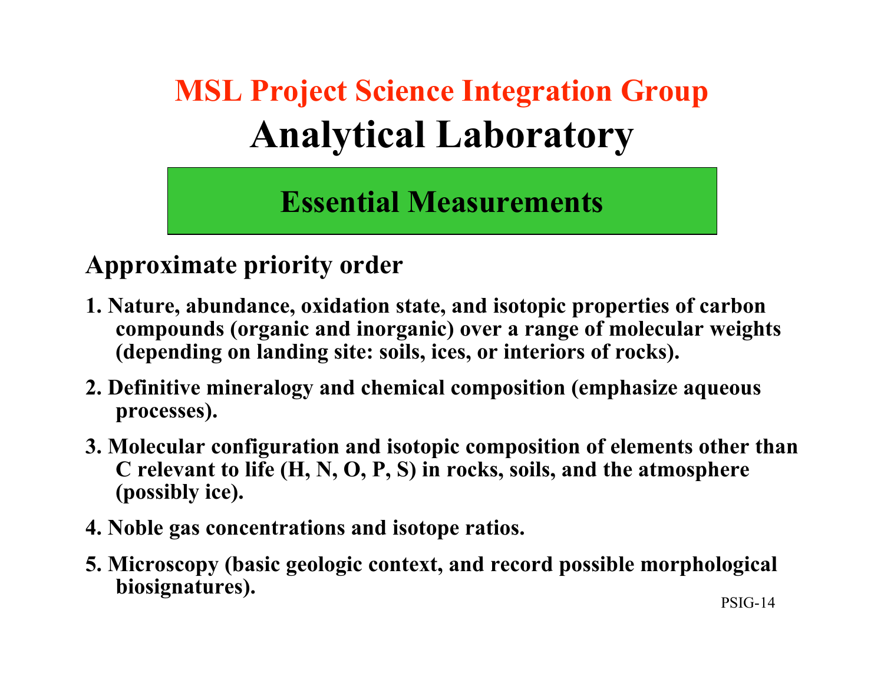# MSL Project Science Integration Group

# Analytical Laboratory

## Essential Measurements

### Approximate priority order

1. Nature, abundance, oxidation state, and isotopic properties of carbon compounds (organic and inorganic) over a range of molecular weights (depending on landing site: soils, ices, or interiors of rocks).
2. Definitive mineralogy and chemical composition (emphasize aqueous processes).
3. Molecular configuration and isotopic composition of elements other than C relevant to life (H, N, O, P, S) in rocks, soils, and the atmosphere (possibly ice).
4. Noble gas concentrations and isotope ratios.
5. Microscopy (basic geologic context, and record possible morphological biosignatures).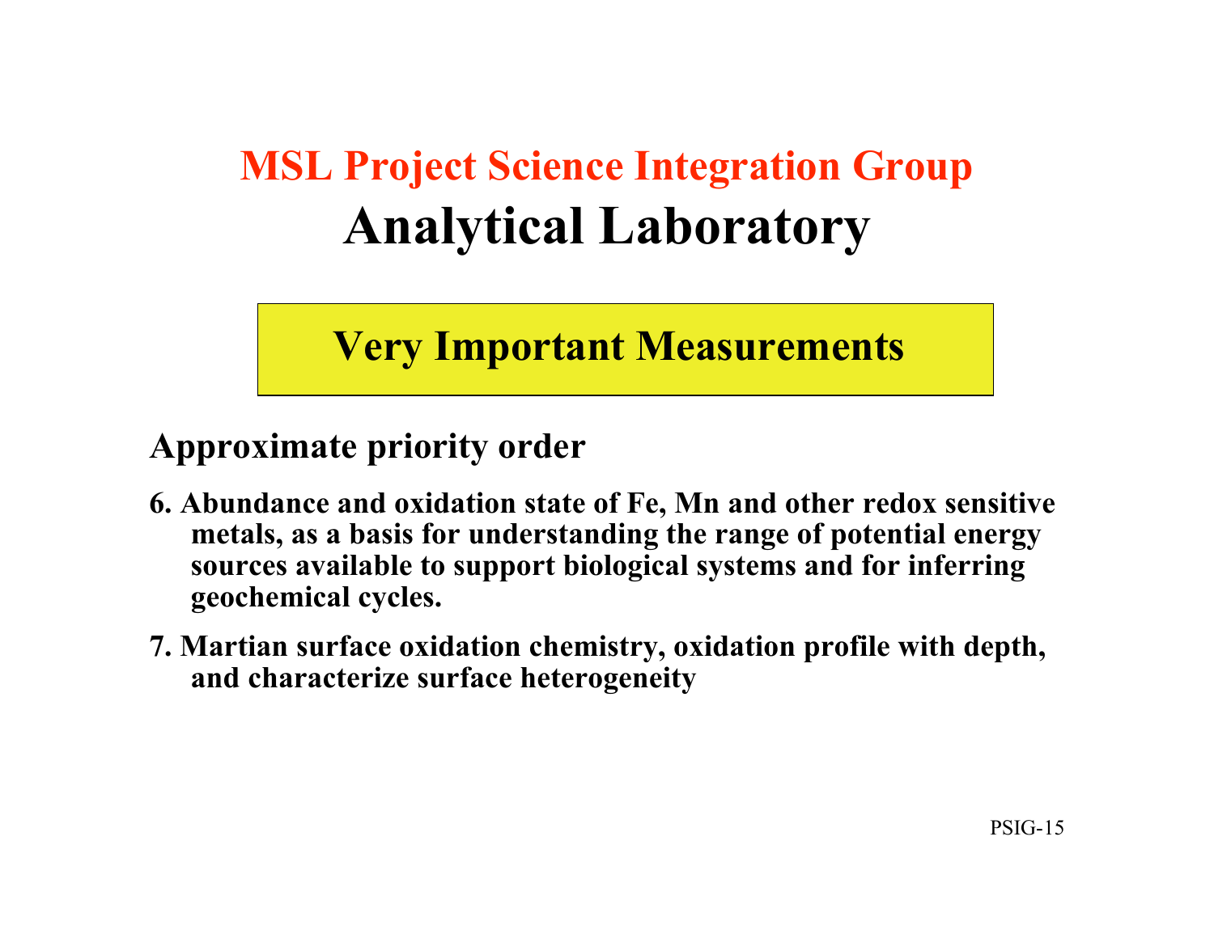# MSL Project Science Integration Group
# Analytical Laboratory

## Very Important Measurements

### Approximate priority order

6. **Abundance and oxidation state of Fe, Mn and other redox sensitive metals, as a basis for understanding the range of potential energy sources available to support biological systems and for inferring geochemical cycles.**

7. **Martian surface oxidation chemistry, oxidation profile with depth, and characterize surface heterogeneity**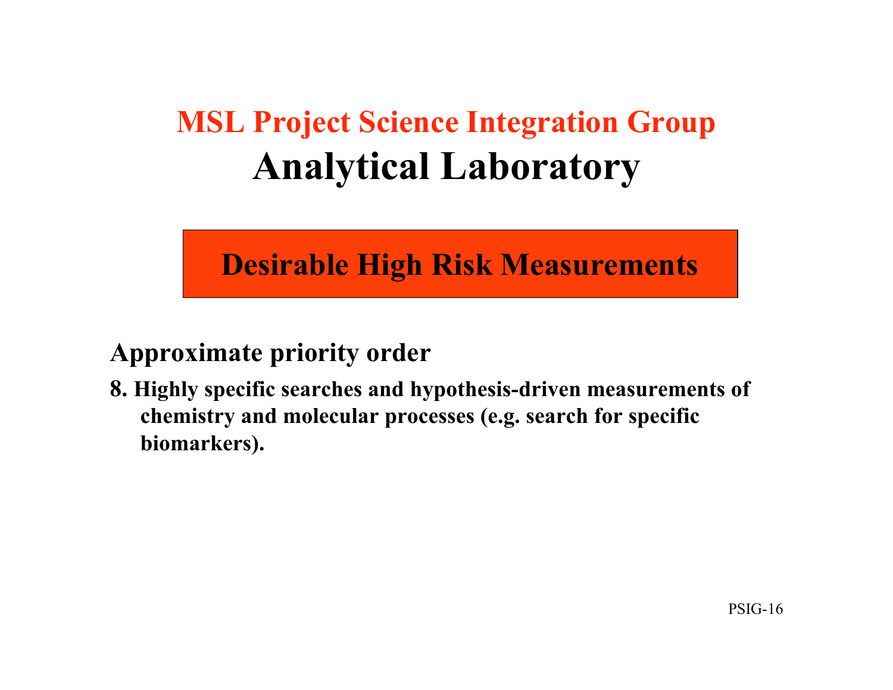# MSL Project Science Integration Group
# Analytical Laboratory

## Desirable High Risk Measurements

### Approximate priority order

8. **Highly specific searches and hypothesis-driven measurements of chemistry and molecular processes (e.g. search for specific biomarkers).**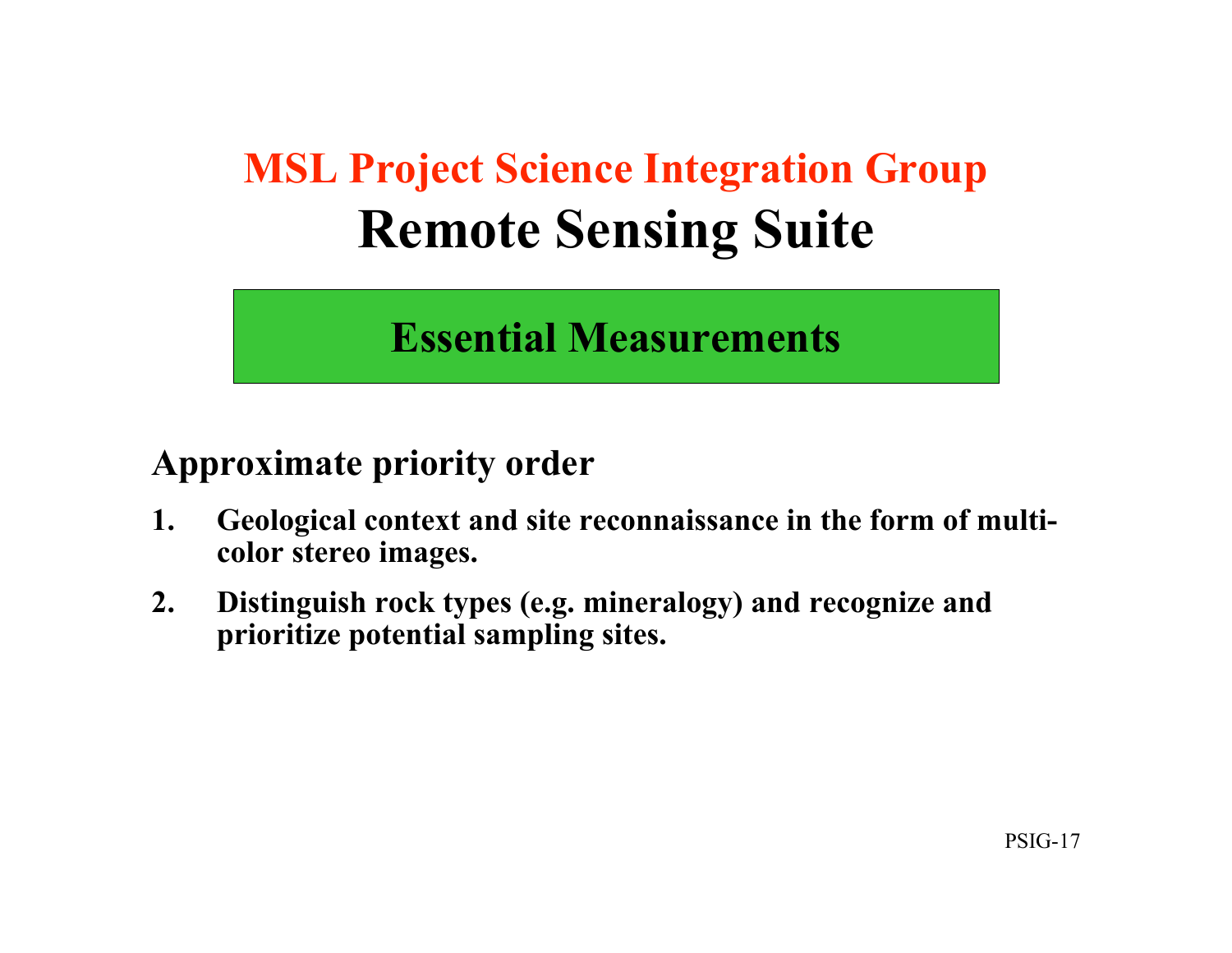# MSL Project Science Integration Group

# Remote Sensing Suite

## Essential Measurements

### Approximate priority order

1. **Geological context and site reconnaissance in the form of multi-color stereo images.**
2. **Distinguish rock types (e.g. mineralogy) and recognize and prioritize potential sampling sites.**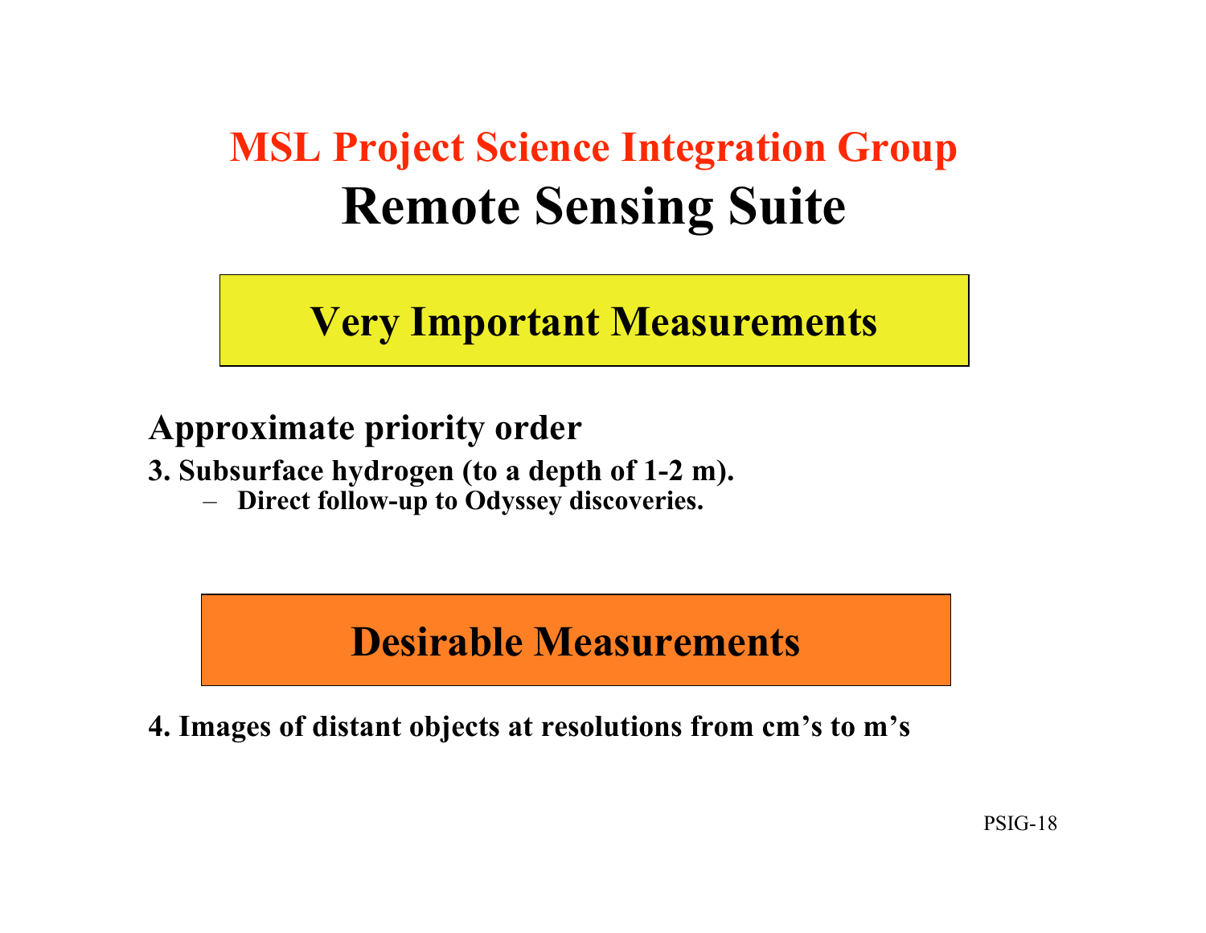# MSL Project Science Integration Group
# Remote Sensing Suite

## Very Important Measurements

**Approximate priority order**

**3. Subsurface hydrogen (to a depth of 1-2 m).**
- **Direct follow-up to Odyssey discoveries.**

## Desirable Measurements

**4. Images of distant objects at resolutions from cm's to m's**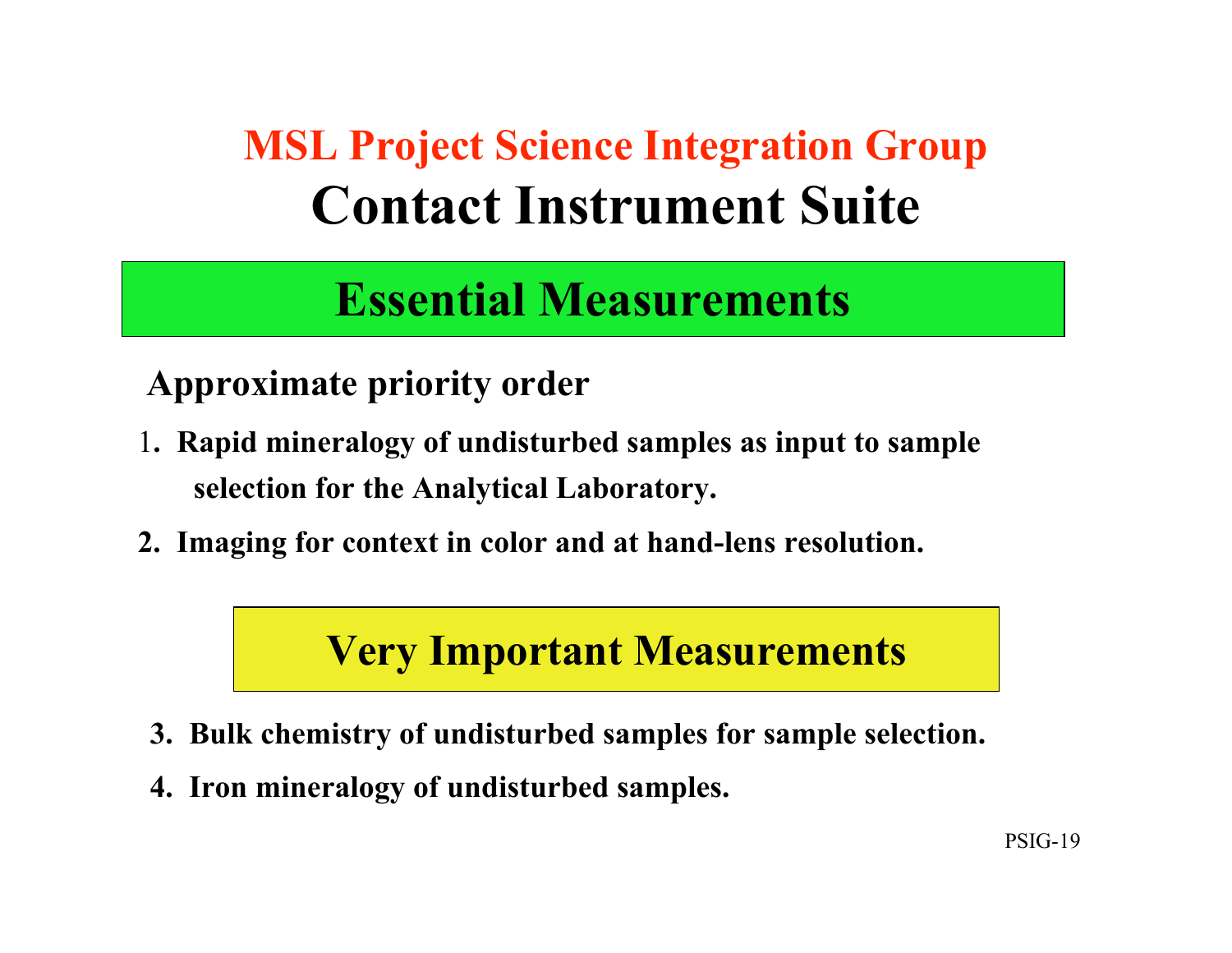# MSL Project Science Integration Group

# Contact Instrument Suite

## Essential Measurements

**Approximate priority order**

1. **Rapid mineralogy of undisturbed samples as input to sample selection for the Analytical Laboratory.**
2. **Imaging for context in color and at hand-lens resolution.**

## Very Important Measurements

3. **Bulk chemistry of undisturbed samples for sample selection.**
4. **Iron mineralogy of undisturbed samples.**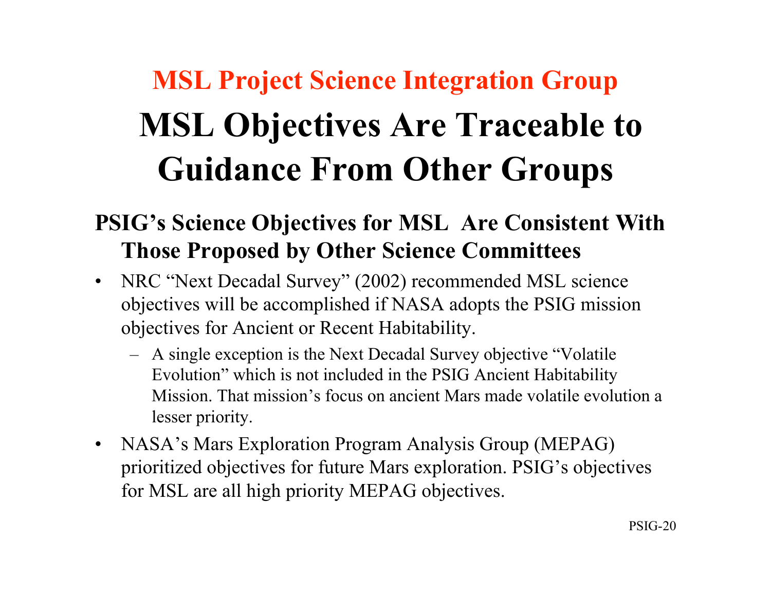## MSL Project Science Integration Group

# MSL Objectives Are Traceable to Guidance From Other Groups

### PSIG's Science Objectives for MSL Are Consistent With Those Proposed by Other Science Committees

- NRC "Next Decadal Survey" (2002) recommended MSL science objectives will be accomplished if NASA adopts the PSIG mission objectives for Ancient or Recent Habitability.
  - A single exception is the Next Decadal Survey objective "Volatile Evolution" which is not included in the PSIG Ancient Habitability Mission. That mission's focus on ancient Mars made volatile evolution a lesser priority.
- NASA's Mars Exploration Program Analysis Group (MEPAG) prioritized objectives for future Mars exploration. PSIG's objectives for MSL are all high priority MEPAG objectives.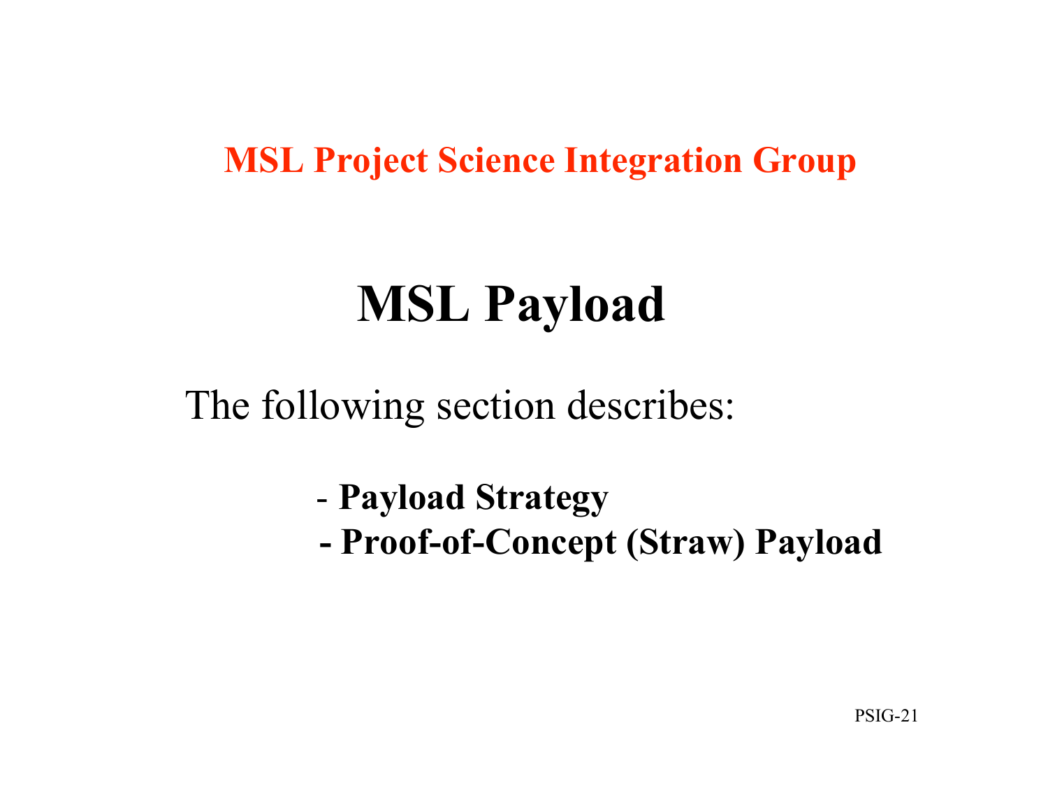**MSL Project Science Integration Group**

# MSL Payload

The following section describes:

- **Payload Strategy**
- **Proof-of-Concept (Straw) Payload**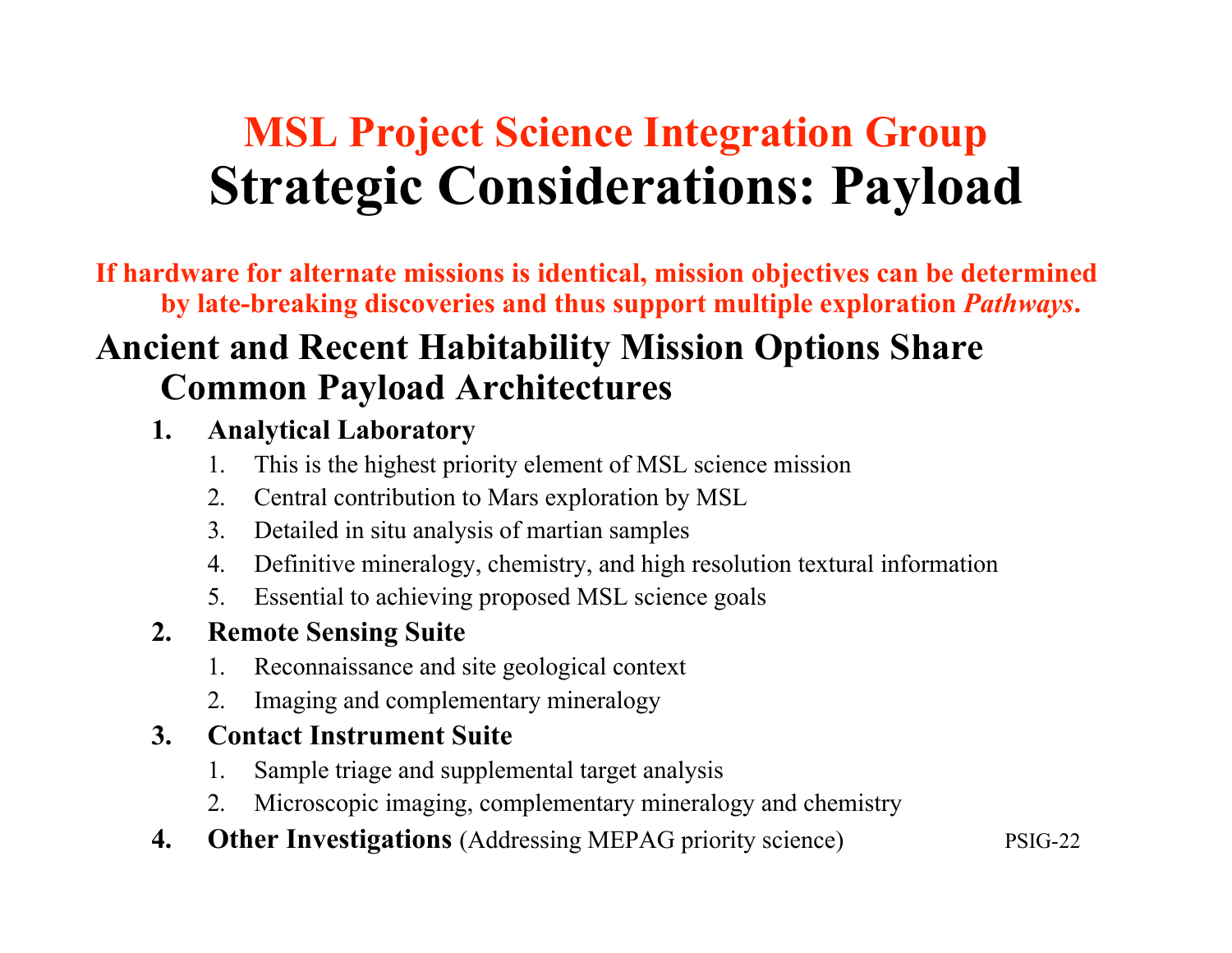# MSL Project Science Integration Group
# Strategic Considerations: Payload

**If hardware for alternate missions is identical, mission objectives can be determined by late-breaking discoveries and thus support multiple exploration *Pathways*.**

## Ancient and Recent Habitability Mission Options Share Common Payload Architectures

1. **Analytical Laboratory**
   1. This is the highest priority element of MSL science mission
   2. Central contribution to Mars exploration by MSL
   3. Detailed in situ analysis of martian samples
   4. Definitive mineralogy, chemistry, and high resolution textural information
   5. Essential to achieving proposed MSL science goals
2. **Remote Sensing Suite**
   1. Reconnaissance and site geological context
   2. Imaging and complementary mineralogy
3. **Contact Instrument Suite**
   1. Sample triage and supplemental target analysis
   2. Microscopic imaging, complementary mineralogy and chemistry
4. **Other Investigations** (Addressing MEPAG priority science)

PSIG-22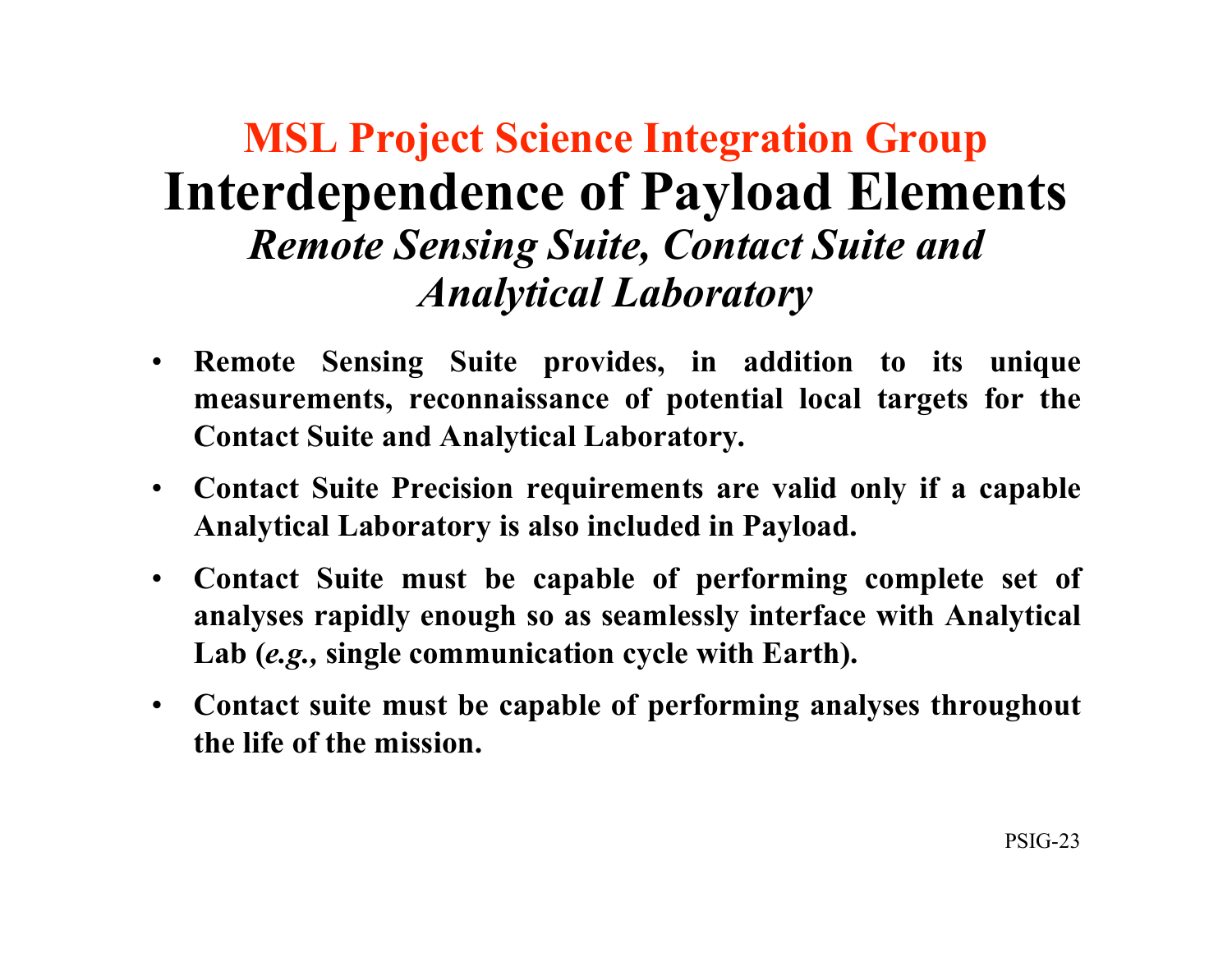## MSL Project Science Integration Group

# Interdependence of Payload Elements

### *Remote Sensing Suite, Contact Suite and Analytical Laboratory*

- **Remote Sensing Suite provides, in addition to its unique measurements, reconnaissance of potential local targets for the Contact Suite and Analytical Laboratory.**
- **Contact Suite Precision requirements are valid only if a capable Analytical Laboratory is also included in Payload.**
- **Contact Suite must be capable of performing complete set of analyses rapidly enough so as seamlessly interface with Analytical Lab (*e.g.,* single communication cycle with Earth).**
- **Contact suite must be capable of performing analyses throughout the life of the mission.**

PSIG-23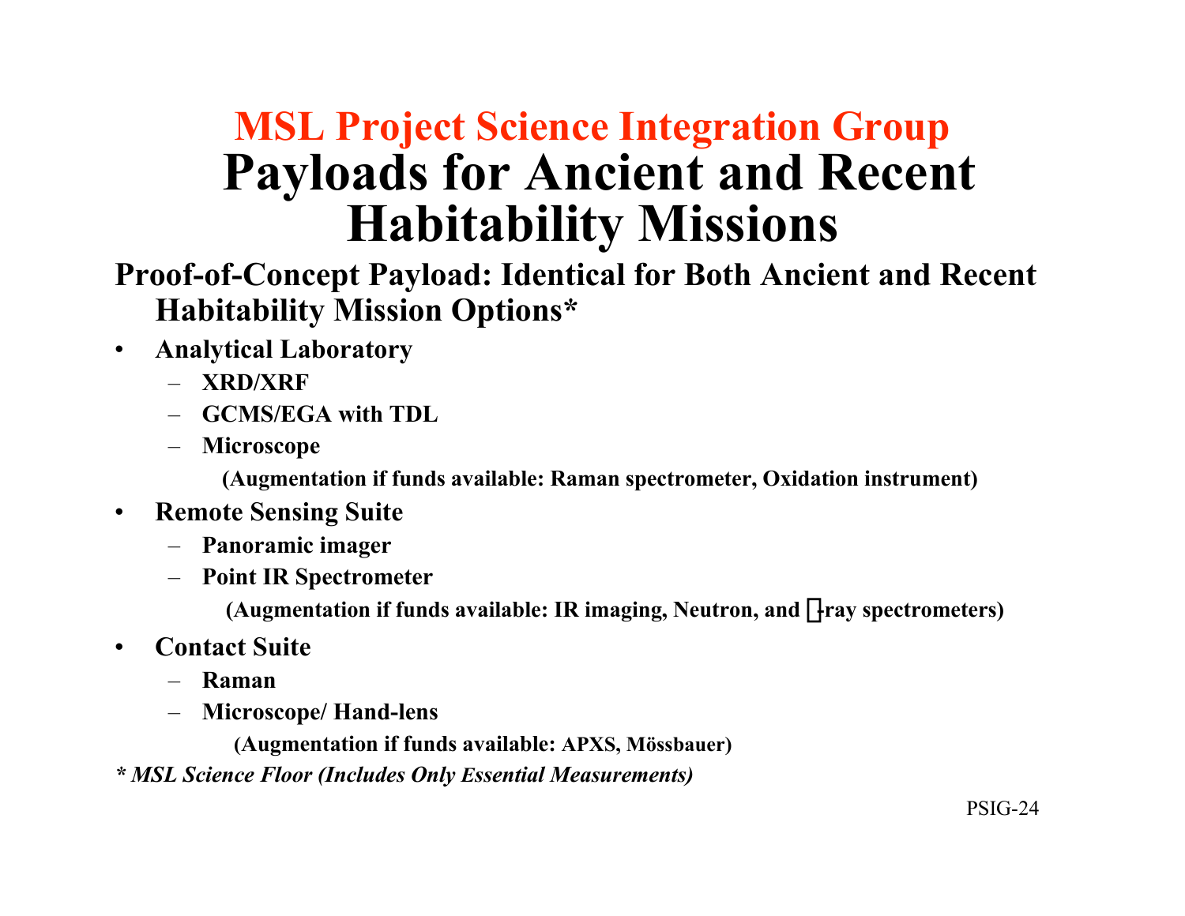# MSL Project Science Integration Group

# Payloads for Ancient and Recent Habitability Missions

## Proof-of-Concept Payload: Identical for Both Ancient and Recent Habitability Mission Options*

- **Analytical Laboratory**
  - **XRD/XRF**
  - **GCMS/EGA with TDL**
  - **Microscope**

    **(Augmentation if funds available: Raman spectrometer, Oxidation instrument)**
- **Remote Sensing Suite**
  - **Panoramic imager**
  - **Point IR Spectrometer**

    **(Augmentation if funds available: IR imaging, Neutron, and γ-ray spectrometers)**
- **Contact Suite**
  - **Raman**
  - **Microscope/ Hand-lens**

    **(Augmentation if funds available: APXS, Mössbauer)**

***\* MSL Science Floor (Includes Only Essential Measurements)***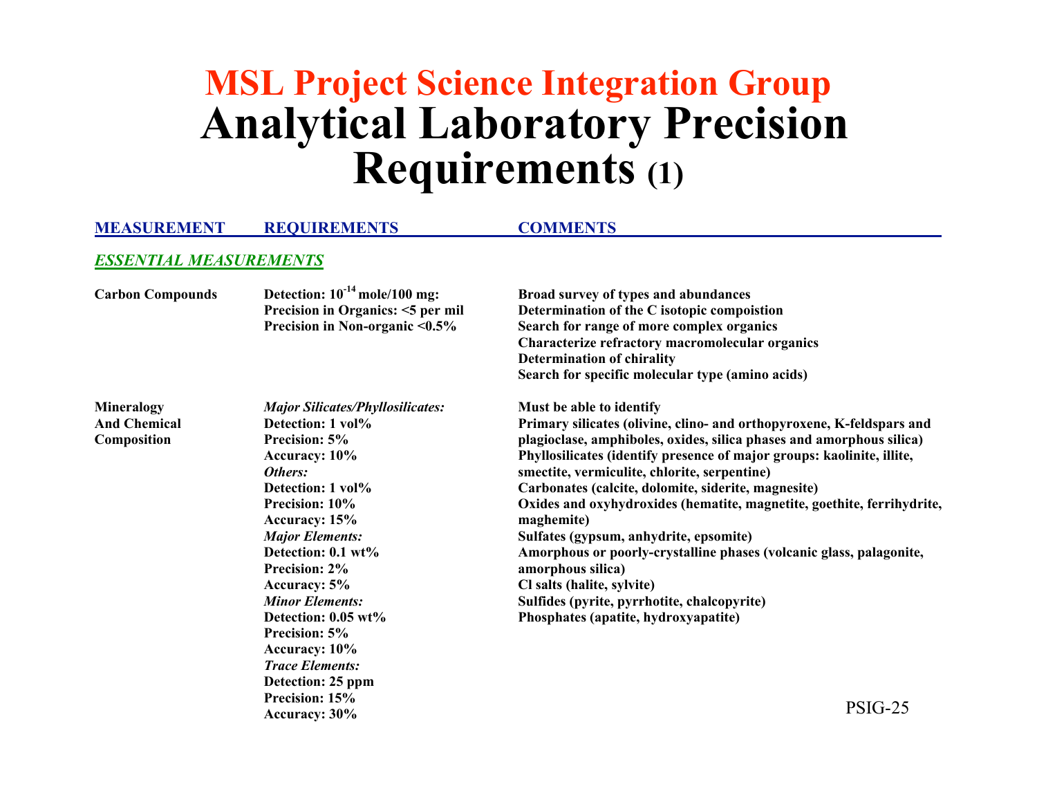# MSL Project Science Integration Group
# Analytical Laboratory Precision Requirements (1)

| MEASUREMENT | REQUIREMENTS | COMMENTS |
|---|---|---|
| ***ESSENTIAL MEASUREMENTS*** | | |
| **Carbon Compounds** | **Detection: $10^{-14}$ mole/100 mg:**<br>**Precision in Organics: <5 per mil**<br>**Precision in Non-organic <0.5%** | **Broad survey of types and abundances**<br>**Determination of the C isotopic compoistion**<br>**Search for range of more complex organics**<br>**Characterize refractory macromolecular organics**<br>**Determination of chirality**<br>**Search for specific molecular type (amino acids)** |
| **Mineralogy And Chemical Composition** | ***Major Silicates/Phyllosilicates:***<br>**Detection: 1 vol%**<br>**Precision: 5%**<br>**Accuracy: 10%**<br>***Others:***<br>**Detection: 1 vol%**<br>**Precision: 10%**<br>**Accuracy: 15%**<br>***Major Elements:***<br>**Detection: 0.1 wt%**<br>**Precision: 2%**<br>**Accuracy: 5%**<br>***Minor Elements:***<br>**Detection: 0.05 wt%**<br>**Precision: 5%**<br>**Accuracy: 10%**<br>***Trace Elements:***<br>**Detection: 25 ppm**<br>**Precision: 15%**<br>**Accuracy: 30%** | **Must be able to identify**<br>**Primary silicates (olivine, clino- and orthopyroxene, K-feldspars and plagioclase, amphiboles, oxides, silica phases and amorphous silica)**<br>**Phyllosilicates (identify presence of major groups: kaolinite, illite, smectite, vermiculite, chlorite, serpentine)**<br>**Carbonates (calcite, dolomite, siderite, magnesite)**<br>**Oxides and oxyhydroxides (hematite, magnetite, goethite, ferrihydrite, maghemite)**<br>**Sulfates (gypsum, anhydrite, epsomite)**<br>**Amorphous or poorly-crystalline phases (volcanic glass, palagonite, amorphous silica)**<br>**Cl salts (halite, sylvite)**<br>**Sulfides (pyrite, pyrrhotite, chalcopyrite)**<br>**Phosphates (apatite, hydroxyapatite)** |

PSIG-25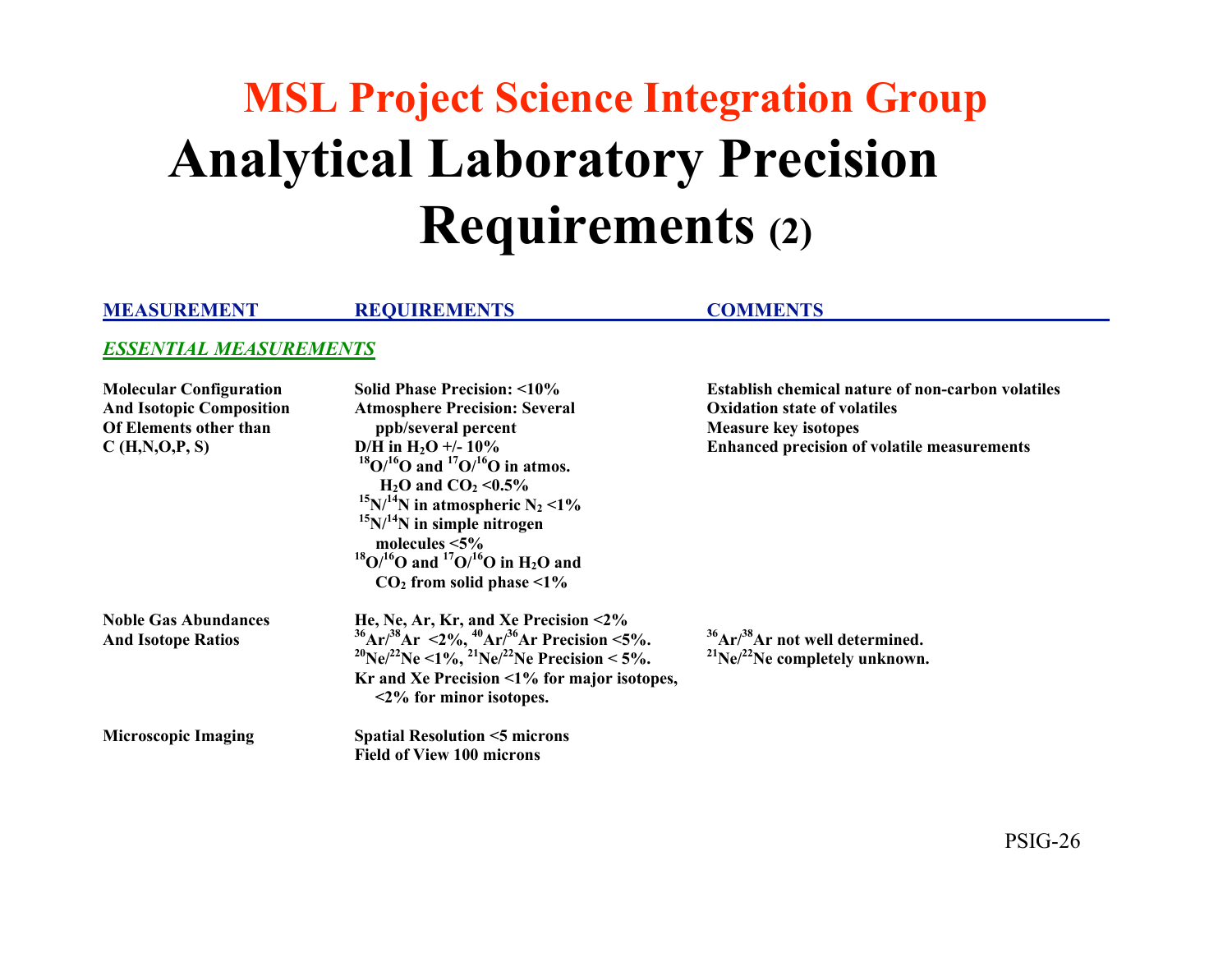## MSL Project Science Integration Group

# Analytical Laboratory Precision Requirements (2)

| MEASUREMENT | REQUIREMENTS | COMMENTS |
|---|---|---|
| ***ESSENTIAL MEASUREMENTS*** | | |
| **Molecular Configuration And Isotopic Composition Of Elements other than C (H,N,O,P, S)** | **Solid Phase Precision: <10%**<br>**Atmosphere Precision: Several ppb/several percent**<br>**D/H in $H_2O$ +/- 10%**<br>**$^{18}O/^{16}O$ and $^{17}O/^{16}O$ in atmos. $H_2O$ and $CO_2$ <0.5%**<br>**$^{15}N/^{14}N$ in atmospheric $N_2$ <1%**<br>**$^{15}N/^{14}N$ in simple nitrogen molecules <5%**<br>**$^{18}O/^{16}O$ and $^{17}O/^{16}O$ in $H_2O$ and $CO_2$ from solid phase <1%** | **Establish chemical nature of non-carbon volatiles**<br>**Oxidation state of volatiles**<br>**Measure key isotopes**<br>**Enhanced precision of volatile measurements** |
| **Noble Gas Abundances And Isotope Ratios** | **He, Ne, Ar, Kr, and Xe Precision <2%**<br>**$^{36}Ar/^{38}Ar$ <2%, $^{40}Ar/^{36}Ar$ Precision <5%.**<br>**$^{20}Ne/^{22}Ne$ <1%, $^{21}Ne/^{22}Ne$ Precision < 5%.**<br>**Kr and Xe Precision <1% for major isotopes, <2% for minor isotopes.** | **$^{36}Ar/^{38}Ar$ not well determined.**<br>**$^{21}Ne/^{22}Ne$ completely unknown.** |
| **Microscopic Imaging** | **Spatial Resolution <5 microns**<br>**Field of View 100 microns** | |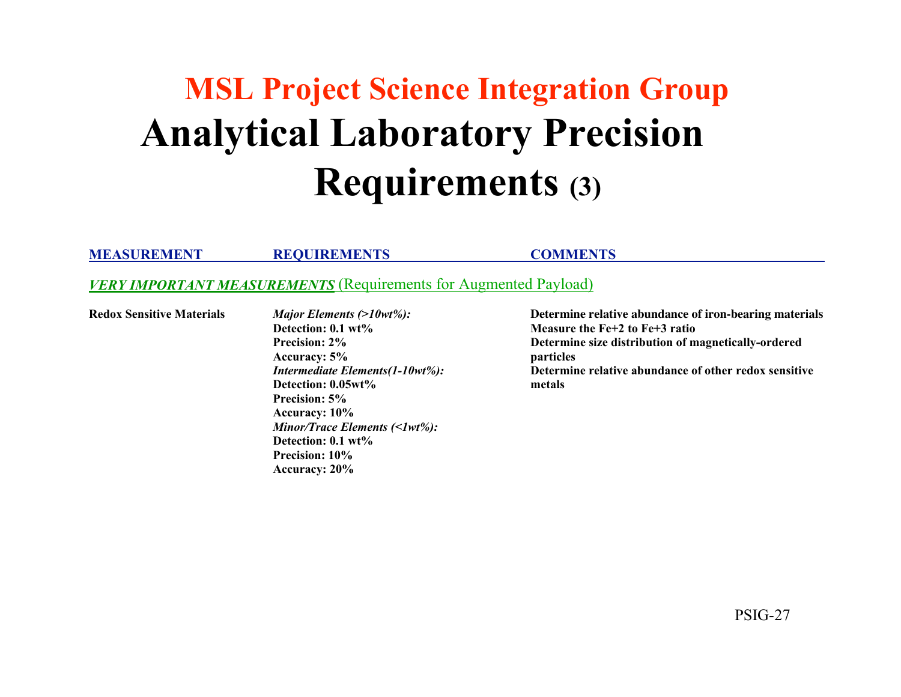# MSL Project Science Integration Group

# Analytical Laboratory Precision Requirements (3)

| MEASUREMENT | REQUIREMENTS | COMMENTS |
|---|---|---|
| ***VERY IMPORTANT MEASUREMENTS*** (Requirements for Augmented Payload) | | |
| **Redox Sensitive Materials** | ***Major Elements (>10wt%):***<br>**Detection: 0.1 wt%**<br>**Precision: 2%**<br>**Accuracy: 5%**<br>***Intermediate Elements(1-10wt%):***<br>**Detection: 0.05wt%**<br>**Precision: 5%**<br>**Accuracy: 10%**<br>***Minor/Trace Elements (<1wt%):***<br>**Detection: 0.1 wt%**<br>**Precision: 10%**<br>**Accuracy: 20%** | **Determine relative abundance of iron-bearing materials**<br>**Measure the Fe+2 to Fe+3 ratio**<br>**Determine size distribution of magnetically-ordered particles**<br>**Determine relative abundance of other redox sensitive metals** |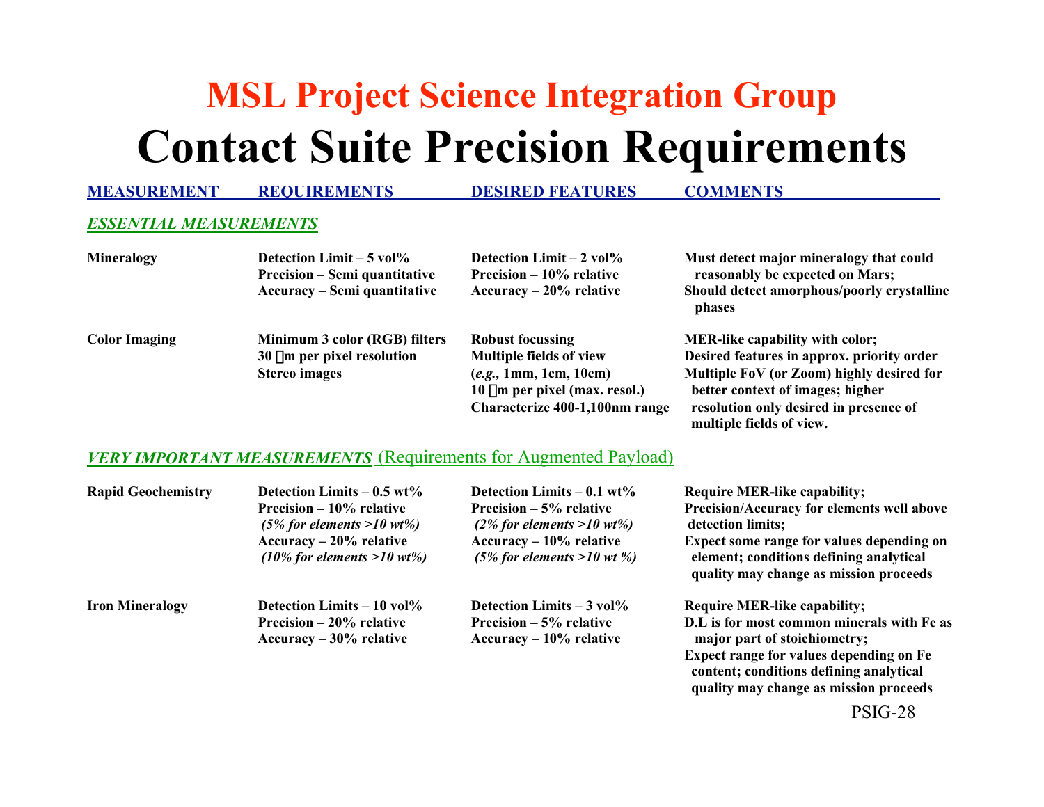# MSL Project Science Integration Group

# Contact Suite Precision Requirements

| MEASUREMENT | REQUIREMENTS | DESIRED FEATURES | COMMENTS |
|---|---|---|---|
| ***ESSENTIAL MEASUREMENTS*** | | | |
| **Mineralogy** | **Detection Limit – 5 vol%**<br>**Precision – Semi quantitative**<br>**Accuracy – Semi quantitative** | **Detection Limit – 2 vol%**<br>**Precision – 10% relative**<br>**Accuracy – 20% relative** | **Must detect major mineralogy that could reasonably be expected on Mars;**<br>**Should detect amorphous/poorly crystalline phases** |
| **Color Imaging** | **Minimum 3 color (RGB) filters**<br>**30 μm per pixel resolution**<br>**Stereo images** | **Robust focussing**<br>**Multiple fields of view (*e.g.,* 1mm, 1cm, 10cm)**<br>**10 μm per pixel (max. resol.)**<br>**Characterize 400-1,100nm range** | **MER-like capability with color;**<br>**Desired features in approx. priority order**<br>**Multiple FoV (or Zoom) highly desired for better context of images; higher resolution only desired in presence of multiple fields of view.** |
| ***VERY IMPORTANT MEASUREMENTS*** (Requirements for Augmented Payload) | | | |
| **Rapid Geochemistry** | **Detection Limits – 0.5 wt%**<br>**Precision – 10% relative**<br>***(5% for elements >10 wt%)***<br>**Accuracy – 20% relative**<br>***(10% for elements >10 wt%)*** | **Detection Limits – 0.1 wt%**<br>**Precision – 5% relative**<br>***(2% for elements >10 wt%)***<br>**Accuracy – 10% relative**<br>***(5% for elements >10 wt %)*** | **Require MER-like capability;**<br>**Precision/Accuracy for elements well above detection limits;**<br>**Expect some range for values depending on element; conditions defining analytical quality may change as mission proceeds** |
| **Iron Mineralogy** | **Detection Limits – 10 vol%**<br>**Precision – 20% relative**<br>**Accuracy – 30% relative** | **Detection Limits – 3 vol%**<br>**Precision – 5% relative**<br>**Accuracy – 10% relative** | **Require MER-like capability;**<br>**D.L is for most common minerals with Fe as major part of stoichiometry;**<br>**Expect range for values depending on Fe content; conditions defining analytical quality may change as mission proceeds** |

PSIG-28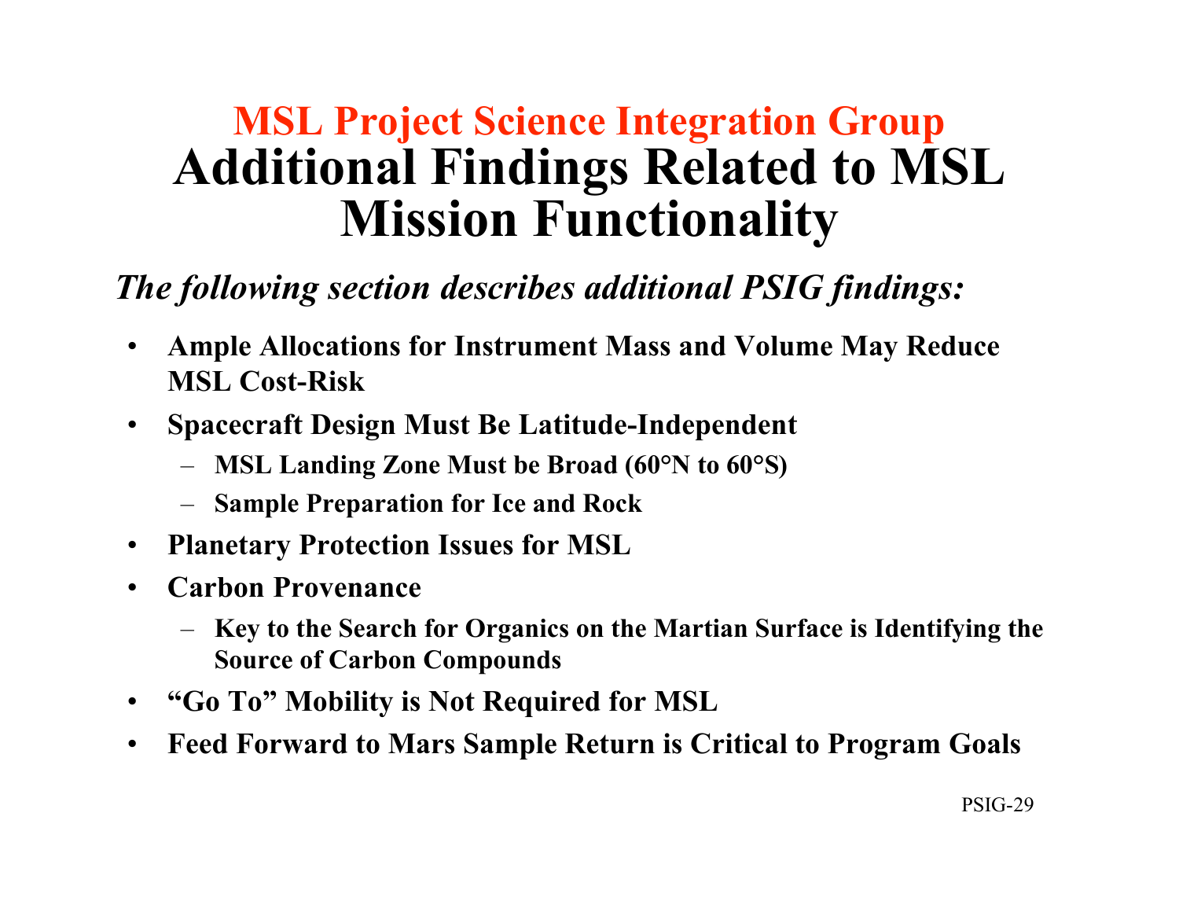# MSL Project Science Integration Group

# Additional Findings Related to MSL Mission Functionality

*The following section describes additional PSIG findings:*

- **Ample Allocations for Instrument Mass and Volume May Reduce MSL Cost-Risk**
- **Spacecraft Design Must Be Latitude-Independent**
  - **MSL Landing Zone Must be Broad (60°N to 60°S)**
  - **Sample Preparation for Ice and Rock**
- **Planetary Protection Issues for MSL**
- **Carbon Provenance**
  - **Key to the Search for Organics on the Martian Surface is Identifying the Source of Carbon Compounds**
- **"Go To" Mobility is Not Required for MSL**
- **Feed Forward to Mars Sample Return is Critical to Program Goals**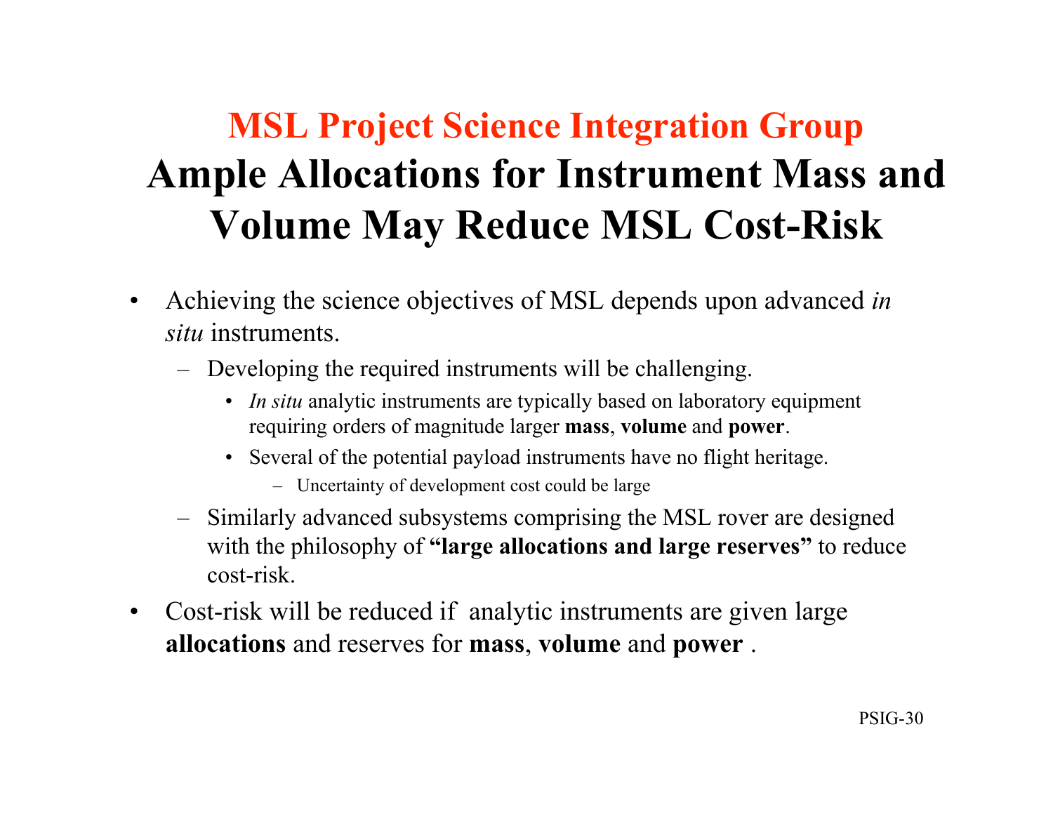## MSL Project Science Integration Group

# Ample Allocations for Instrument Mass and Volume May Reduce MSL Cost-Risk

- Achieving the science objectives of MSL depends upon advanced *in situ* instruments.
  - Developing the required instruments will be challenging.
    - *In situ* analytic instruments are typically based on laboratory equipment requiring orders of magnitude larger **mass**, **volume** and **power**.
    - Several of the potential payload instruments have no flight heritage.
      - Uncertainty of development cost could be large
  - Similarly advanced subsystems comprising the MSL rover are designed with the philosophy of **"large allocations and large reserves"** to reduce cost-risk.
- Cost-risk will be reduced if analytic instruments are given large **allocations** and reserves for **mass**, **volume** and **power** .

PSIG-30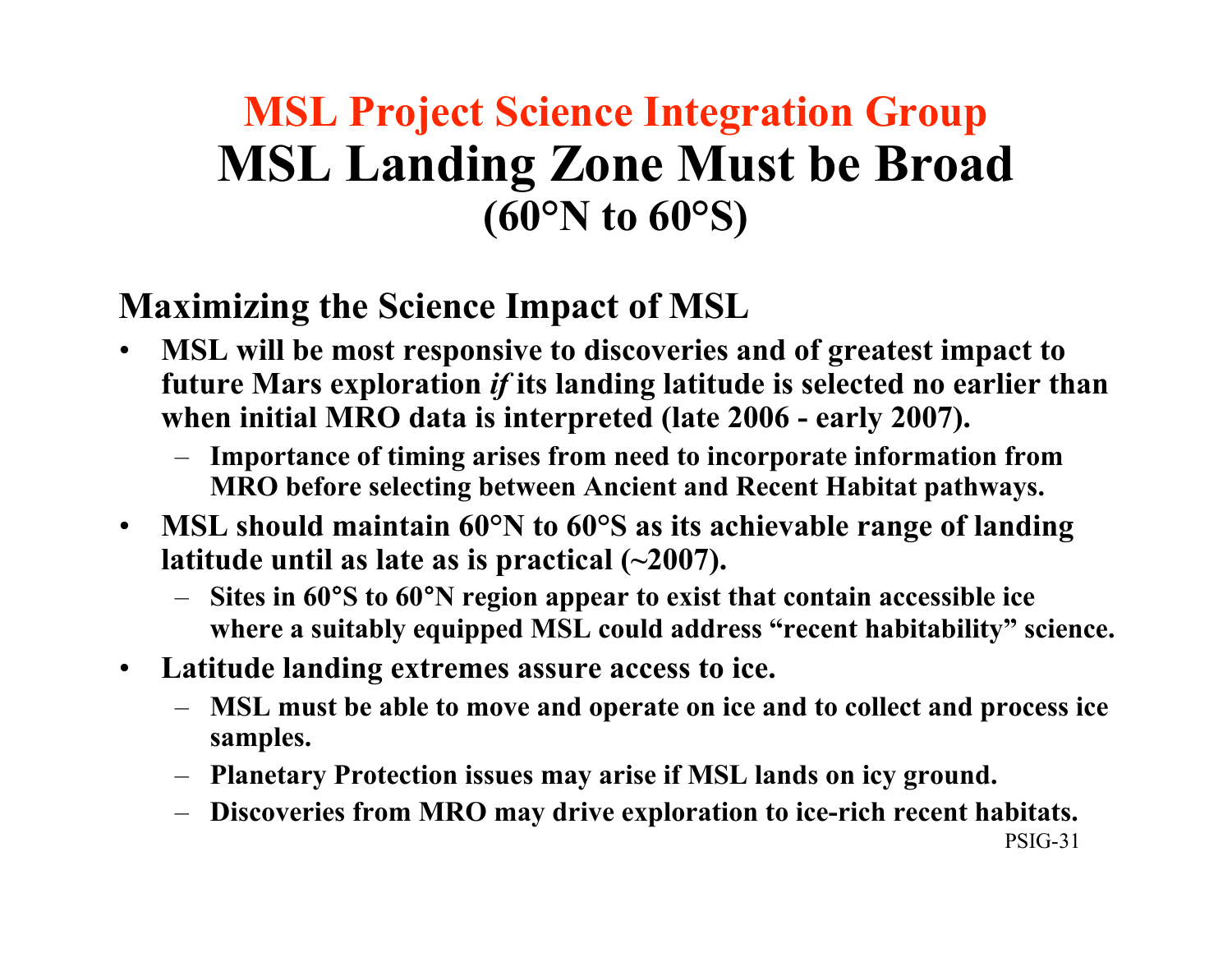## MSL Project Science Integration Group

# MSL Landing Zone Must be Broad

### (60°N to 60°S)

### Maximizing the Science Impact of MSL

- **MSL will be most responsive to discoveries and of greatest impact to future Mars exploration *if* its landing latitude is selected no earlier than when initial MRO data is interpreted (late 2006 - early 2007).**
  - **Importance of timing arises from need to incorporate information from MRO before selecting between Ancient and Recent Habitat pathways.**
- **MSL should maintain 60°N to 60°S as its achievable range of landing latitude until as late as is practical (~2007).**
  - **Sites in 60°S to 60°N region appear to exist that contain accessible ice where a suitably equipped MSL could address "recent habitability" science.**
- **Latitude landing extremes assure access to ice.**
  - **MSL must be able to move and operate on ice and to collect and process ice samples.**
  - **Planetary Protection issues may arise if MSL lands on icy ground.**
  - **Discoveries from MRO may drive exploration to ice-rich recent habitats.**

PSIG-31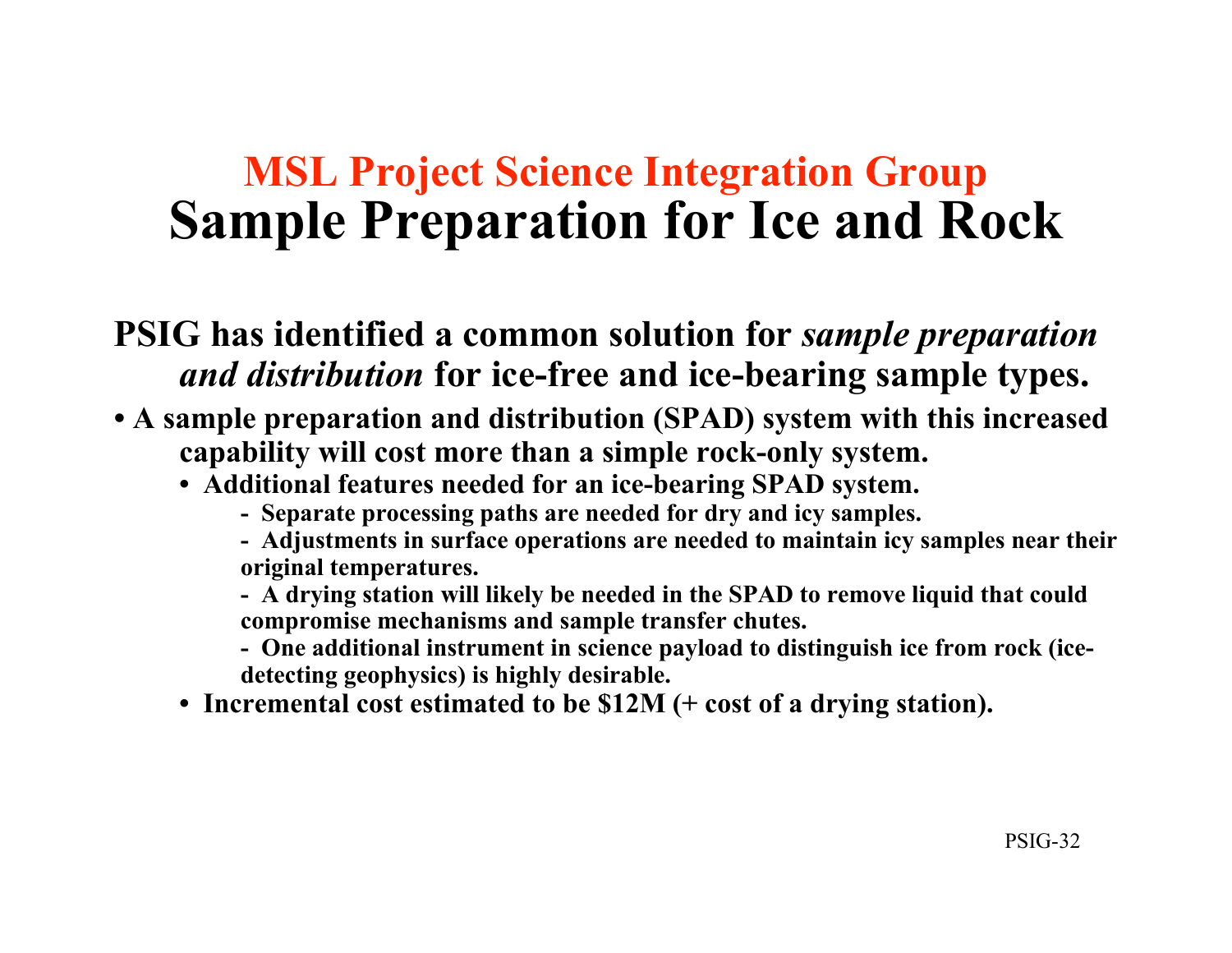## MSL Project Science Integration Group

# Sample Preparation for Ice and Rock

**PSIG has identified a common solution for *sample preparation and distribution* for ice-free and ice-bearing sample types.**

- **A sample preparation and distribution (SPAD) system with this increased capability will cost more than a simple rock-only system.**
  - **Additional features needed for an ice-bearing SPAD system.**
    - **Separate processing paths are needed for dry and icy samples.**
    - **Adjustments in surface operations are needed to maintain icy samples near their original temperatures.**
    - **A drying station will likely be needed in the SPAD to remove liquid that could compromise mechanisms and sample transfer chutes.**
    - **One additional instrument in science payload to distinguish ice from rock (ice-detecting geophysics) is highly desirable.**
  - **Incremental cost estimated to be $12M (+ cost of a drying station).**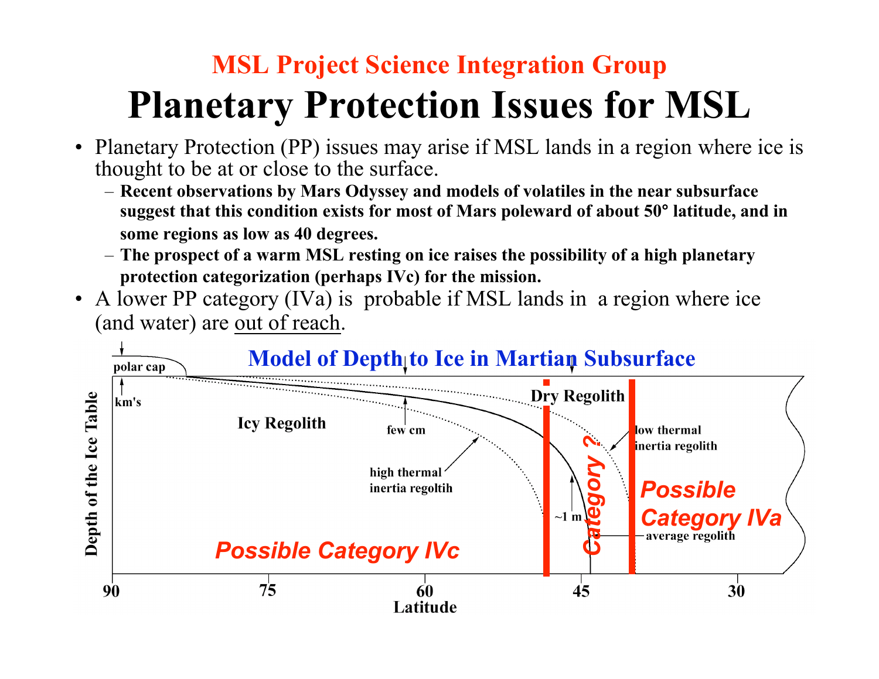MSL Project Science Integration Group

# Planetary Protection Issues for MSL

- Planetary Protection (PP) issues may arise if MSL lands in a region where ice is thought to be at or close to the surface.
  - **Recent observations by Mars Odyssey and models of volatiles in the near subsurface suggest that this condition exists for most of Mars poleward of about 50° latitude, and in some regions as low as 40 degrees.**
  - **The prospect of a warm MSL resting on ice raises the possibility of a high planetary protection categorization (perhaps IVc) for the mission.**
- A lower PP category (IVa) is probable if MSL lands in a region where ice (and water) are <u>out of reach</u>.

## Model of Depth to Ice in Martian Subsurface

Depth of the Ice Table

polar cap

km's

Icy Regolith

few cm

Dry Regolith

high thermal inertia regoltih

low thermal inertia regolith

~1 m

average regolith

*Possible Category IVc*

*Category ?*

*Possible Category IVa*

Latitude: 90, 75, 60, 45, 30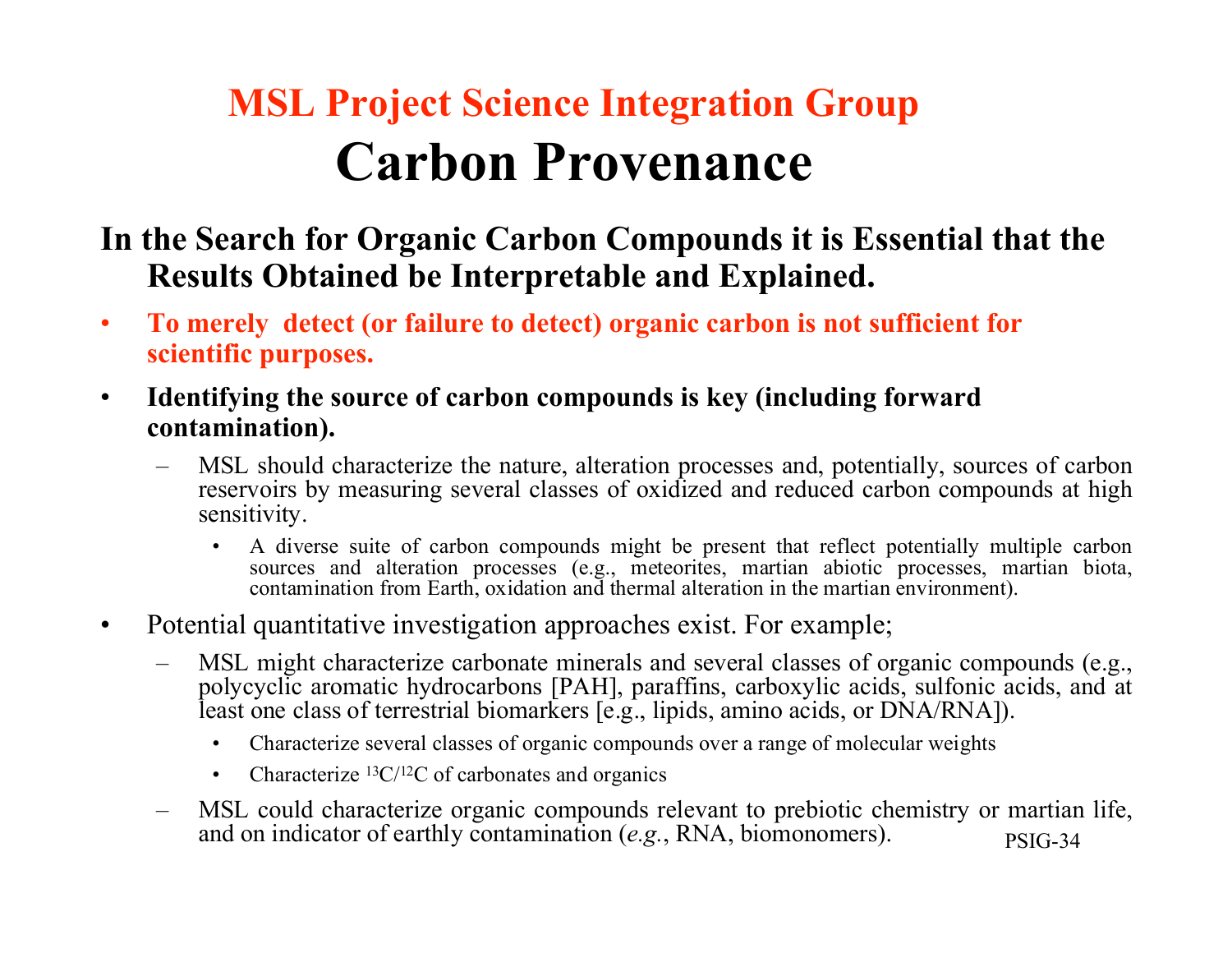## MSL Project Science Integration Group

# Carbon Provenance

**In the Search for Organic Carbon Compounds it is Essential that the Results Obtained be Interpretable and Explained.**

- **To merely detect (or failure to detect) organic carbon is not sufficient for scientific purposes.**
- **Identifying the source of carbon compounds is key (including forward contamination).**
  - MSL should characterize the nature, alteration processes and, potentially, sources of carbon reservoirs by measuring several classes of oxidized and reduced carbon compounds at high sensitivity.
    - A diverse suite of carbon compounds might be present that reflect potentially multiple carbon sources and alteration processes (e.g., meteorites, martian abiotic processes, martian biota, contamination from Earth, oxidation and thermal alteration in the martian environment).
- Potential quantitative investigation approaches exist. For example;
  - MSL might characterize carbonate minerals and several classes of organic compounds (e.g., polycyclic aromatic hydrocarbons [PAH], paraffins, carboxylic acids, sulfonic acids, and at least one class of terrestrial biomarkers [e.g., lipids, amino acids, or DNA/RNA]).
    - Characterize several classes of organic compounds over a range of molecular weights
    - Characterize $^{13}C/^{12}C$ of carbonates and organics
  - MSL could characterize organic compounds relevant to prebiotic chemistry or martian life, and on indicator of earthly contamination (*e.g.*, RNA, biomonomers).

PSIG-34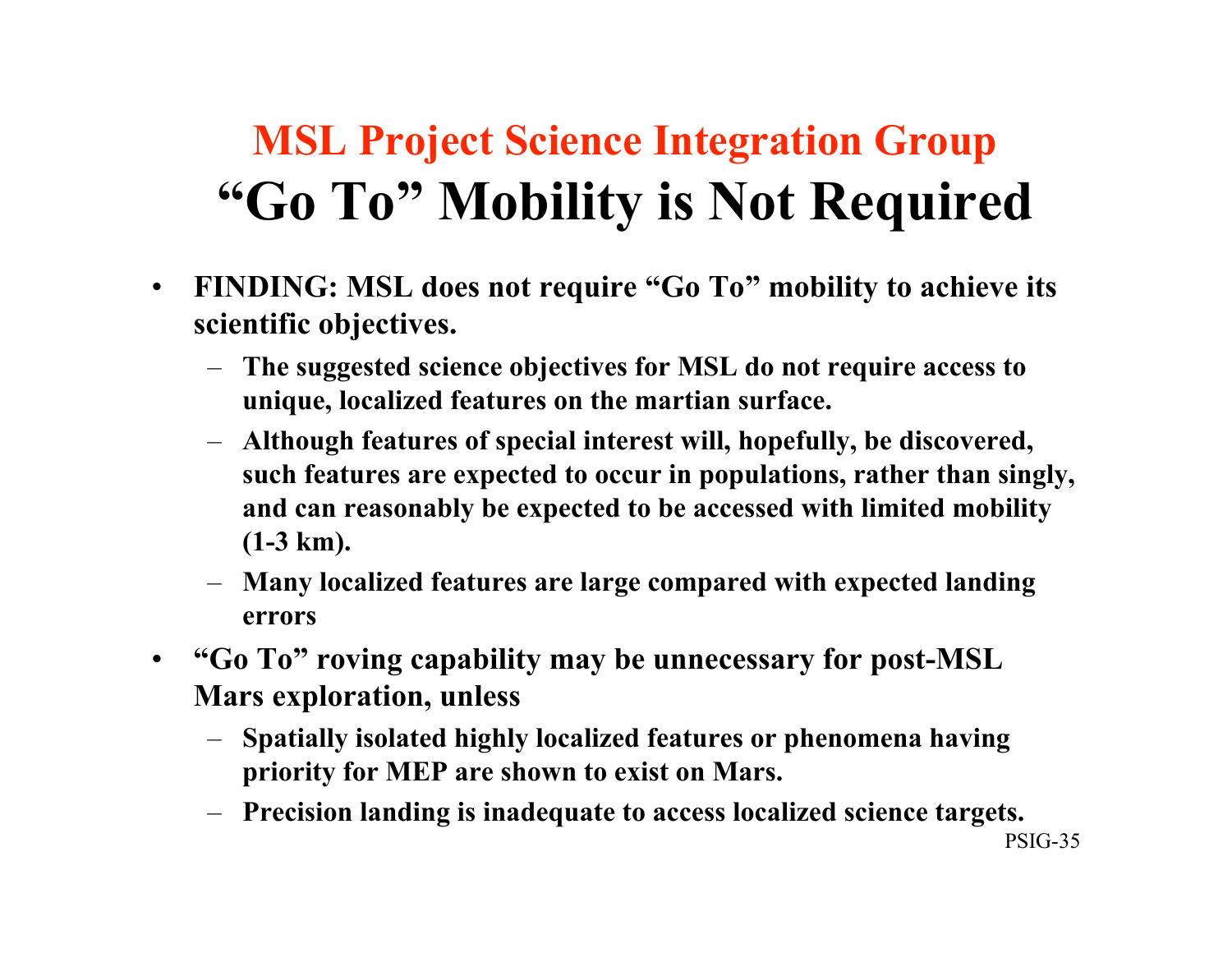# MSL Project Science Integration Group

## "Go To" Mobility is Not Required

- **FINDING: MSL does not require "Go To" mobility to achieve its scientific objectives.**
  - **The suggested science objectives for MSL do not require access to unique, localized features on the martian surface.**
  - **Although features of special interest will, hopefully, be discovered, such features are expected to occur in populations, rather than singly, and can reasonably be expected to be accessed with limited mobility (1-3 km).**
  - **Many localized features are large compared with expected landing errors**
- **"Go To" roving capability may be unnecessary for post-MSL Mars exploration, unless**
  - **Spatially isolated highly localized features or phenomena having priority for MEP are shown to exist on Mars.**
  - **Precision landing is inadequate to access localized science targets.**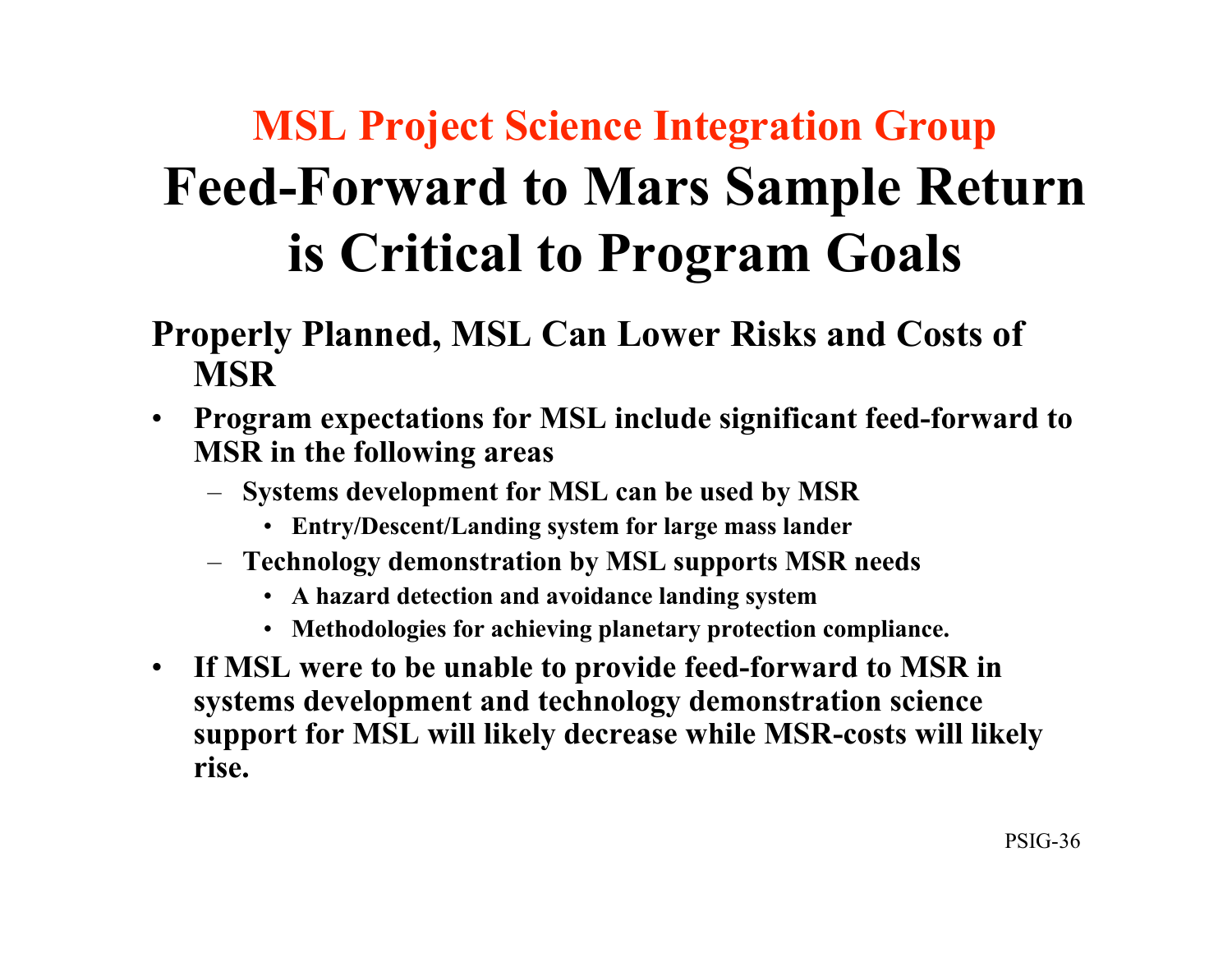## MSL Project Science Integration Group

# Feed-Forward to Mars Sample Return is Critical to Program Goals

**Properly Planned, MSL Can Lower Risks and Costs of MSR**

- **Program expectations for MSL include significant feed-forward to MSR in the following areas**
  - **Systems development for MSL can be used by MSR**
    - **Entry/Descent/Landing system for large mass lander**
  - **Technology demonstration by MSL supports MSR needs**
    - **A hazard detection and avoidance landing system**
    - **Methodologies for achieving planetary protection compliance.**
- **If MSL were to be unable to provide feed-forward to MSR in systems development and technology demonstration science support for MSL will likely decrease while MSR-costs will likely rise.**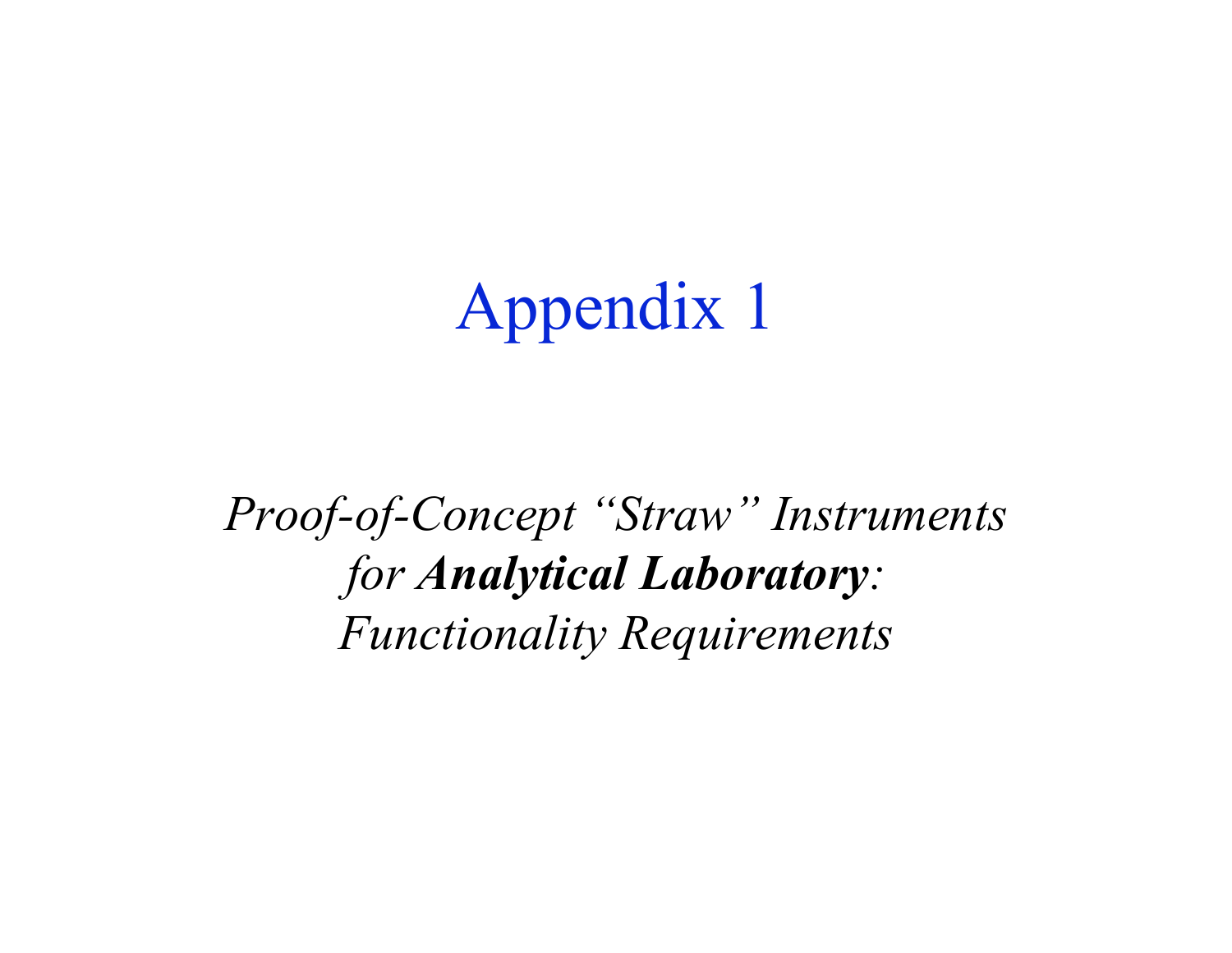# Appendix 1

*Proof-of-Concept “Straw” Instruments*
*for* ***Analytical Laboratory****:*
*Functionality Requirements*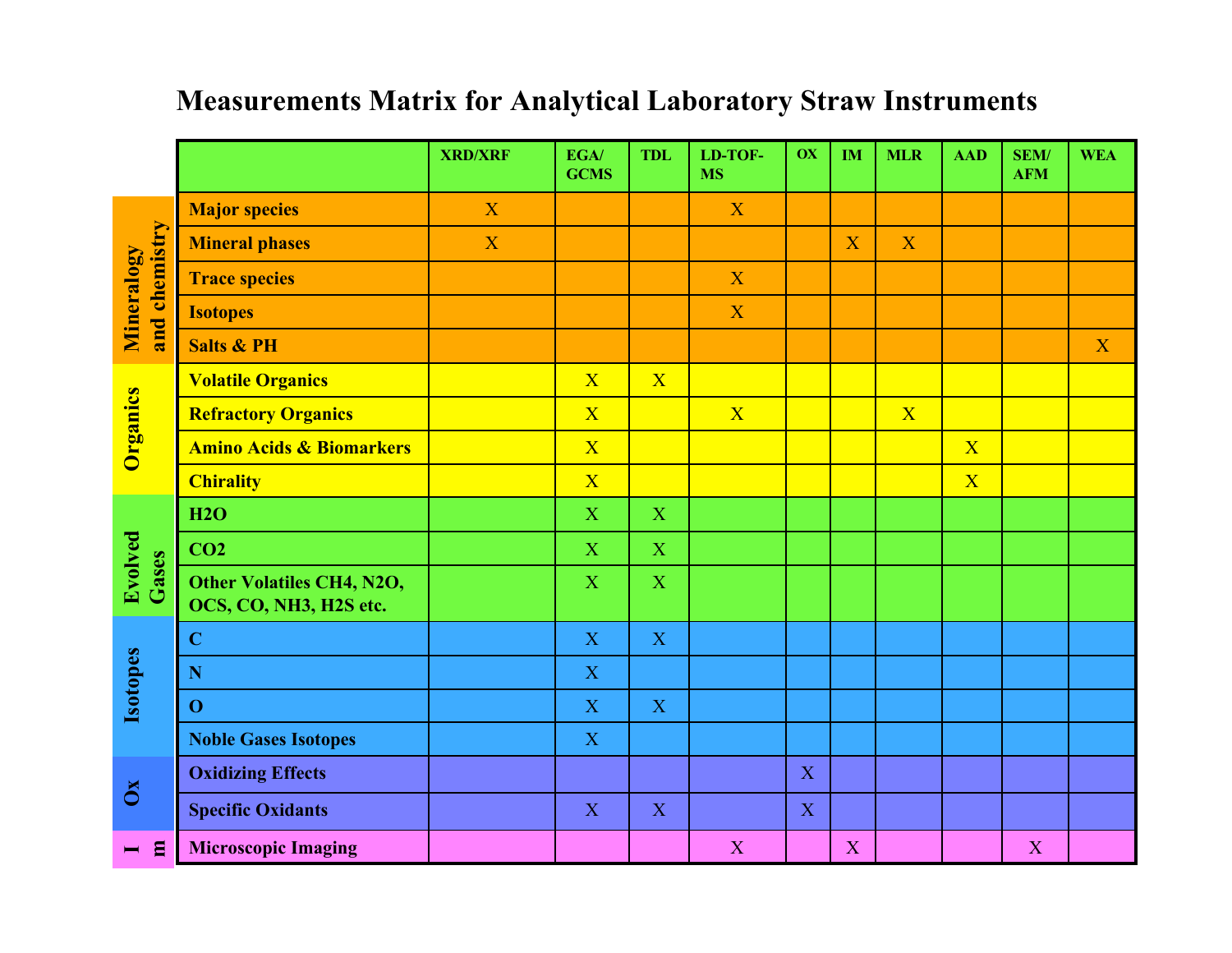# Measurements Matrix for Analytical Laboratory Straw Instruments

| | | XRD/XRF | EGA/ GCMS | TDL | LD-TOF-MS | OX | IM | MLR | AAD | SEM/ AFM | WEA |
|---|---|---|---|---|---|---|---|---|---|---|---|
| Mineralogy and chemistry | Major species | X | | | X | | | | | | |
| | Mineral phases | X | | | | | X | X | | | |
| | Trace species | | | | X | | | | | | |
| | Isotopes | | | | X | | | | | | |
| | Salts & PH | | | | | | | | | | X |
| Organics | Volatile Organics | | X | X | | | | | | | |
| | Refractory Organics | | X | | X | | | X | | | |
| | Amino Acids & Biomarkers | | X | | | | | | X | | |
| | Chirality | | X | | | | | | X | | |
| Evolved Gases | H2O | | X | X | | | | | | | |
| | CO2 | | X | X | | | | | | | |
| | Other Volatiles CH4, N2O, OCS, CO, NH3, H2S etc. | | X | X | | | | | | | |
| Isotopes | C | | X | X | | | | | | | |
| | N | | X | | | | | | | | |
| | O | | X | X | | | | | | | |
| | Noble Gases Isotopes | | X | | | | | | | | |
| Ox | Oxidizing Effects | | | | | X | | | | | |
| | Specific Oxidants | | X | X | | X | | | | | |
| Im | Microscopic Imaging | | | | X | | X | | | X | |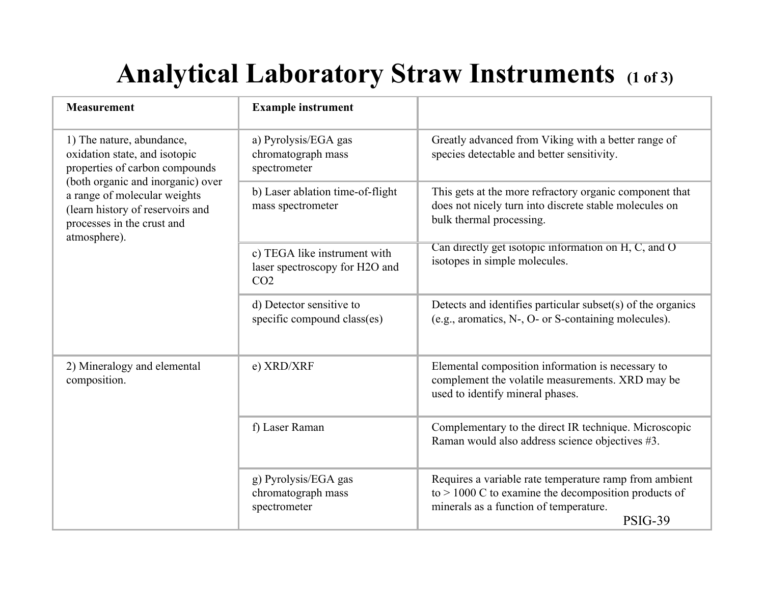# Analytical Laboratory Straw Instruments (1 of 3)

| Measurement | Example instrument | |
|---|---|---|
| 1) The nature, abundance, oxidation state, and isotopic properties of carbon compounds (both organic and inorganic) over a range of molecular weights (learn history of reservoirs and processes in the crust and atmosphere). | a) Pyrolysis/EGA gas chromatograph mass spectrometer | Greatly advanced from Viking with a better range of species detectable and better sensitivity. |
| | b) Laser ablation time-of-flight mass spectrometer | This gets at the more refractory organic component that does not nicely turn into discrete stable molecules on bulk thermal processing. |
| | c) TEGA like instrument with laser spectroscopy for $H_2O$ and $CO_2$ | Can directly get isotopic information on H, C, and O isotopes in simple molecules. |
| | d) Detector sensitive to specific compound class(es) | Detects and identifies particular subset(s) of the organics (e.g., aromatics, N-, O- or S-containing molecules). |
| 2) Mineralogy and elemental composition. | e) XRD/XRF | Elemental composition information is necessary to complement the volatile measurements. XRD may be used to identify mineral phases. |
| | f) Laser Raman | Complementary to the direct IR technique. Microscopic Raman would also address science objectives #3. |
| | g) Pyrolysis/EGA gas chromatograph mass spectrometer | Requires a variable rate temperature ramp from ambient to > 1000 C to examine the decomposition products of minerals as a function of temperature. |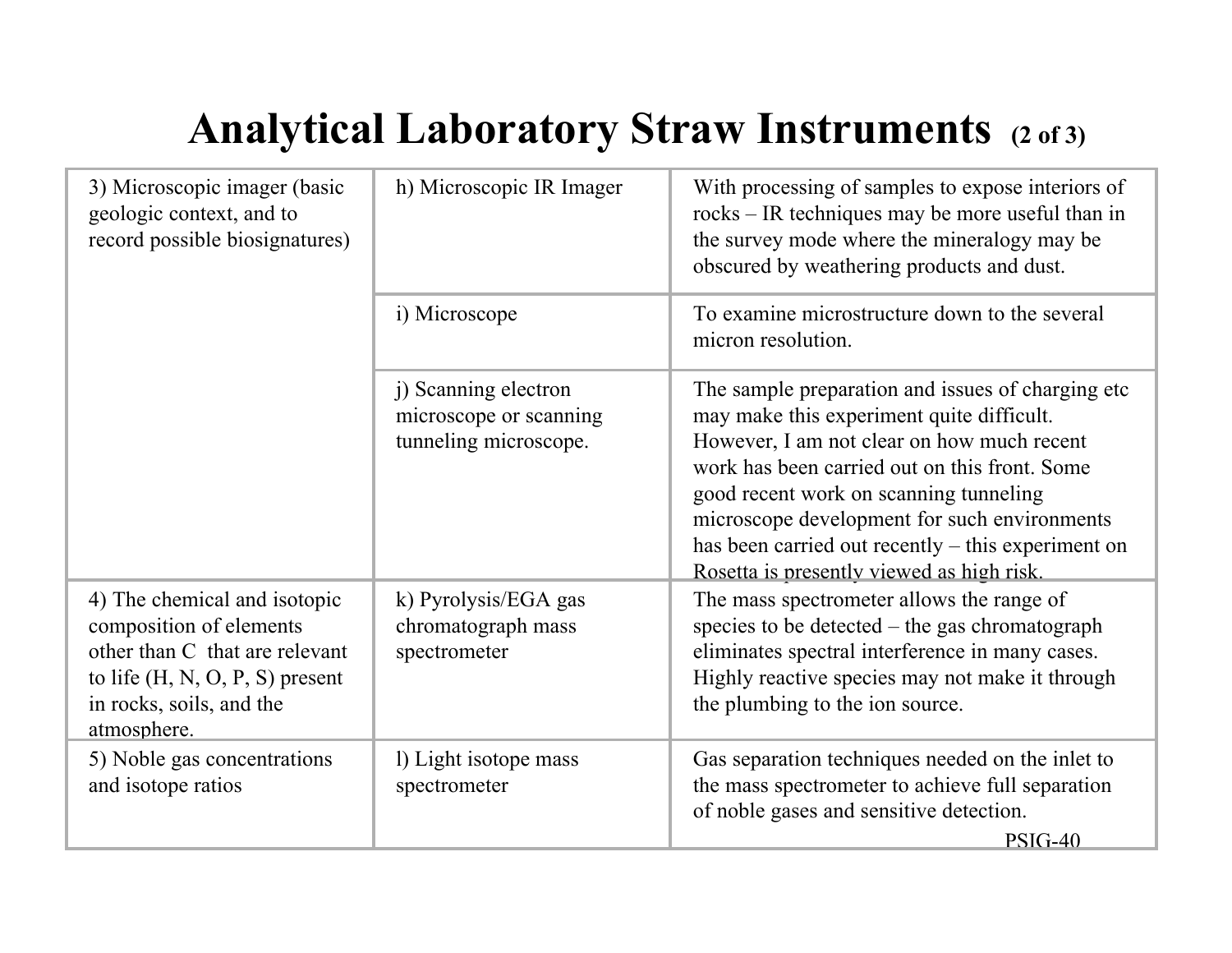# Analytical Laboratory Straw Instruments (2 of 3)

| | | |
|---|---|---|
| 3) Microscopic imager (basic geologic context, and to record possible biosignatures) | h) Microscopic IR Imager | With processing of samples to expose interiors of rocks – IR techniques may be more useful than in the survey mode where the mineralogy may be obscured by weathering products and dust. |
| | i) Microscope | To examine microstructure down to the several micron resolution. |
| | j) Scanning electron microscope or scanning tunneling microscope. | The sample preparation and issues of charging etc may make this experiment quite difficult. However, I am not clear on how much recent work has been carried out on this front. Some good recent work on scanning tunneling microscope development for such environments has been carried out recently – this experiment on Rosetta is presently viewed as high risk. |
| 4) The chemical and isotopic composition of elements other than C that are relevant to life (H, N, O, P, S) present in rocks, soils, and the atmosphere. | k) Pyrolysis/EGA gas chromatograph mass spectrometer | The mass spectrometer allows the range of species to be detected – the gas chromatograph eliminates spectral interference in many cases. Highly reactive species may not make it through the plumbing to the ion source. |
| 5) Noble gas concentrations and isotope ratios | l) Light isotope mass spectrometer | Gas separation techniques needed on the inlet to the mass spectrometer to achieve full separation of noble gases and sensitive detection. |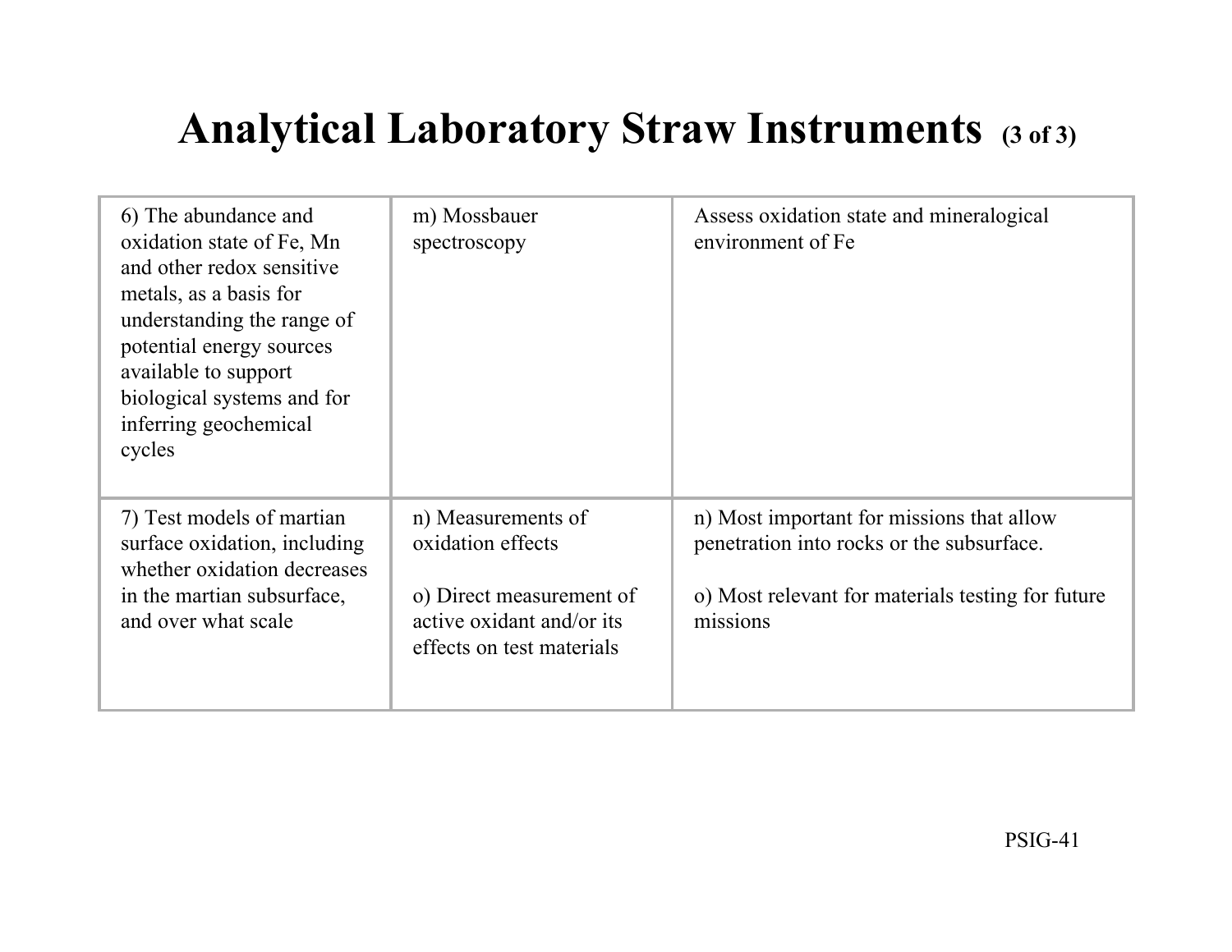# Analytical Laboratory Straw Instruments (3 of 3)

| | | |
|---|---|---|
| 6) The abundance and oxidation state of Fe, Mn and other redox sensitive metals, as a basis for understanding the range of potential energy sources available to support biological systems and for inferring geochemical cycles | m) Mossbauer spectroscopy | Assess oxidation state and mineralogical environment of Fe |
| 7) Test models of martian surface oxidation, including whether oxidation decreases in the martian subsurface, and over what scale | n) Measurements of oxidation effects<br><br>o) Direct measurement of active oxidant and/or its effects on test materials | n) Most important for missions that allow penetration into rocks or the subsurface.<br><br>o) Most relevant for materials testing for future missions |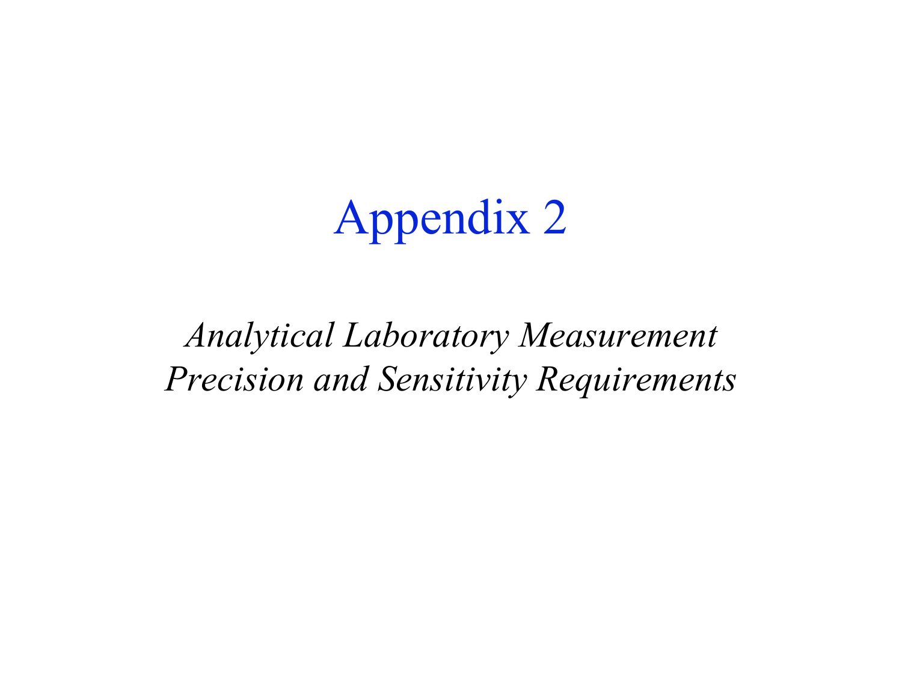# Appendix 2

*Analytical Laboratory Measurement Precision and Sensitivity Requirements*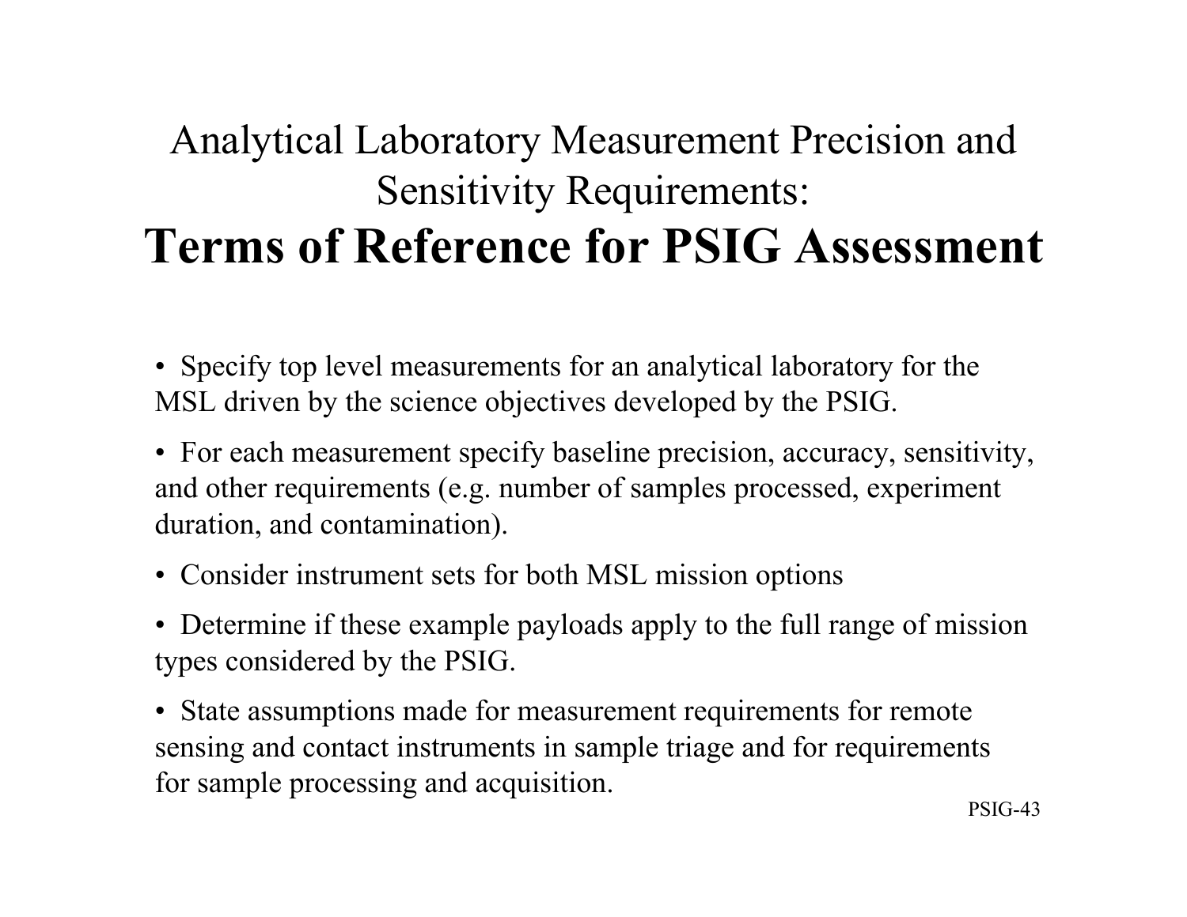# Analytical Laboratory Measurement Precision and Sensitivity Requirements:
# **Terms of Reference for PSIG Assessment**

- Specify top level measurements for an analytical laboratory for the MSL driven by the science objectives developed by the PSIG.
- For each measurement specify baseline precision, accuracy, sensitivity, and other requirements (e.g. number of samples processed, experiment duration, and contamination).
- Consider instrument sets for both MSL mission options
- Determine if these example payloads apply to the full range of mission types considered by the PSIG.
- State assumptions made for measurement requirements for remote sensing and contact instruments in sample triage and for requirements for sample processing and acquisition.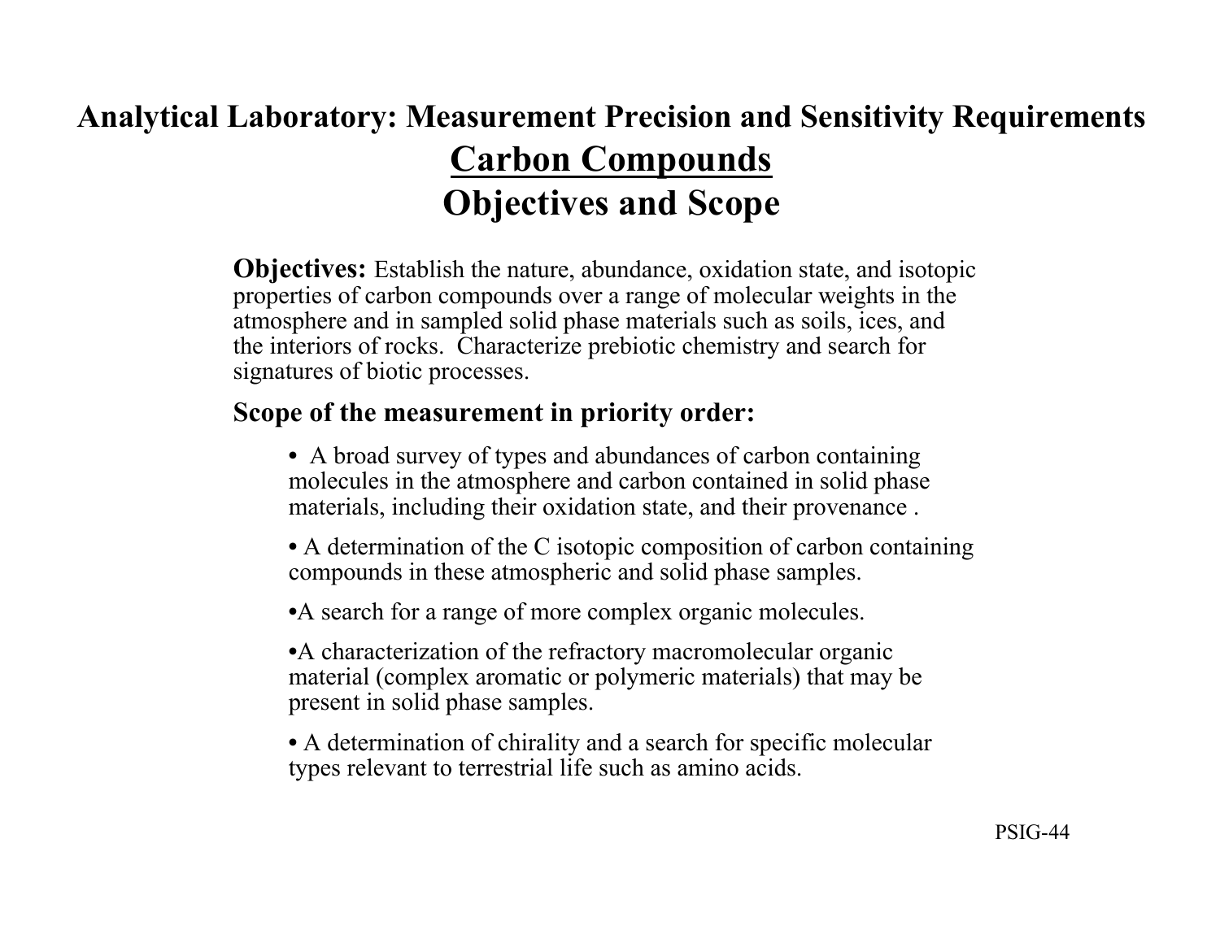# Analytical Laboratory: Measurement Precision and Sensitivity Requirements

## Carbon Compounds

## Objectives and Scope

**Objectives:** Establish the nature, abundance, oxidation state, and isotopic properties of carbon compounds over a range of molecular weights in the atmosphere and in sampled solid phase materials such as soils, ices, and the interiors of rocks. Characterize prebiotic chemistry and search for signatures of biotic processes.

**Scope of the measurement in priority order:**

- A broad survey of types and abundances of carbon containing molecules in the atmosphere and carbon contained in solid phase materials, including their oxidation state, and their provenance .
- A determination of the C isotopic composition of carbon containing compounds in these atmospheric and solid phase samples.
- A search for a range of more complex organic molecules.
- A characterization of the refractory macromolecular organic material (complex aromatic or polymeric materials) that may be present in solid phase samples.
- A determination of chirality and a search for specific molecular types relevant to terrestrial life such as amino acids.

PSIG-44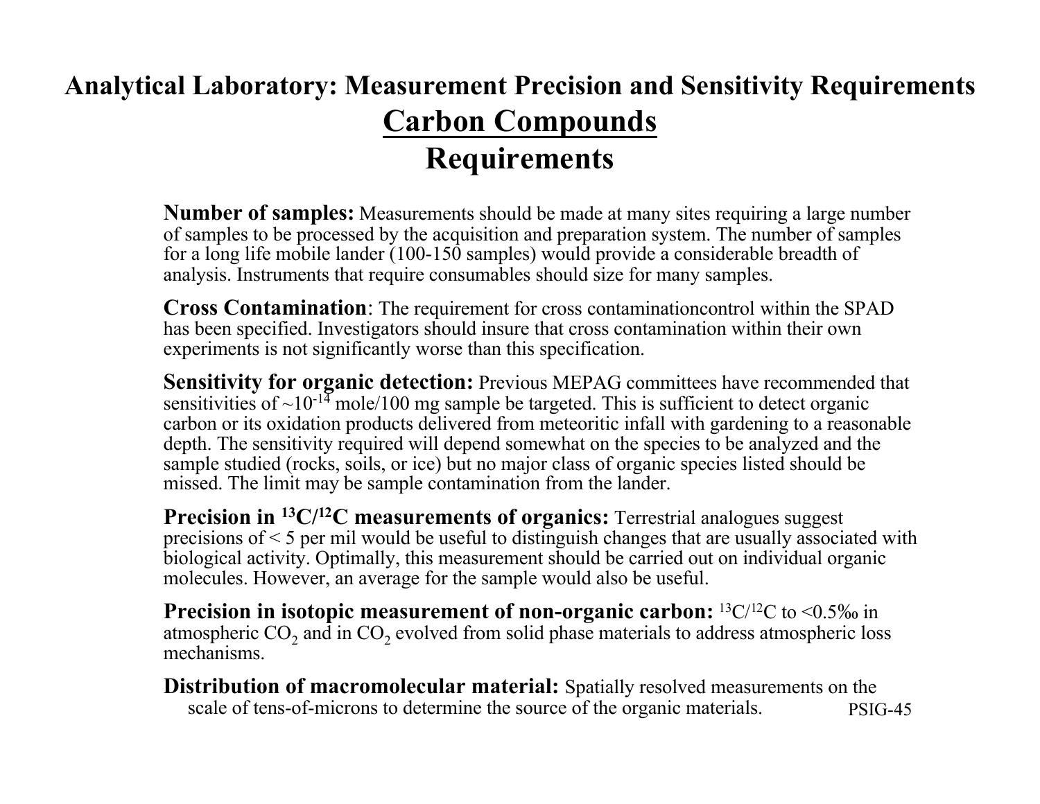# Analytical Laboratory: Measurement Precision and Sensitivity Requirements

## Carbon Compounds

## Requirements

**Number of samples:** Measurements should be made at many sites requiring a large number of samples to be processed by the acquisition and preparation system. The number of samples for a long life mobile lander (100-150 samples) would provide a considerable breadth of analysis. Instruments that require consumables should size for many samples.

**Cross Contamination**: The requirement for cross contaminationcontrol within the SPAD has been specified. Investigators should insure that cross contamination within their own experiments is not significantly worse than this specification.

**Sensitivity for organic detection:** Previous MEPAG committees have recommended that sensitivities of ~$10^{-14}$ mole/100 mg sample be targeted. This is sufficient to detect organic carbon or its oxidation products delivered from meteoritic infall with gardening to a reasonable depth. The sensitivity required will depend somewhat on the species to be analyzed and the sample studied (rocks, soils, or ice) but no major class of organic species listed should be missed. The limit may be sample contamination from the lander.

**Precision in $^{13}C/^{12}C$ measurements of organics:** Terrestrial analogues suggest precisions of < 5 per mil would be useful to distinguish changes that are usually associated with biological activity. Optimally, this measurement should be carried out on individual organic molecules. However, an average for the sample would also be useful.

**Precision in isotopic measurement of non-organic carbon:** $^{13}C/^{12}C$ to <0.5‰ in atmospheric $CO_2$ and in $CO_2$ evolved from solid phase materials to address atmospheric loss mechanisms.

**Distribution of macromolecular material:** Spatially resolved measurements on the scale of tens-of-microns to determine the source of the organic materials.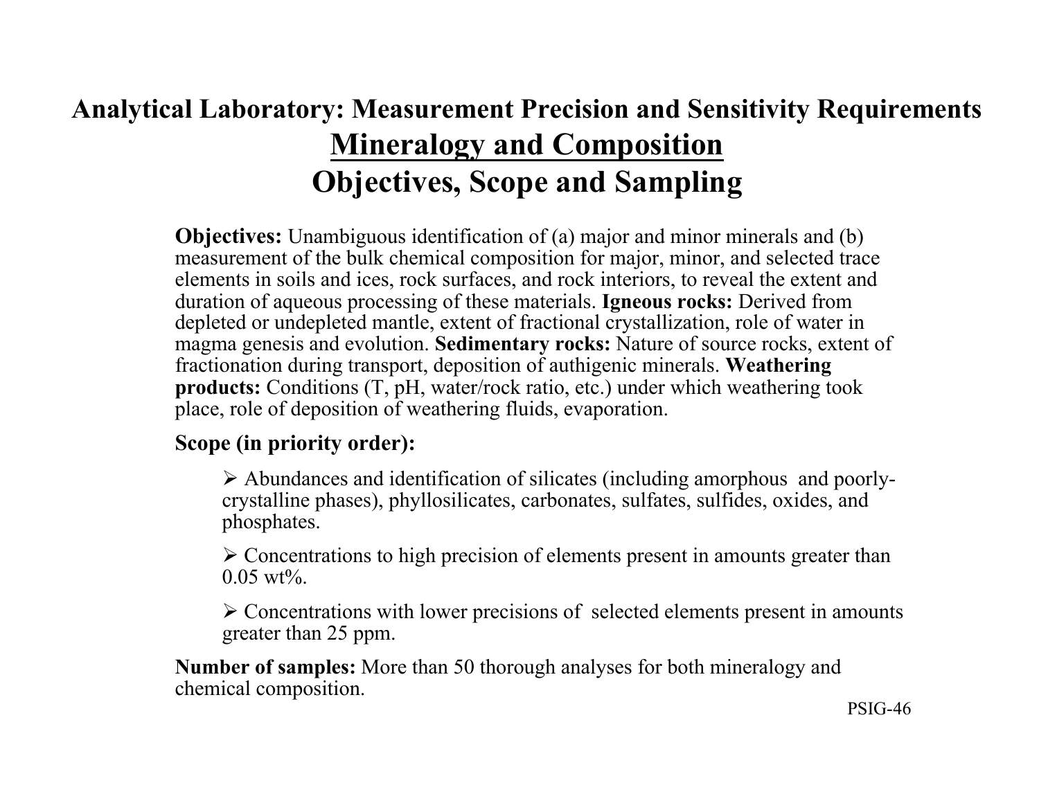# Analytical Laboratory: Measurement Precision and Sensitivity Requirements

## Mineralogy and Composition

## Objectives, Scope and Sampling

**Objectives:** Unambiguous identification of (a) major and minor minerals and (b) measurement of the bulk chemical composition for major, minor, and selected trace elements in soils and ices, rock surfaces, and rock interiors, to reveal the extent and duration of aqueous processing of these materials. **Igneous rocks:** Derived from depleted or undepleted mantle, extent of fractional crystallization, role of water in magma genesis and evolution. **Sedimentary rocks:** Nature of source rocks, extent of fractionation during transport, deposition of authigenic minerals. **Weathering products:** Conditions (T, pH, water/rock ratio, etc.) under which weathering took place, role of deposition of weathering fluids, evaporation.

**Scope (in priority order):**

- Abundances and identification of silicates (including amorphous and poorly-crystalline phases), phyllosilicates, carbonates, sulfates, sulfides, oxides, and phosphates.
- Concentrations to high precision of elements present in amounts greater than 0.05 wt%.
- Concentrations with lower precisions of selected elements present in amounts greater than 25 ppm.

**Number of samples:** More than 50 thorough analyses for both mineralogy and chemical composition.

PSIG-46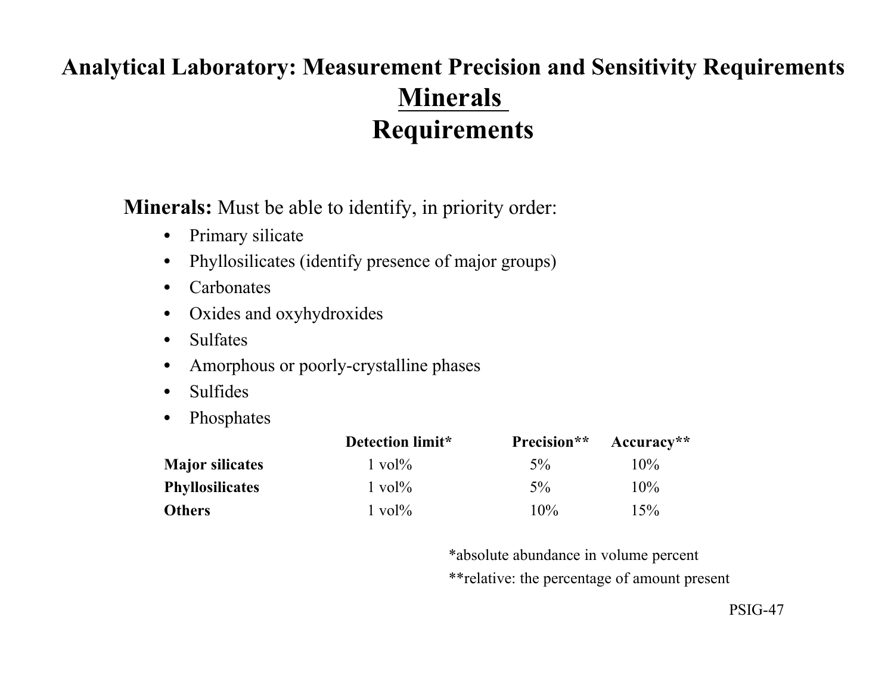# Analytical Laboratory: Measurement Precision and Sensitivity Requirements

## Minerals

## Requirements

**Minerals:** Must be able to identify, in priority order:

- Primary silicate
- Phyllosilicates (identify presence of major groups)
- Carbonates
- Oxides and oxyhydroxides
- Sulfates
- Amorphous or poorly-crystalline phases
- Sulfides
- Phosphates

| | Detection limit* | Precision** | Accuracy** |
|---|---|---|---|
| **Major silicates** | 1 vol% | 5% | 10% |
| **Phyllosilicates** | 1 vol% | 5% | 10% |
| **Others** | 1 vol% | 10% | 15% |

*absolute abundance in volume percent

**relative: the percentage of amount present

PSIG-47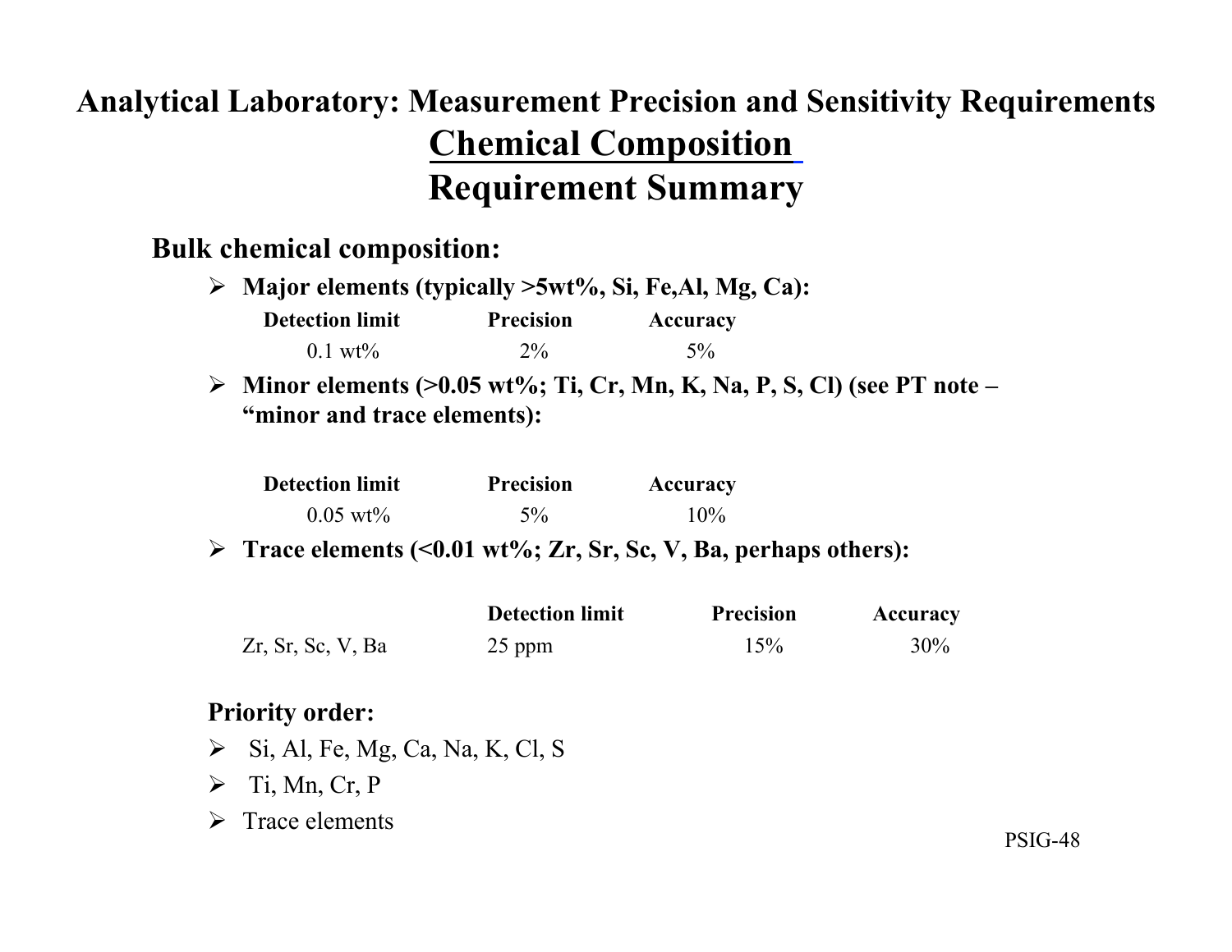# Analytical Laboratory: Measurement Precision and Sensitivity Requirements

## Chemical Composition

## Requirement Summary

**Bulk chemical composition:**

- **Major elements (typically >5wt%, Si, Fe,Al, Mg, Ca):**

| Detection limit | Precision | Accuracy |
|---|---|---|
| 0.1 wt% | 2% | 5% |

- **Minor elements (>0.05 wt%; Ti, Cr, Mn, K, Na, P, S, Cl) (see PT note – "minor and trace elements):**

| Detection limit | Precision | Accuracy |
|---|---|---|
| 0.05 wt% | 5% | 10% |

- **Trace elements (<0.01 wt%; Zr, Sr, Sc, V, Ba, perhaps others):**

| | Detection limit | Precision | Accuracy |
|---|---|---|---|
| Zr, Sr, Sc, V, Ba | 25 ppm | 15% | 30% |

**Priority order:**

- Si, Al, Fe, Mg, Ca, Na, K, Cl, S
- Ti, Mn, Cr, P
- Trace elements

PSIG-48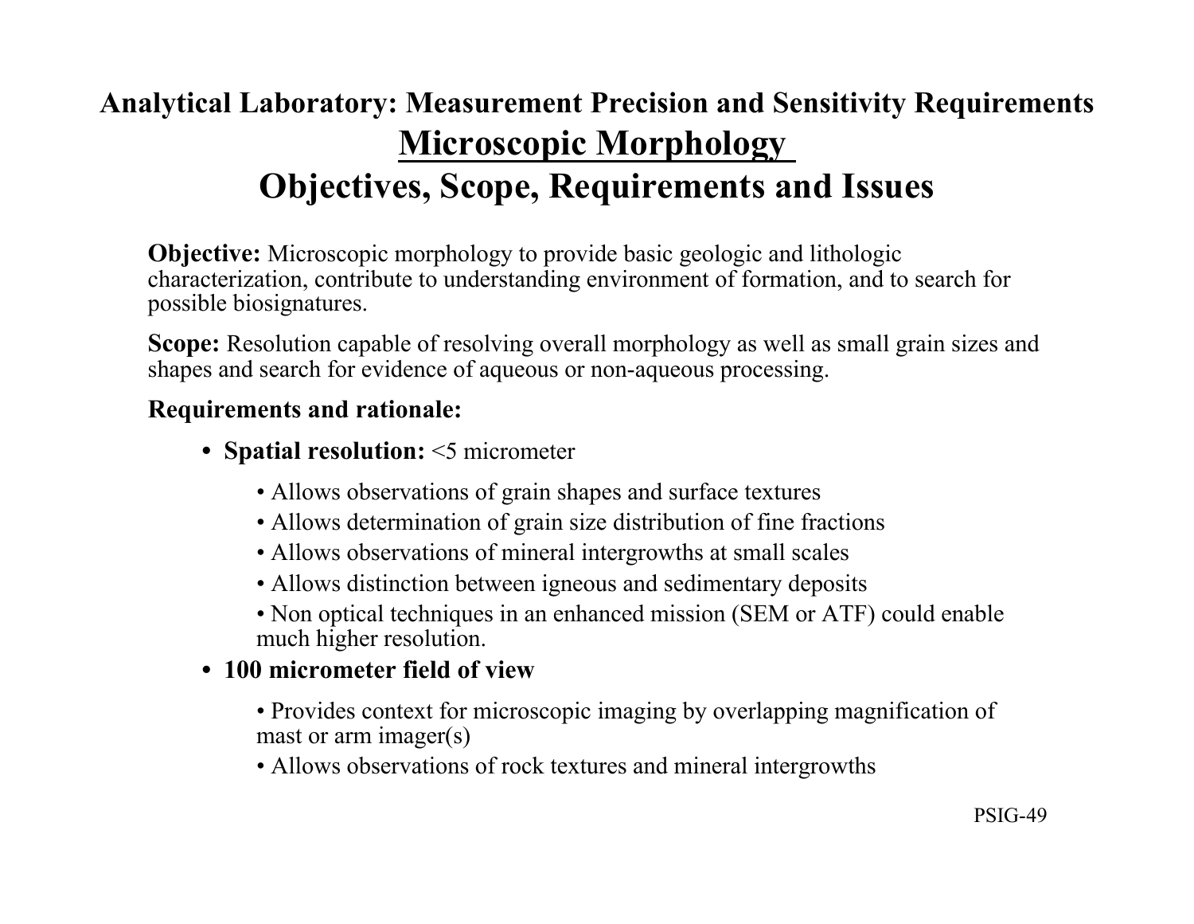# Analytical Laboratory: Measurement Precision and Sensitivity Requirements

## Microscopic Morphology

## Objectives, Scope, Requirements and Issues

**Objective:** Microscopic morphology to provide basic geologic and lithologic characterization, contribute to understanding environment of formation, and to search for possible biosignatures.

**Scope:** Resolution capable of resolving overall morphology as well as small grain sizes and shapes and search for evidence of aqueous or non-aqueous processing.

**Requirements and rationale:**

- **Spatial resolution:** <5 micrometer
  - Allows observations of grain shapes and surface textures
  - Allows determination of grain size distribution of fine fractions
  - Allows observations of mineral intergrowths at small scales
  - Allows distinction between igneous and sedimentary deposits
  - Non optical techniques in an enhanced mission (SEM or ATF) could enable much higher resolution.
- **100 micrometer field of view**
  - Provides context for microscopic imaging by overlapping magnification of mast or arm imager(s)
  - Allows observations of rock textures and mineral intergrowths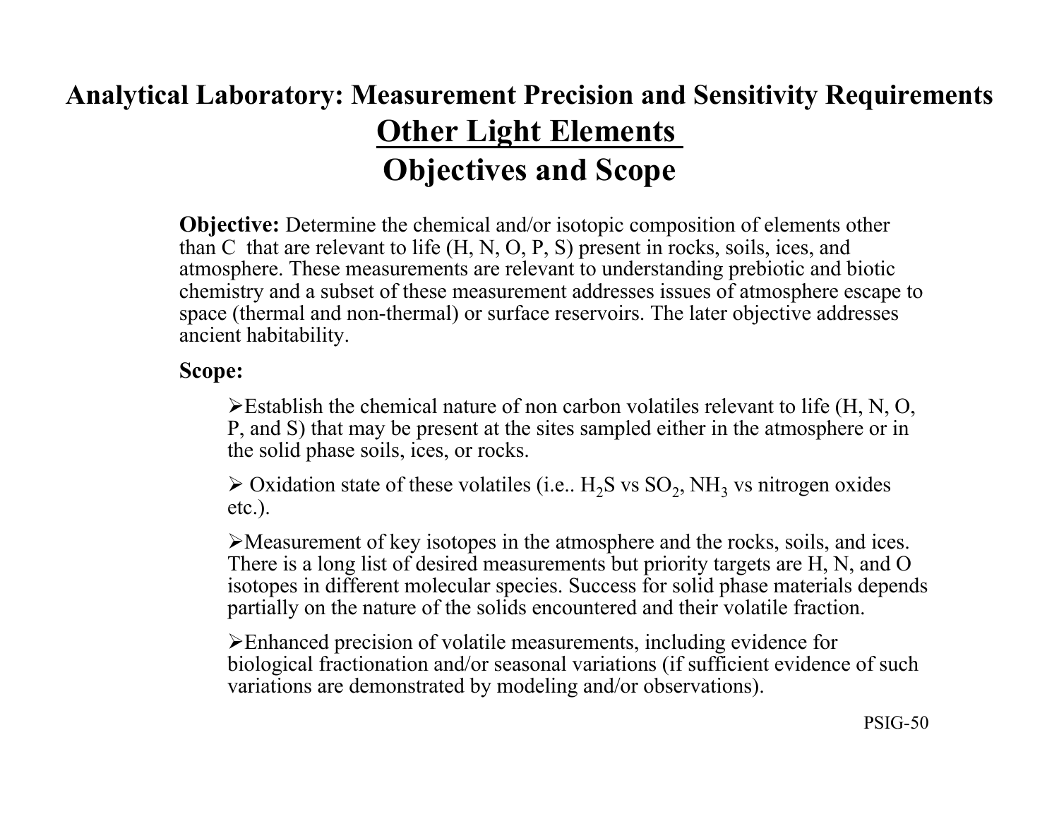# Analytical Laboratory: Measurement Precision and Sensitivity Requirements

## <u>Other Light Elements</u>

## Objectives and Scope

**Objective:** Determine the chemical and/or isotopic composition of elements other than C that are relevant to life (H, N, O, P, S) present in rocks, soils, ices, and atmosphere. These measurements are relevant to understanding prebiotic and biotic chemistry and a subset of these measurement addresses issues of atmosphere escape to space (thermal and non-thermal) or surface reservoirs. The later objective addresses ancient habitability.

**Scope:**

- Establish the chemical nature of non carbon volatiles relevant to life (H, N, O, P, and S) that may be present at the sites sampled either in the atmosphere or in the solid phase soils, ices, or rocks.
- Oxidation state of these volatiles (i.e.. $H_2S$ vs $SO_2$, $NH_3$ vs nitrogen oxides etc.).
- Measurement of key isotopes in the atmosphere and the rocks, soils, and ices. There is a long list of desired measurements but priority targets are H, N, and O isotopes in different molecular species. Success for solid phase materials depends partially on the nature of the solids encountered and their volatile fraction.
- Enhanced precision of volatile measurements, including evidence for biological fractionation and/or seasonal variations (if sufficient evidence of such variations are demonstrated by modeling and/or observations).

PSIG-50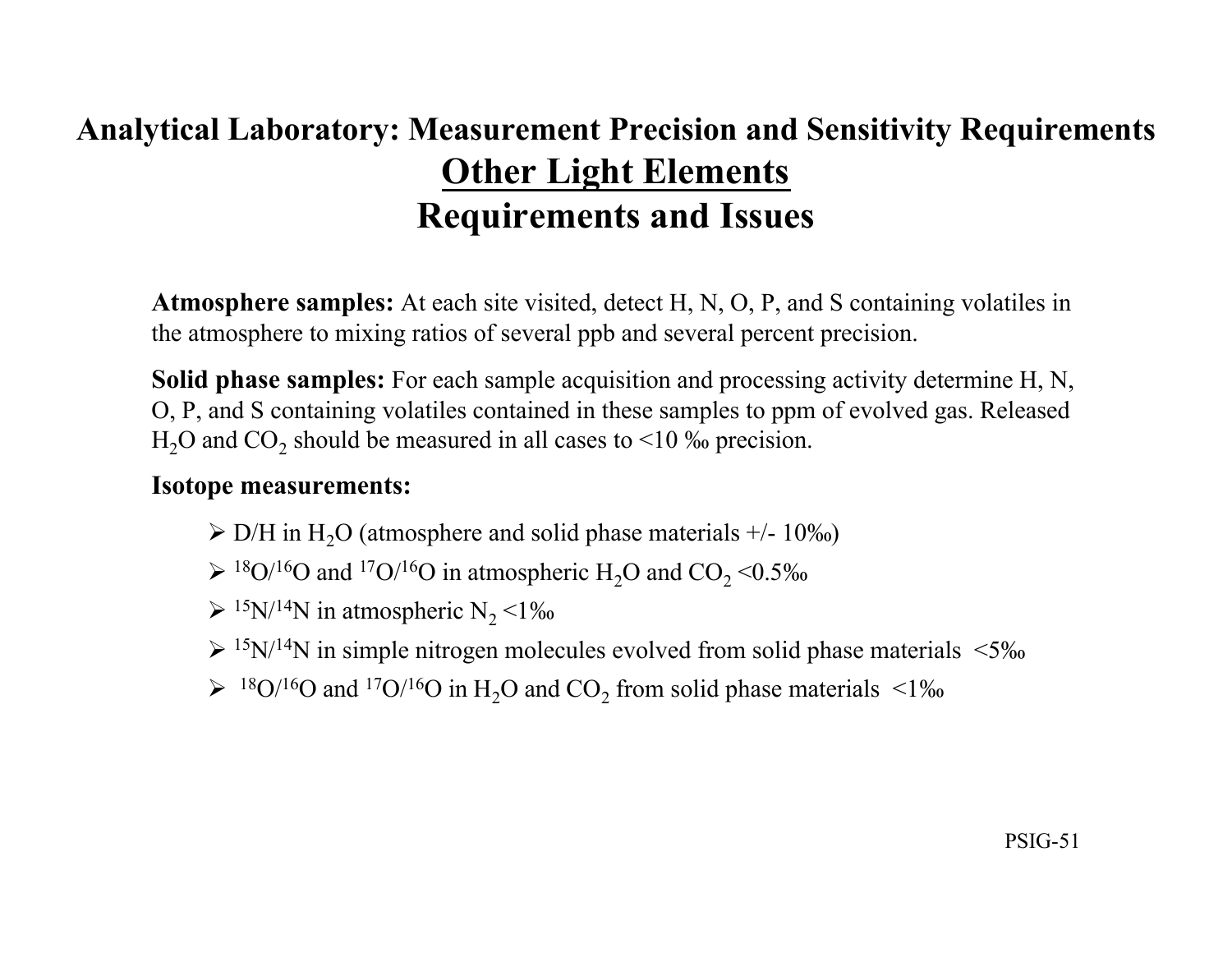# Analytical Laboratory: Measurement Precision and Sensitivity Requirements

## Other Light Elements

## Requirements and Issues

**Atmosphere samples:** At each site visited, detect H, N, O, P, and S containing volatiles in the atmosphere to mixing ratios of several ppb and several percent precision.

**Solid phase samples:** For each sample acquisition and processing activity determine H, N, O, P, and S containing volatiles contained in these samples to ppm of evolved gas. Released $H_2O$ and $CO_2$ should be measured in all cases to <10 ‰ precision.

**Isotope measurements:**

- D/H in $H_2O$ (atmosphere and solid phase materials +/- 10‰)
- $^{18}O/^{16}O$ and $^{17}O/^{16}O$ in atmospheric $H_2O$ and $CO_2$ <0.5‰
- $^{15}N/^{14}N$ in atmospheric $N_2$ <1‰
- $^{15}N/^{14}N$ in simple nitrogen molecules evolved from solid phase materials <5‰
- $^{18}O/^{16}O$ and $^{17}O/^{16}O$ in $H_2O$ and $CO_2$ from solid phase materials <1‰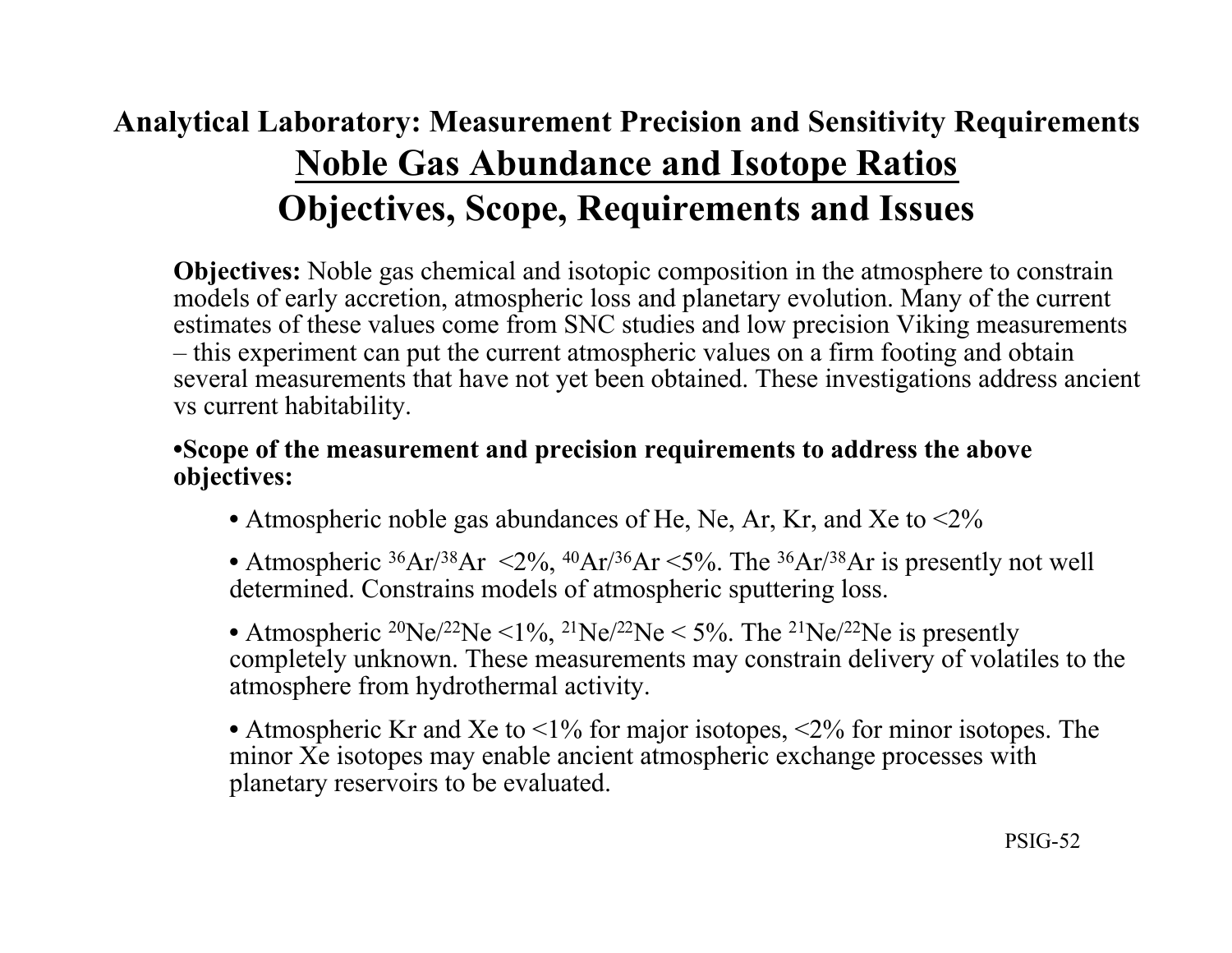## Analytical Laboratory: Measurement Precision and Sensitivity Requirements

# Noble Gas Abundance and Isotope Ratios

# Objectives, Scope, Requirements and Issues

**Objectives:** Noble gas chemical and isotopic composition in the atmosphere to constrain models of early accretion, atmospheric loss and planetary evolution. Many of the current estimates of these values come from SNC studies and low precision Viking measurements – this experiment can put the current atmospheric values on a firm footing and obtain several measurements that have not yet been obtained. These investigations address ancient vs current habitability.

**•Scope of the measurement and precision requirements to address the above objectives:**

- Atmospheric noble gas abundances of He, Ne, Ar, Kr, and Xe to <2%
- Atmospheric $^{36}Ar/^{38}Ar$ <2%, $^{40}Ar/^{36}Ar$ <5%. The $^{36}Ar/^{38}Ar$ is presently not well determined. Constrains models of atmospheric sputtering loss.
- Atmospheric $^{20}Ne/^{22}Ne$ <1%, $^{21}Ne/^{22}Ne$ < 5%. The $^{21}Ne/^{22}Ne$ is presently completely unknown. These measurements may constrain delivery of volatiles to the atmosphere from hydrothermal activity.
- Atmospheric Kr and Xe to <1% for major isotopes, <2% for minor isotopes. The minor Xe isotopes may enable ancient atmospheric exchange processes with planetary reservoirs to be evaluated.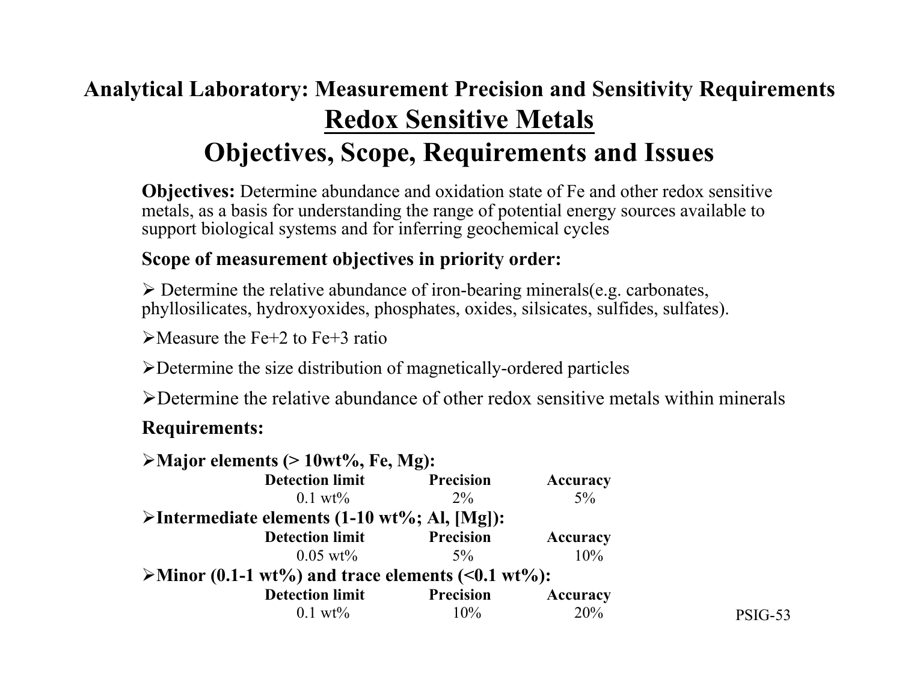# Analytical Laboratory: Measurement Precision and Sensitivity Requirements

## Redox Sensitive Metals

## Objectives, Scope, Requirements and Issues

**Objectives:** Determine abundance and oxidation state of Fe and other redox sensitive metals, as a basis for understanding the range of potential energy sources available to support biological systems and for inferring geochemical cycles

**Scope of measurement objectives in priority order:**

- Determine the relative abundance of iron-bearing minerals(e.g. carbonates, phyllosilicates, hydroxyoxides, phosphates, oxides, silsicates, sulfides, sulfates).
- Measure the Fe+2 to Fe+3 ratio
- Determine the size distribution of magnetically-ordered particles
- Determine the relative abundance of other redox sensitive metals within minerals

**Requirements:**

- **Major elements (> 10wt%, Fe, Mg):**

| Detection limit | Precision | Accuracy |
|---|---|---|
| 0.1 wt% | 2% | 5% |

- **Intermediate elements (1-10 wt%; Al, [Mg]):**

| Detection limit | Precision | Accuracy |
|---|---|---|
| 0.05 wt% | 5% | 10% |

- **Minor (0.1-1 wt%) and trace elements (<0.1 wt%):**

| Detection limit | Precision | Accuracy |
|---|---|---|
| 0.1 wt% | 10% | 20% |

PSIG-53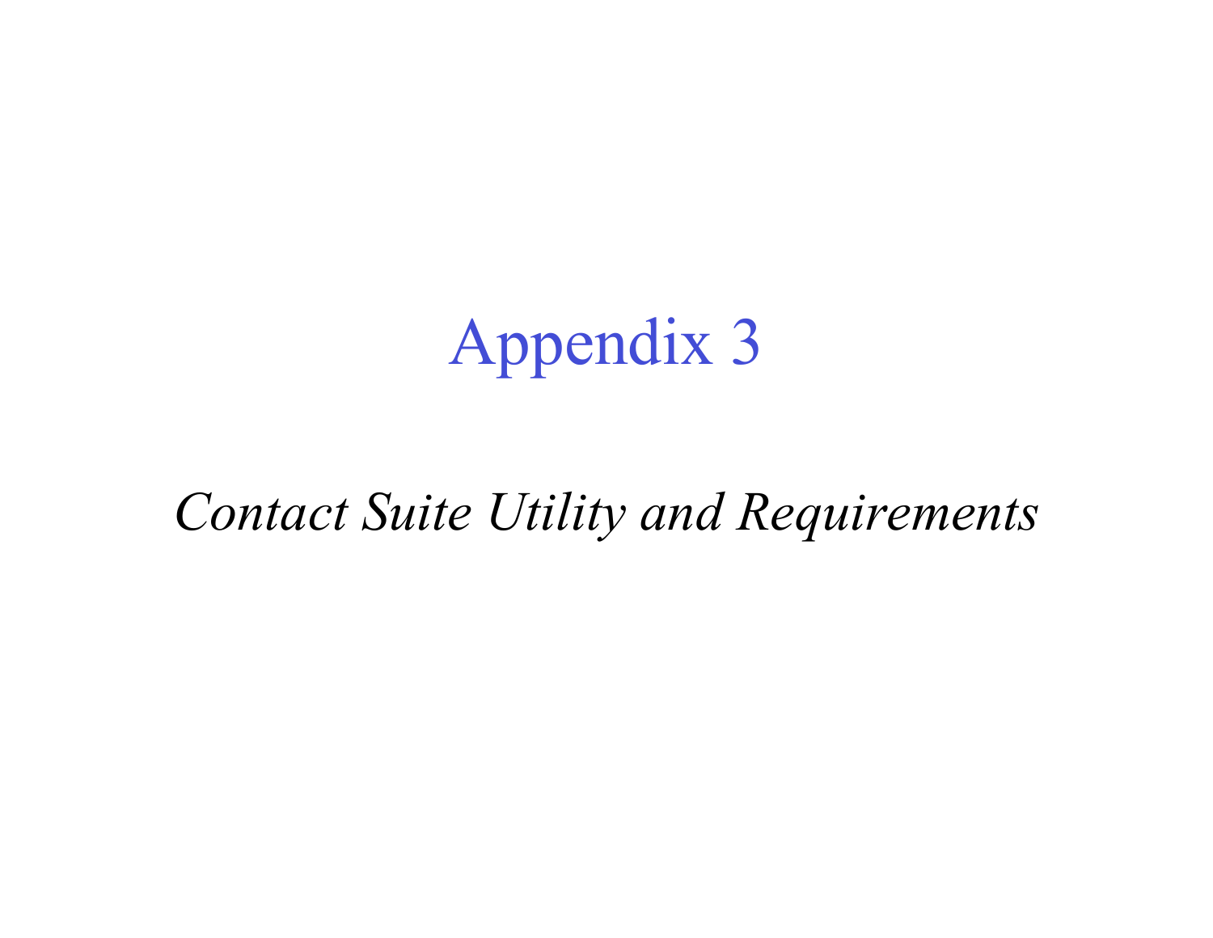# Appendix 3

*Contact Suite Utility and Requirements*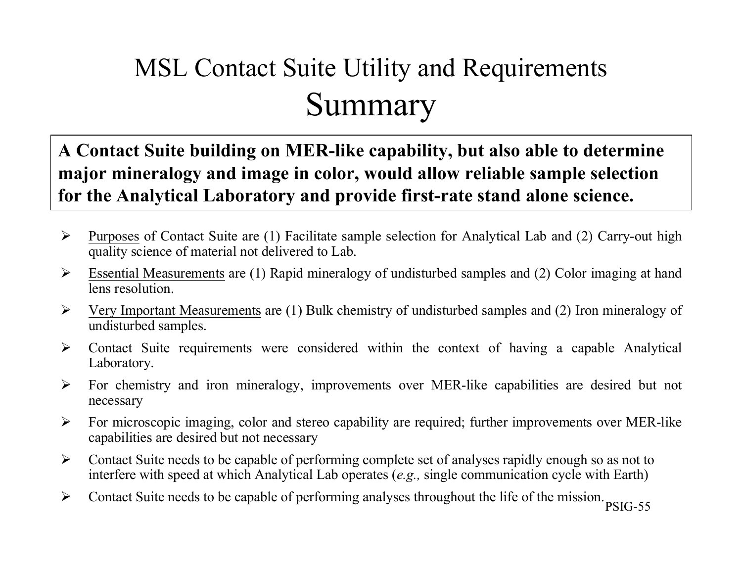# MSL Contact Suite Utility and Requirements
# Summary

**A Contact Suite building on MER-like capability, but also able to determine major mineralogy and image in color, would allow reliable sample selection for the Analytical Laboratory and provide first-rate stand alone science.**

- Purposes of Contact Suite are (1) Facilitate sample selection for Analytical Lab and (2) Carry-out high quality science of material not delivered to Lab.
- Essential Measurements are (1) Rapid mineralogy of undisturbed samples and (2) Color imaging at hand lens resolution.
- Very Important Measurements are (1) Bulk chemistry of undisturbed samples and (2) Iron mineralogy of undisturbed samples.
- Contact Suite requirements were considered within the context of having a capable Analytical Laboratory.
- For chemistry and iron mineralogy, improvements over MER-like capabilities are desired but not necessary
- For microscopic imaging, color and stereo capability are required; further improvements over MER-like capabilities are desired but not necessary
- Contact Suite needs to be capable of performing complete set of analyses rapidly enough so as not to interfere with speed at which Analytical Lab operates (*e.g.,* single communication cycle with Earth)
- Contact Suite needs to be capable of performing analyses throughout the life of the mission.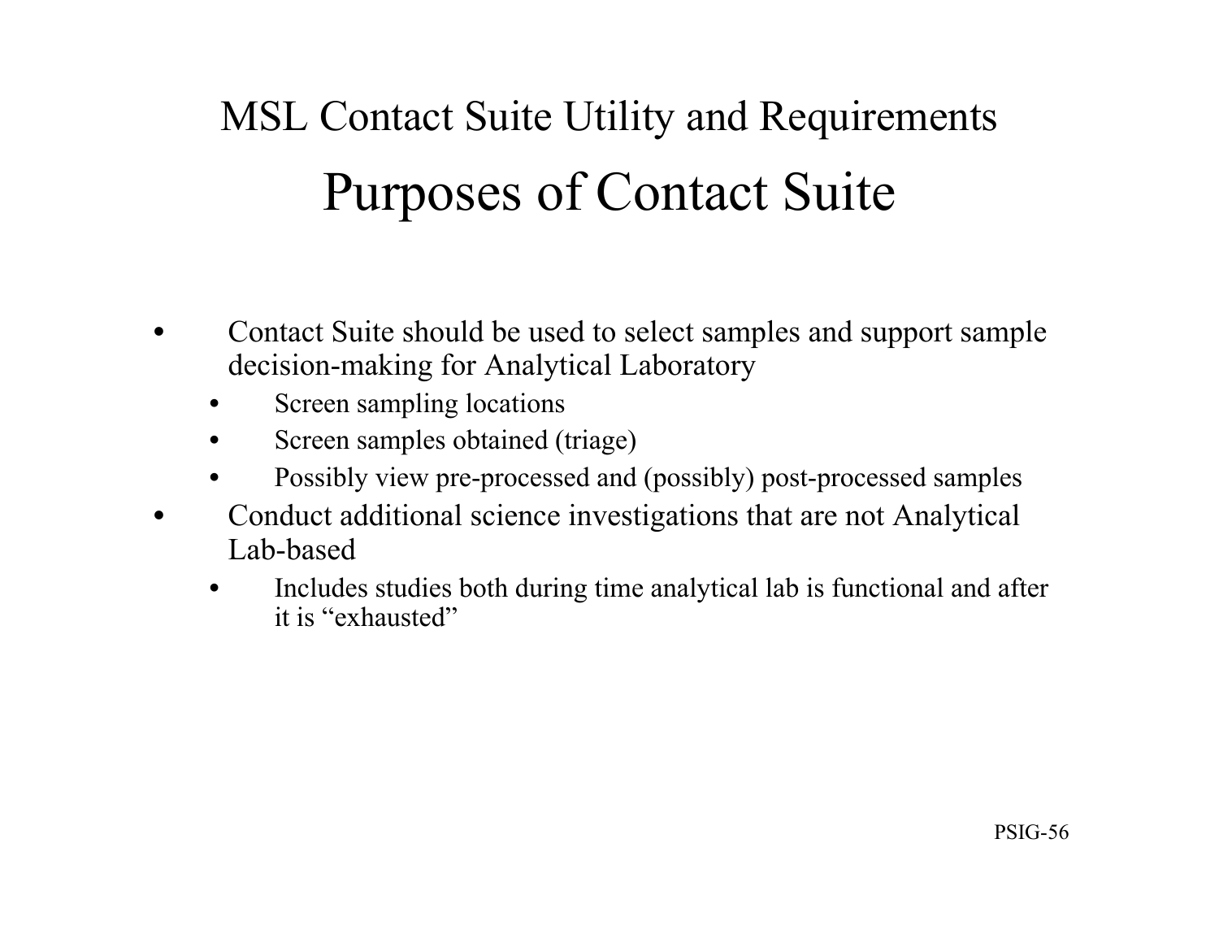## MSL Contact Suite Utility and Requirements

# Purposes of Contact Suite

- Contact Suite should be used to select samples and support sample decision-making for Analytical Laboratory
  - Screen sampling locations
  - Screen samples obtained (triage)
  - Possibly view pre-processed and (possibly) post-processed samples
- Conduct additional science investigations that are not Analytical Lab-based
  - Includes studies both during time analytical lab is functional and after it is "exhausted"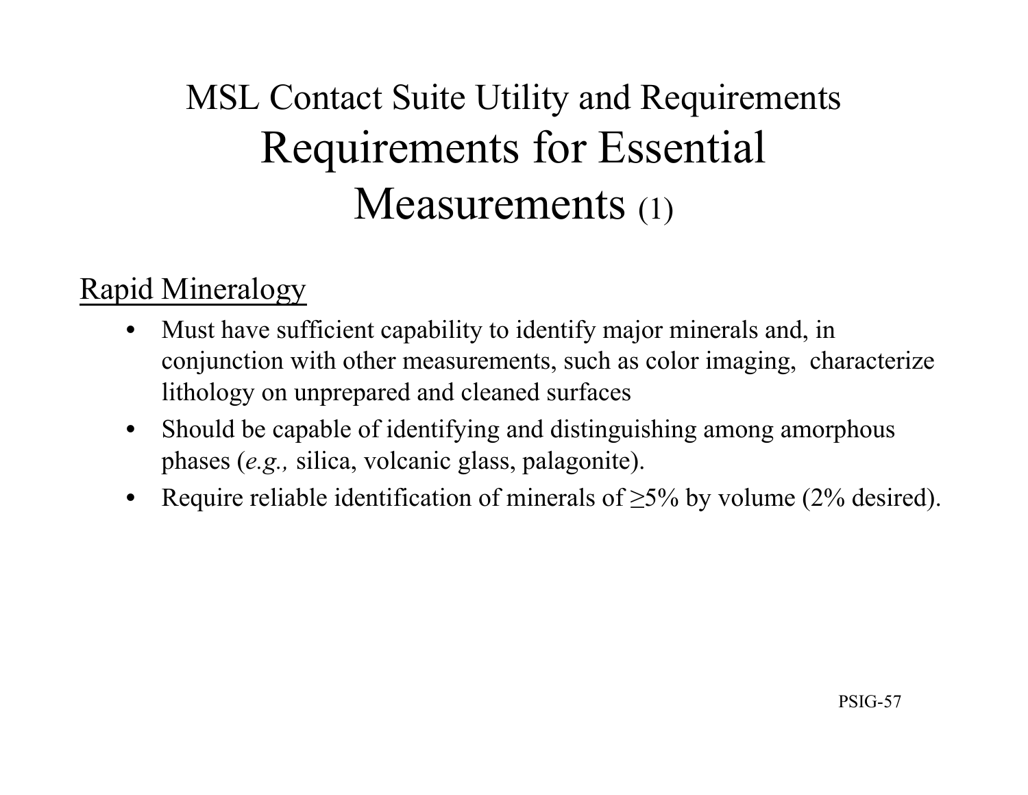# MSL Contact Suite Utility and Requirements

## Requirements for Essential Measurements (1)

Rapid Mineralogy

- Must have sufficient capability to identify major minerals and, in conjunction with other measurements, such as color imaging, characterize lithology on unprepared and cleaned surfaces
- Should be capable of identifying and distinguishing among amorphous phases (*e.g.,* silica, volcanic glass, palagonite).
- Require reliable identification of minerals of $\geq$5% by volume (2% desired).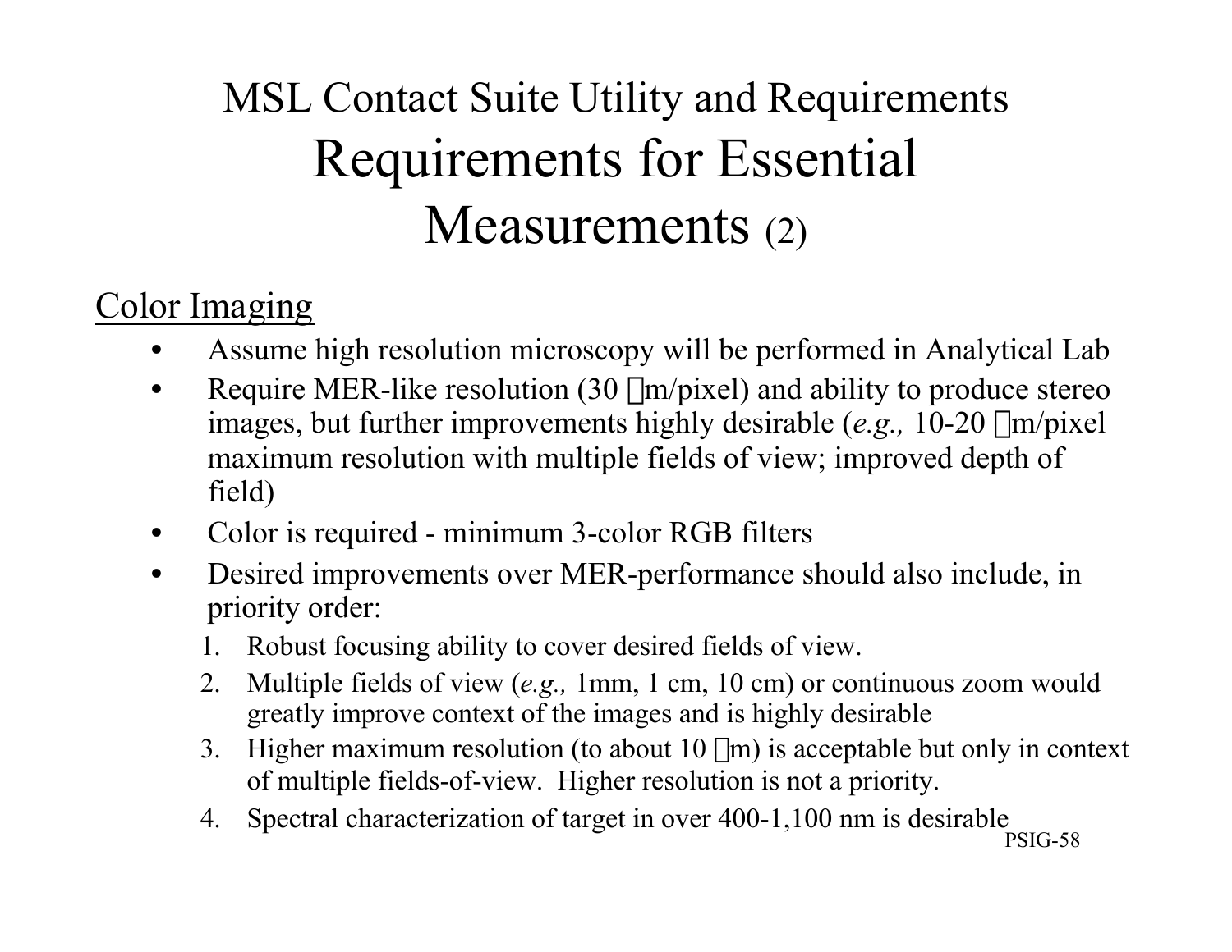# MSL Contact Suite Utility and Requirements
# Requirements for Essential Measurements (2)

## Color Imaging

- Assume high resolution microscopy will be performed in Analytical Lab
- Require MER-like resolution (30 μm/pixel) and ability to produce stereo images, but further improvements highly desirable (*e.g.,* 10-20 μm/pixel maximum resolution with multiple fields of view; improved depth of field)
- Color is required - minimum 3-color RGB filters
- Desired improvements over MER-performance should also include, in priority order:
  1. Robust focusing ability to cover desired fields of view.
  2. Multiple fields of view (*e.g.,* 1mm, 1 cm, 10 cm) or continuous zoom would greatly improve context of the images and is highly desirable
  3. Higher maximum resolution (to about 10 μm) is acceptable but only in context of multiple fields-of-view. Higher resolution is not a priority.
  4. Spectral characterization of target in over 400-1,100 nm is desirable

PSIG-58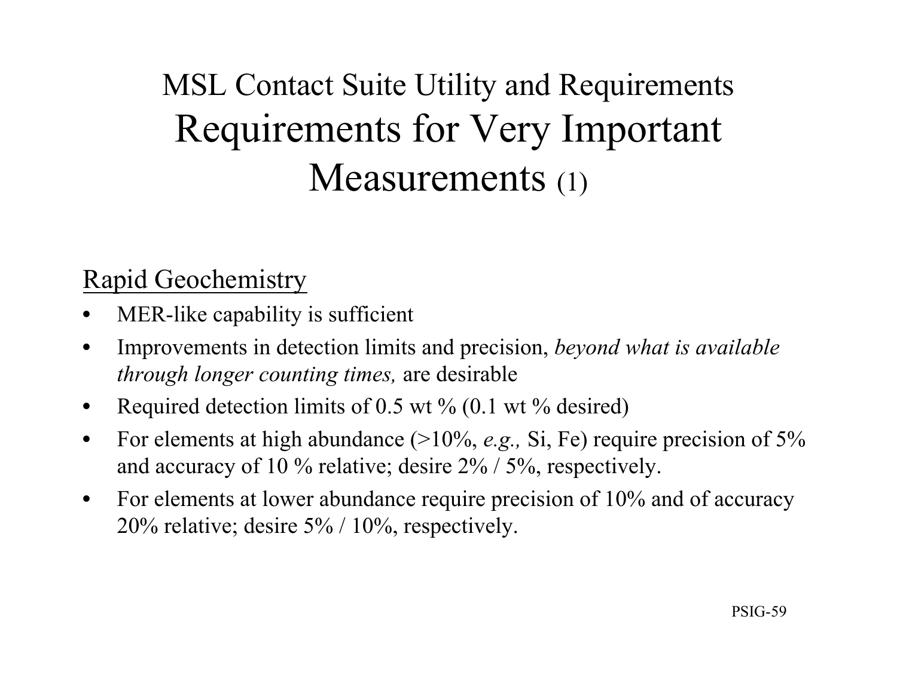# MSL Contact Suite Utility and Requirements
# Requirements for Very Important Measurements (1)

## Rapid Geochemistry

- MER-like capability is sufficient
- Improvements in detection limits and precision, *beyond what is available through longer counting times,* are desirable
- Required detection limits of 0.5 wt % (0.1 wt % desired)
- For elements at high abundance (>10%, *e.g.,* Si, Fe) require precision of 5% and accuracy of 10 % relative; desire 2% / 5%, respectively.
- For elements at lower abundance require precision of 10% and of accuracy 20% relative; desire 5% / 10%, respectively.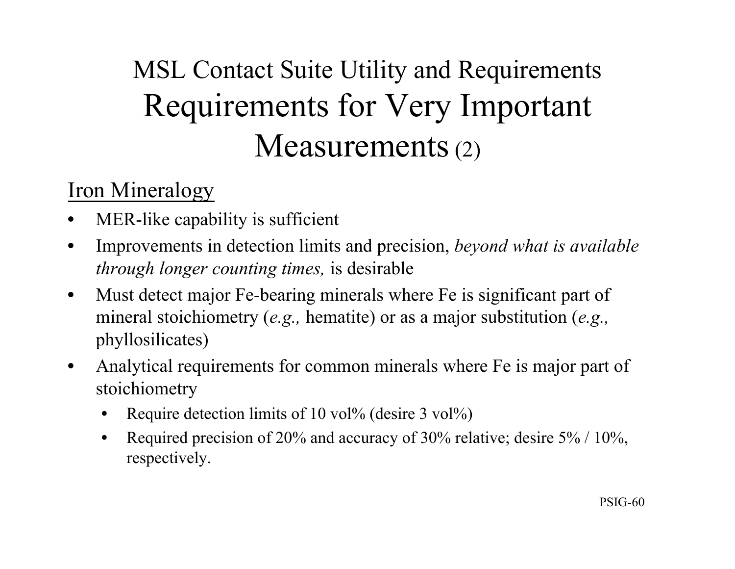# MSL Contact Suite Utility and Requirements

## Requirements for Very Important Measurements (2)

### Iron Mineralogy

- MER-like capability is sufficient
- Improvements in detection limits and precision, *beyond what is available through longer counting times,* is desirable
- Must detect major Fe-bearing minerals where Fe is significant part of mineral stoichiometry (*e.g.,* hematite) or as a major substitution (*e.g.,* phyllosilicates)
- Analytical requirements for common minerals where Fe is major part of stoichiometry
  - Require detection limits of 10 vol% (desire 3 vol%)
  - Required precision of 20% and accuracy of 30% relative; desire 5% / 10%, respectively.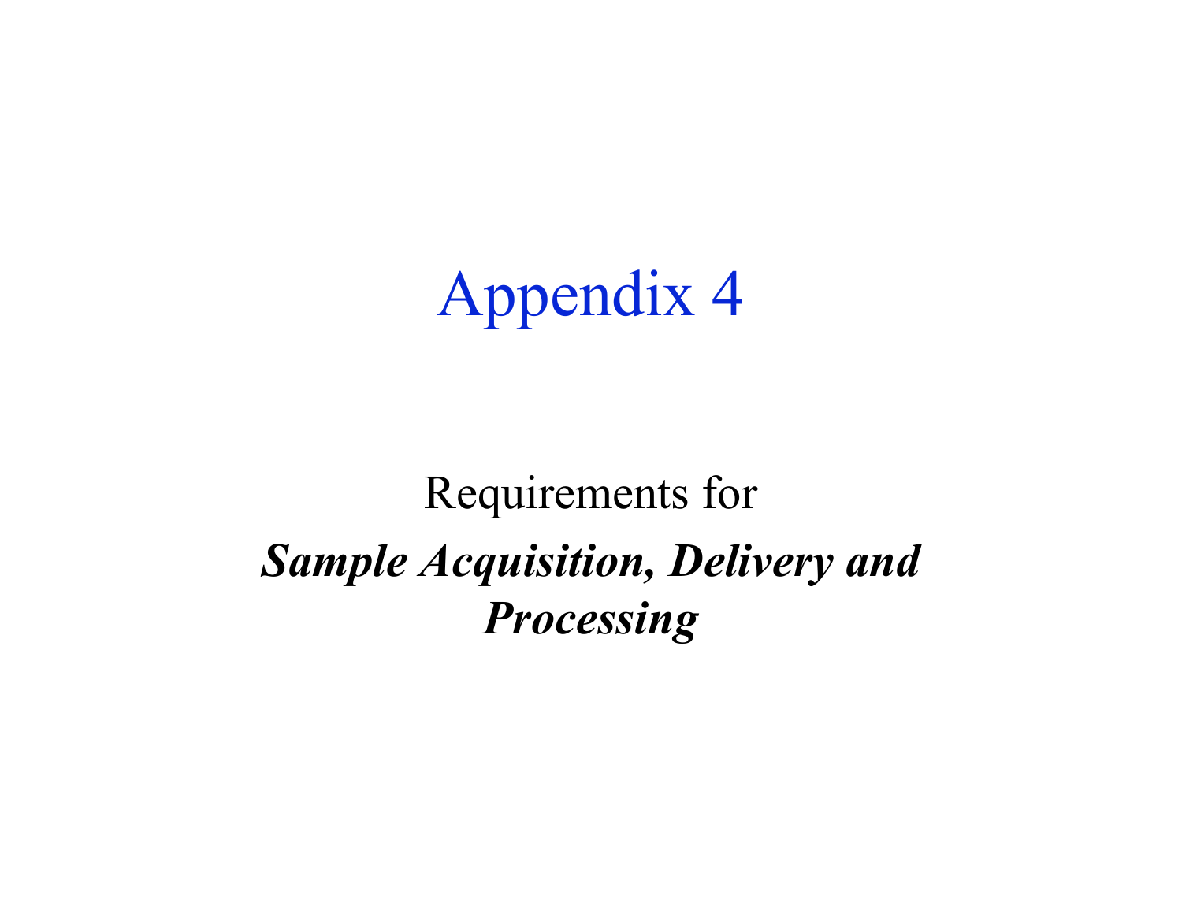# Appendix 4

Requirements for

***Sample Acquisition, Delivery and Processing***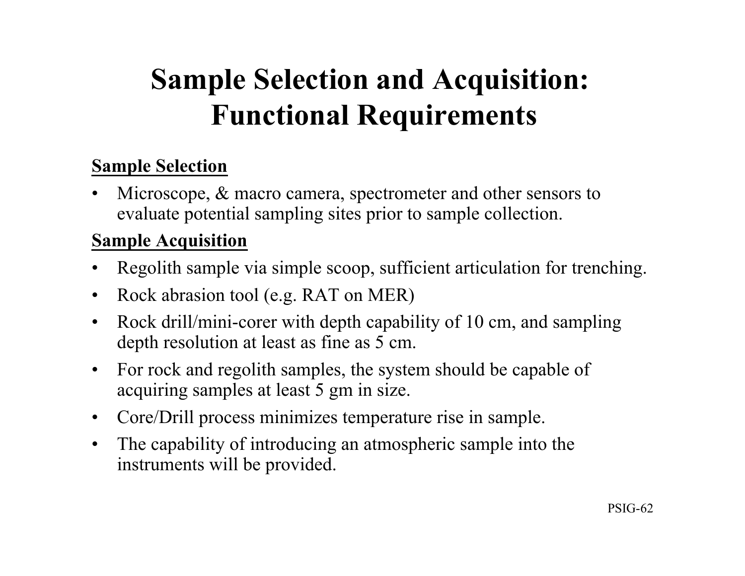# Sample Selection and Acquisition: Functional Requirements

**Sample Selection**

- Microscope, & macro camera, spectrometer and other sensors to evaluate potential sampling sites prior to sample collection.

**Sample Acquisition**

- Regolith sample via simple scoop, sufficient articulation for trenching.
- Rock abrasion tool (e.g. RAT on MER)
- Rock drill/mini-corer with depth capability of 10 cm, and sampling depth resolution at least as fine as 5 cm.
- For rock and regolith samples, the system should be capable of acquiring samples at least 5 gm in size.
- Core/Drill process minimizes temperature rise in sample.
- The capability of introducing an atmospheric sample into the instruments will be provided.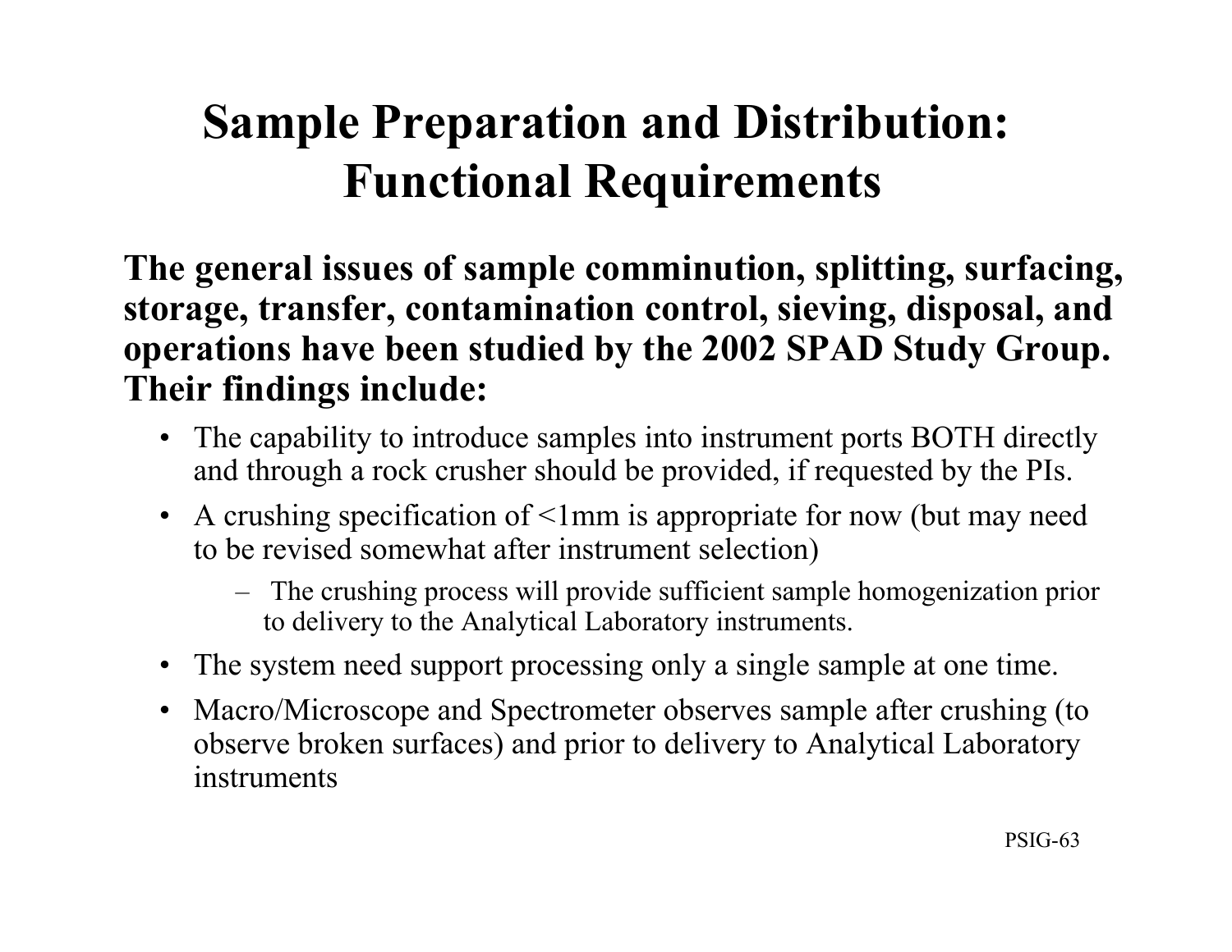# Sample Preparation and Distribution: Functional Requirements

**The general issues of sample comminution, splitting, surfacing, storage, transfer, contamination control, sieving, disposal, and operations have been studied by the 2002 SPAD Study Group. Their findings include:**

- The capability to introduce samples into instrument ports BOTH directly and through a rock crusher should be provided, if requested by the PIs.
- A crushing specification of <1mm is appropriate for now (but may need to be revised somewhat after instrument selection)
  - The crushing process will provide sufficient sample homogenization prior to delivery to the Analytical Laboratory instruments.
- The system need support processing only a single sample at one time.
- Macro/Microscope and Spectrometer observes sample after crushing (to observe broken surfaces) and prior to delivery to Analytical Laboratory instruments

PSIG-63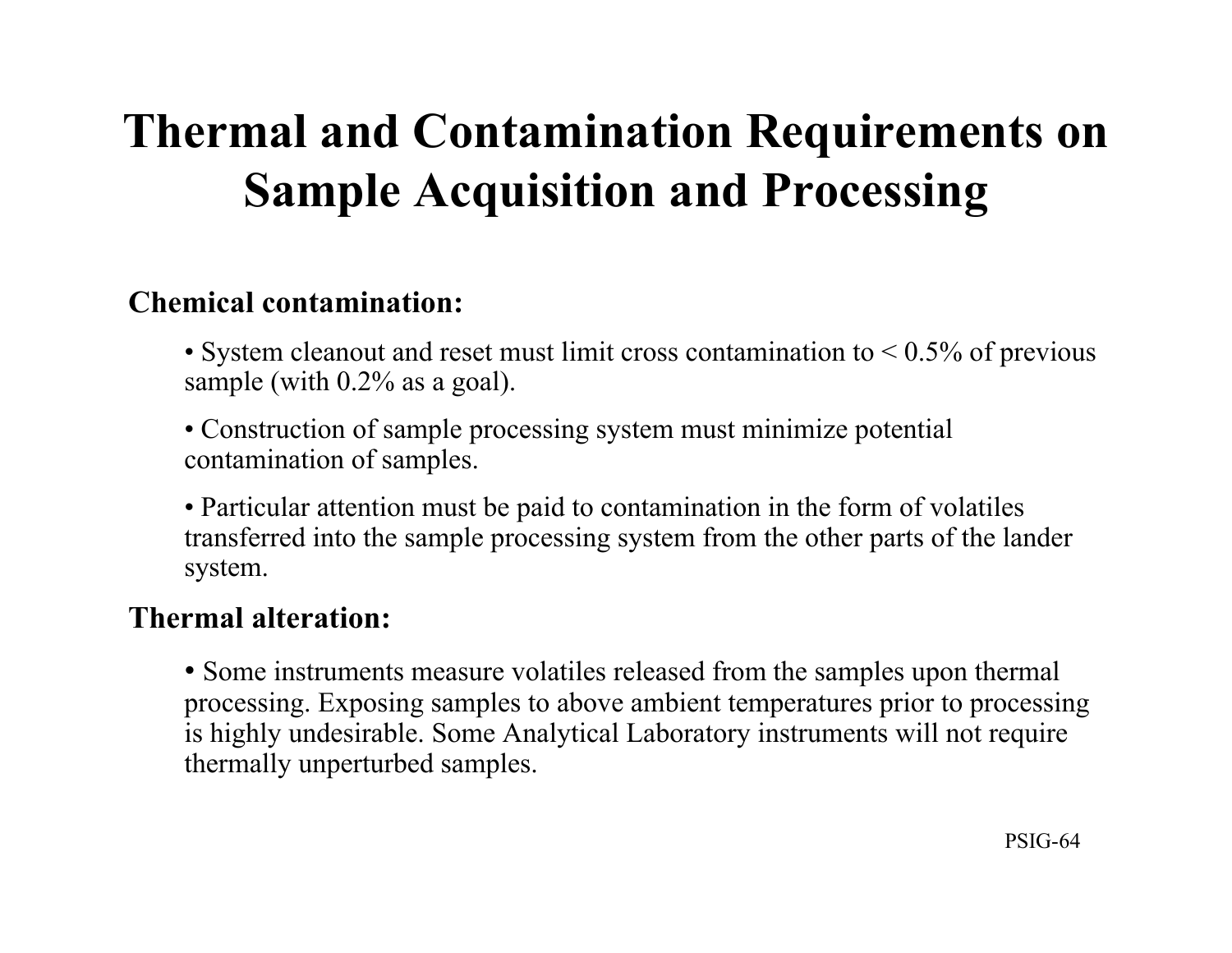# Thermal and Contamination Requirements on Sample Acquisition and Processing

**Chemical contamination:**

- System cleanout and reset must limit cross contamination to < 0.5% of previous sample (with 0.2% as a goal).
- Construction of sample processing system must minimize potential contamination of samples.
- Particular attention must be paid to contamination in the form of volatiles transferred into the sample processing system from the other parts of the lander system.

**Thermal alteration:**

- Some instruments measure volatiles released from the samples upon thermal processing. Exposing samples to above ambient temperatures prior to processing is highly undesirable. Some Analytical Laboratory instruments will not require thermally unperturbed samples.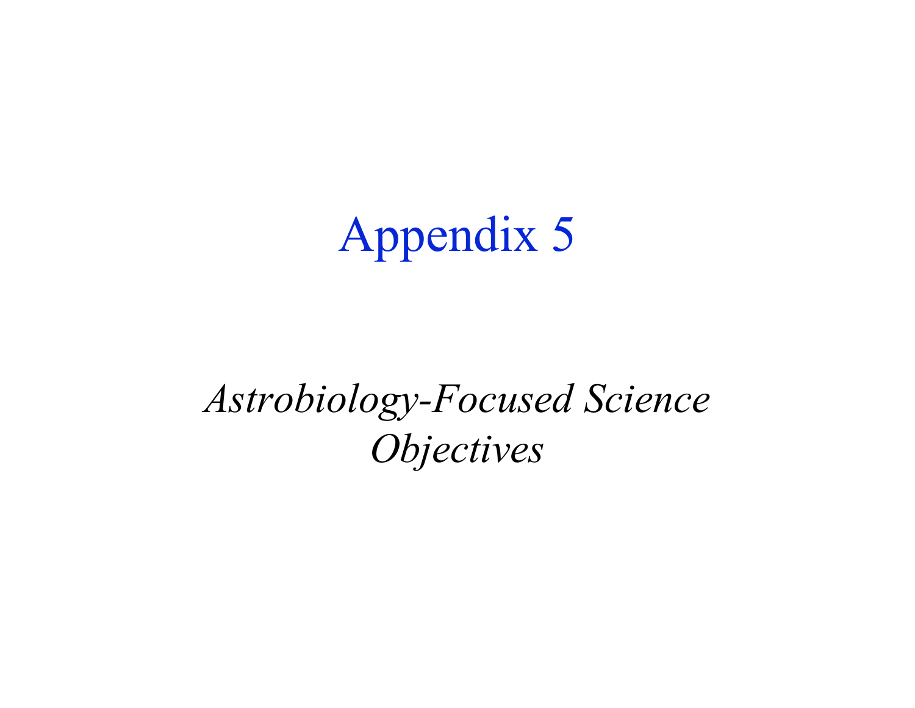# Appendix 5

*Astrobiology-Focused Science Objectives*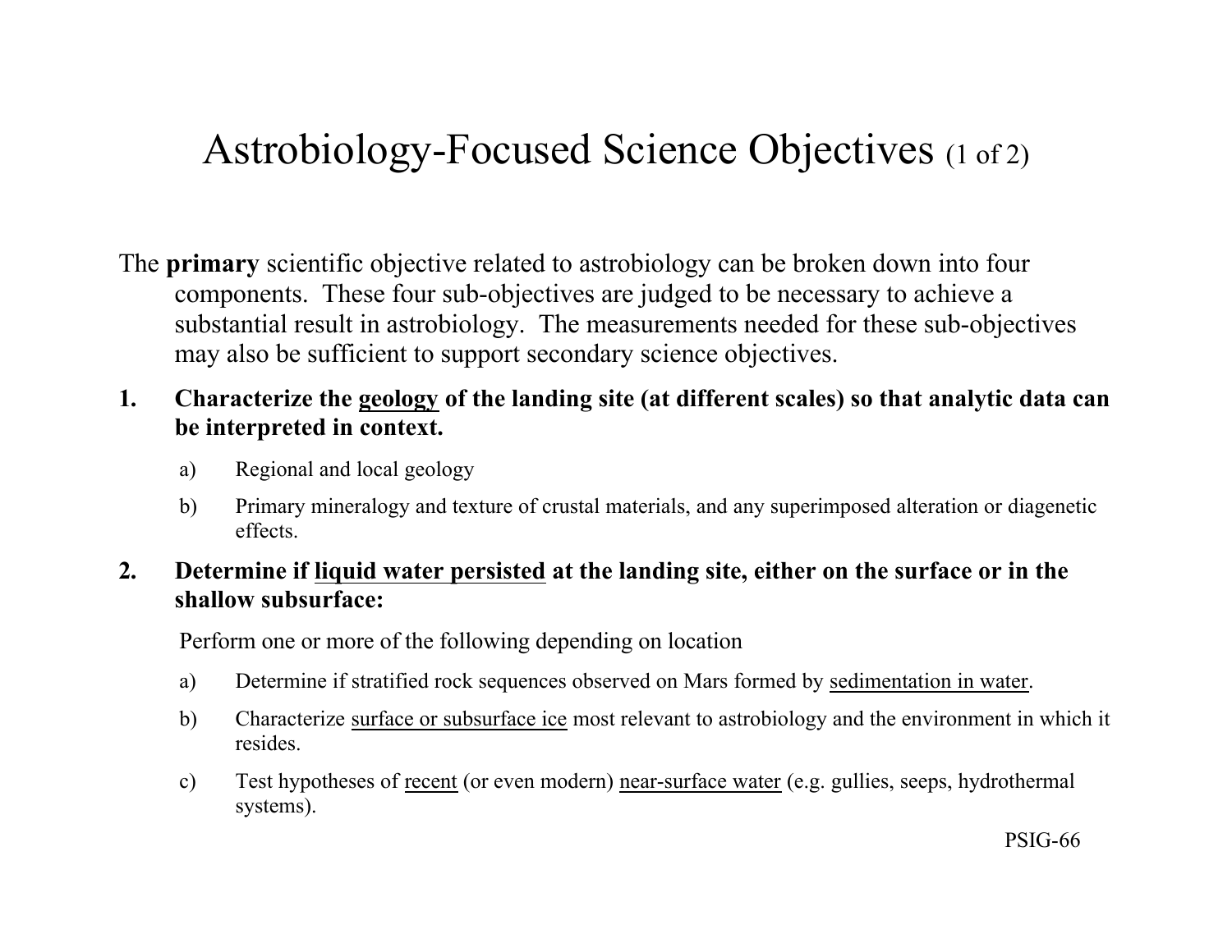# Astrobiology-Focused Science Objectives (1 of 2)

The **primary** scientific objective related to astrobiology can be broken down into four components. These four sub-objectives are judged to be necessary to achieve a substantial result in astrobiology. The measurements needed for these sub-objectives may also be sufficient to support secondary science objectives.

1. **Characterize the <u>geology</u> of the landing site (at different scales) so that analytic data can be interpreted in context.**
   a) Regional and local geology
   b) Primary mineralogy and texture of crustal materials, and any superimposed alteration or diagenetic effects.

2. **Determine if <u>liquid water persisted</u> at the landing site, either on the surface or in the shallow subsurface:**

   Perform one or more of the following depending on location

   a) Determine if stratified rock sequences observed on Mars formed by <u>sedimentation in water</u>.
   b) Characterize <u>surface or subsurface ice</u> most relevant to astrobiology and the environment in which it resides.
   c) Test hypotheses of <u>recent</u> (or even modern) <u>near-surface water</u> (e.g. gullies, seeps, hydrothermal systems).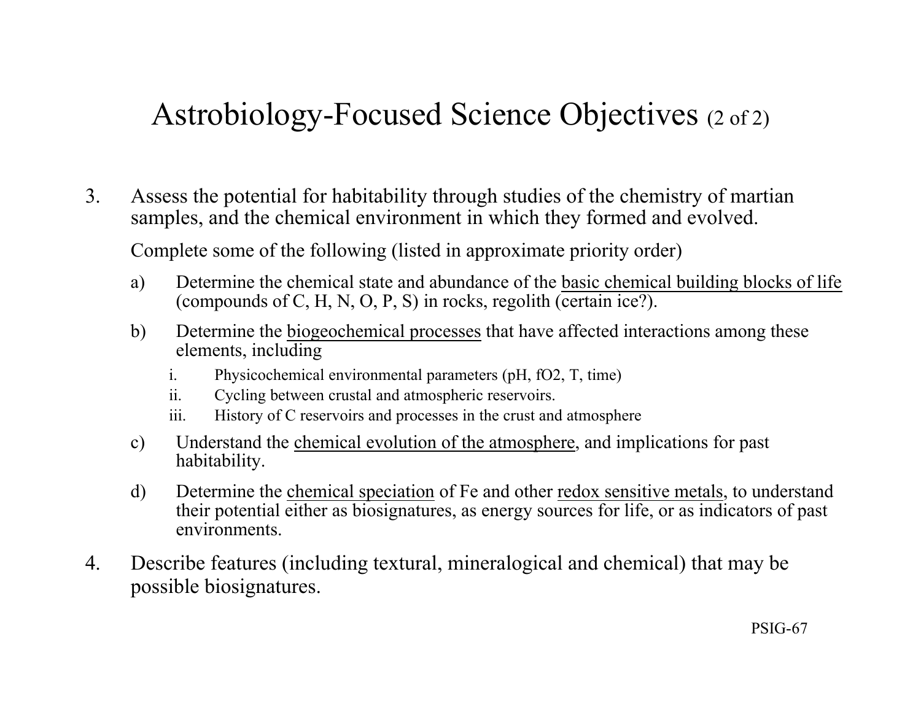# Astrobiology-Focused Science Objectives (2 of 2)

3. Assess the potential for habitability through studies of the chemistry of martian samples, and the chemical environment in which they formed and evolved.

   Complete some of the following (listed in approximate priority order)

   a) Determine the chemical state and abundance of the basic chemical building blocks of life (compounds of C, H, N, O, P, S) in rocks, regolith (certain ice?).

   b) Determine the biogeochemical processes that have affected interactions among these elements, including

      i. Physicochemical environmental parameters (pH, $fO_2$, T, time)

      ii. Cycling between crustal and atmospheric reservoirs.

      iii. History of C reservoirs and processes in the crust and atmosphere

   c) Understand the chemical evolution of the atmosphere, and implications for past habitability.

   d) Determine the chemical speciation of Fe and other redox sensitive metals, to understand their potential either as biosignatures, as energy sources for life, or as indicators of past environments.

4. Describe features (including textural, mineralogical and chemical) that may be possible biosignatures.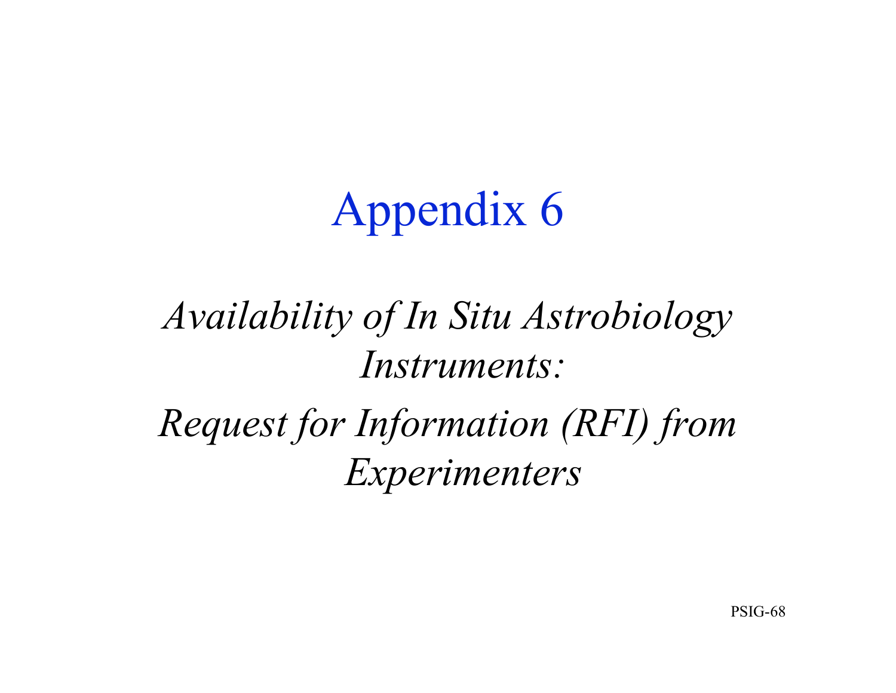# Appendix 6

*Availability of In Situ Astrobiology Instruments:*

*Request for Information (RFI) from Experimenters*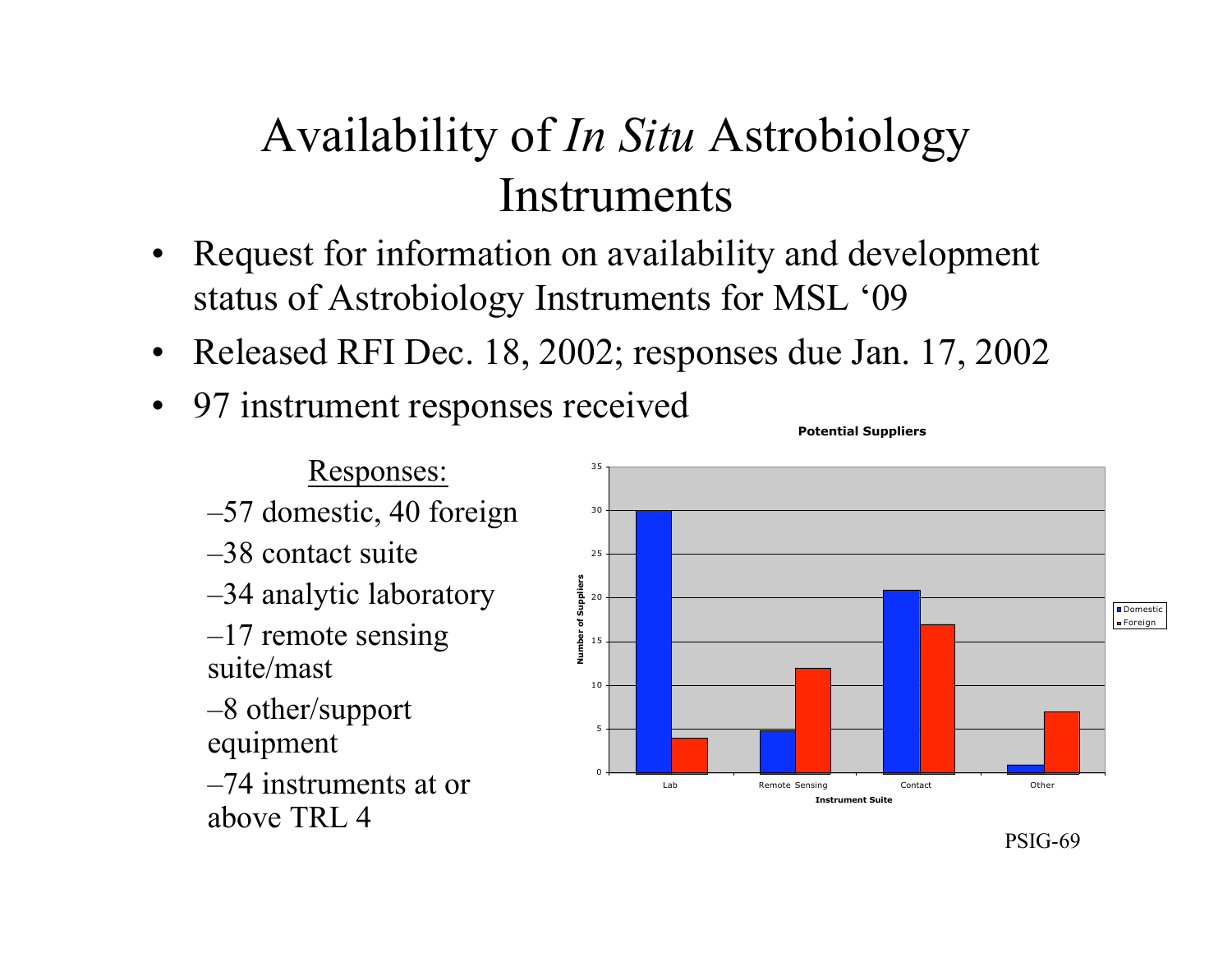# Availability of *In Situ* Astrobiology Instruments

- Request for information on availability and development status of Astrobiology Instruments for MSL '09
- Released RFI Dec. 18, 2002; responses due Jan. 17, 2002
- 97 instrument responses received

Responses:

- –57 domestic, 40 foreign
- –38 contact suite
- –34 analytic laboratory
- –17 remote sensing suite/mast
- –8 other/support equipment
- –74 instruments at or above TRL 4

**Potential Suppliers**

| Instrument Suite | Domestic | Foreign |
|---|---|---|
| Lab | 30 | 4 |
| Remote Sensing | 5 | 12 |
| Contact | 21 | 17 |
| Other | 1 | 7 |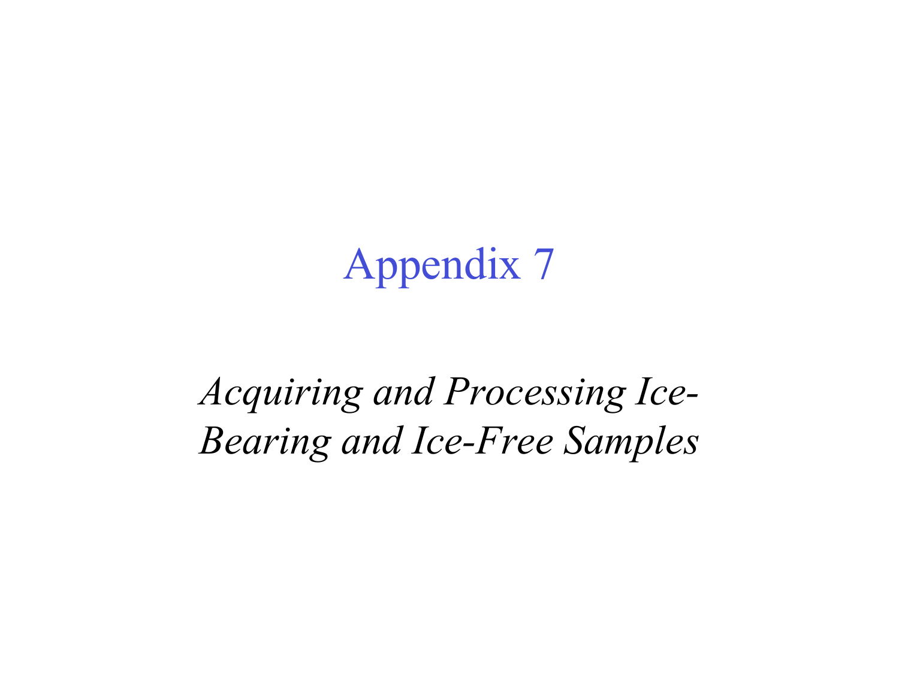# Appendix 7

*Acquiring and Processing Ice-Bearing and Ice-Free Samples*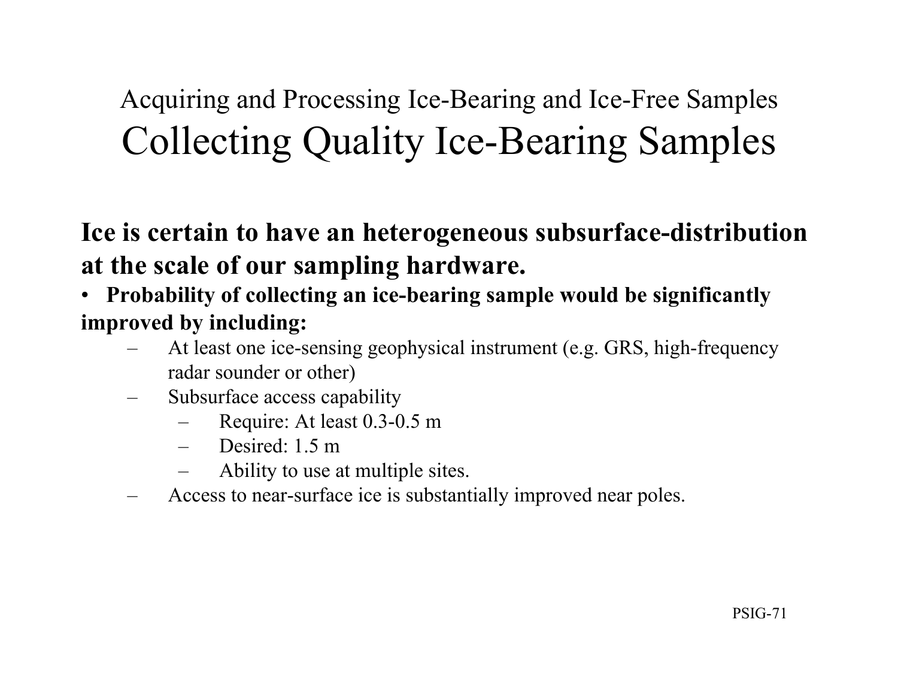Acquiring and Processing Ice-Bearing and Ice-Free Samples

# Collecting Quality Ice-Bearing Samples

**Ice is certain to have an heterogeneous subsurface-distribution at the scale of our sampling hardware.**

- **Probability of collecting an ice-bearing sample would be significantly improved by including:**
  - At least one ice-sensing geophysical instrument (e.g. GRS, high-frequency radar sounder or other)
  - Subsurface access capability
    - Require: At least 0.3-0.5 m
    - Desired: 1.5 m
    - Ability to use at multiple sites.
  - Access to near-surface ice is substantially improved near poles.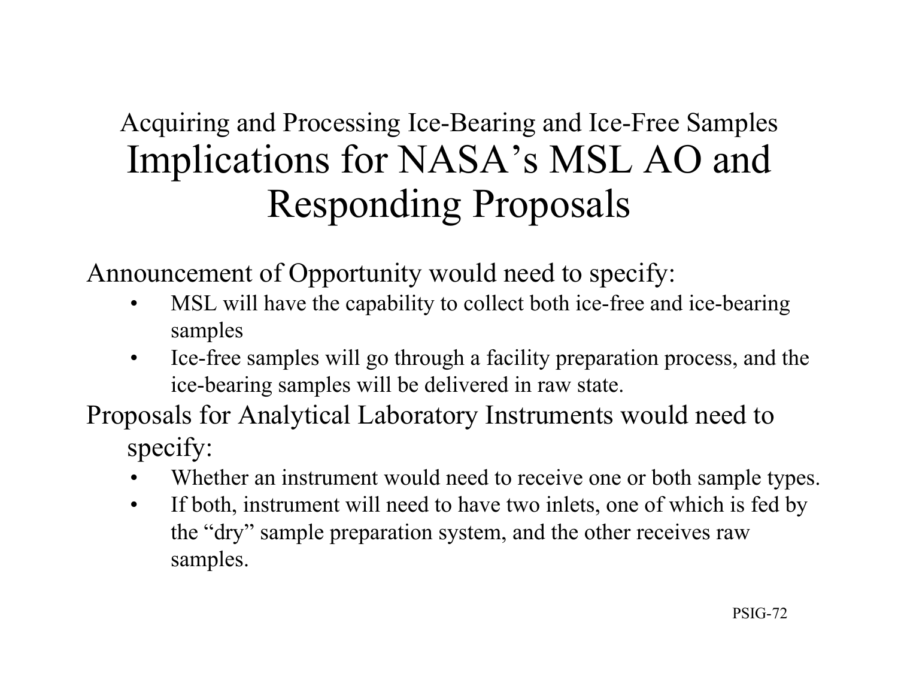Acquiring and Processing Ice-Bearing and Ice-Free Samples

# Implications for NASA's MSL AO and Responding Proposals

Announcement of Opportunity would need to specify:

- MSL will have the capability to collect both ice-free and ice-bearing samples
- Ice-free samples will go through a facility preparation process, and the ice-bearing samples will be delivered in raw state.

Proposals for Analytical Laboratory Instruments would need to specify:

- Whether an instrument would need to receive one or both sample types.
- If both, instrument will need to have two inlets, one of which is fed by the "dry" sample preparation system, and the other receives raw samples.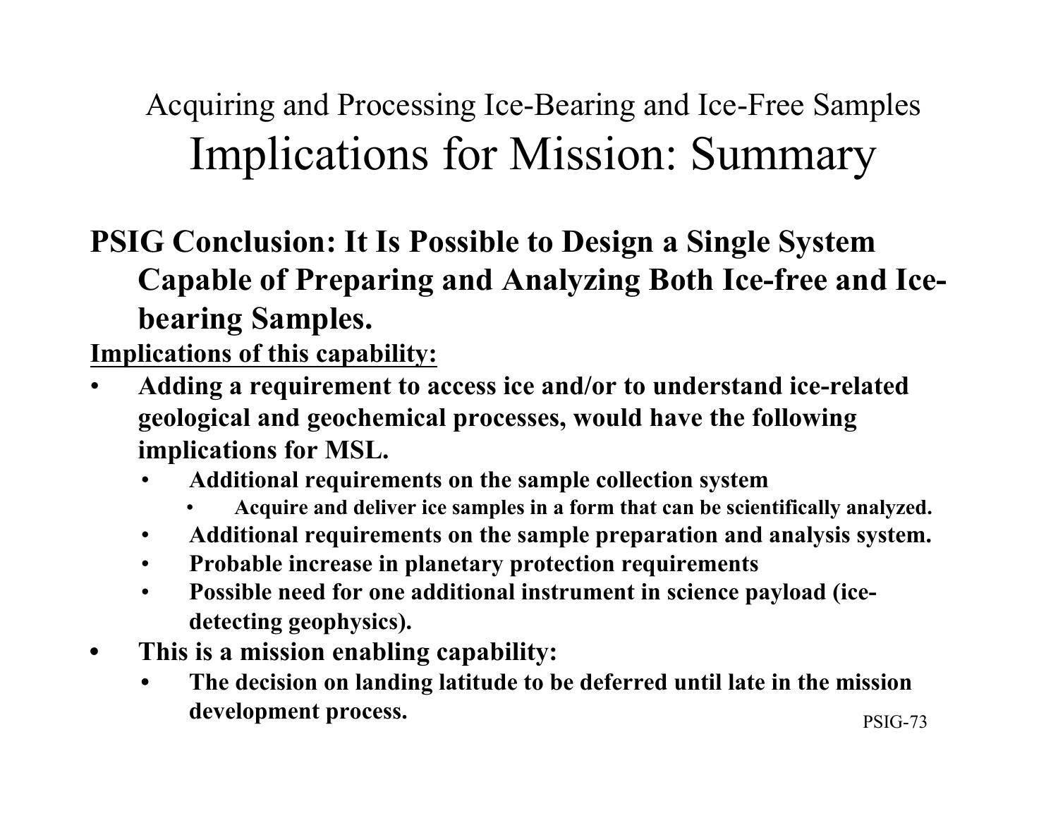# Acquiring and Processing Ice-Bearing and Ice-Free Samples

## Implications for Mission: Summary

**PSIG Conclusion: It Is Possible to Design a Single System Capable of Preparing and Analyzing Both Ice-free and Ice-bearing Samples.**

**<u>Implications of this capability:</u>**

- **Adding a requirement to access ice and/or to understand ice-related geological and geochemical processes, would have the following implications for MSL.**
  - **Additional requirements on the sample collection system**
    - **Acquire and deliver ice samples in a form that can be scientifically analyzed.**
  - **Additional requirements on the sample preparation and analysis system.**
  - **Probable increase in planetary protection requirements**
  - **Possible need for one additional instrument in science payload (ice-detecting geophysics).**
- **This is a mission enabling capability:**
  - **The decision on landing latitude to be deferred until late in the mission development process.**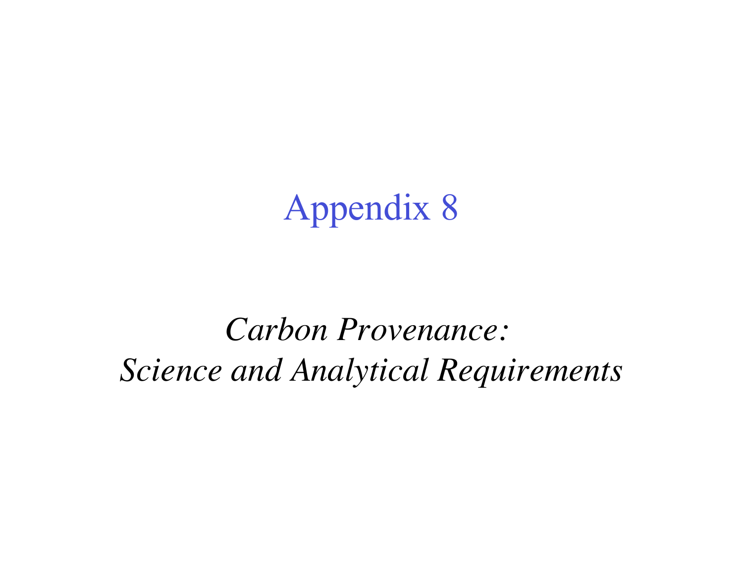# Appendix 8

*Carbon Provenance:*
*Science and Analytical Requirements*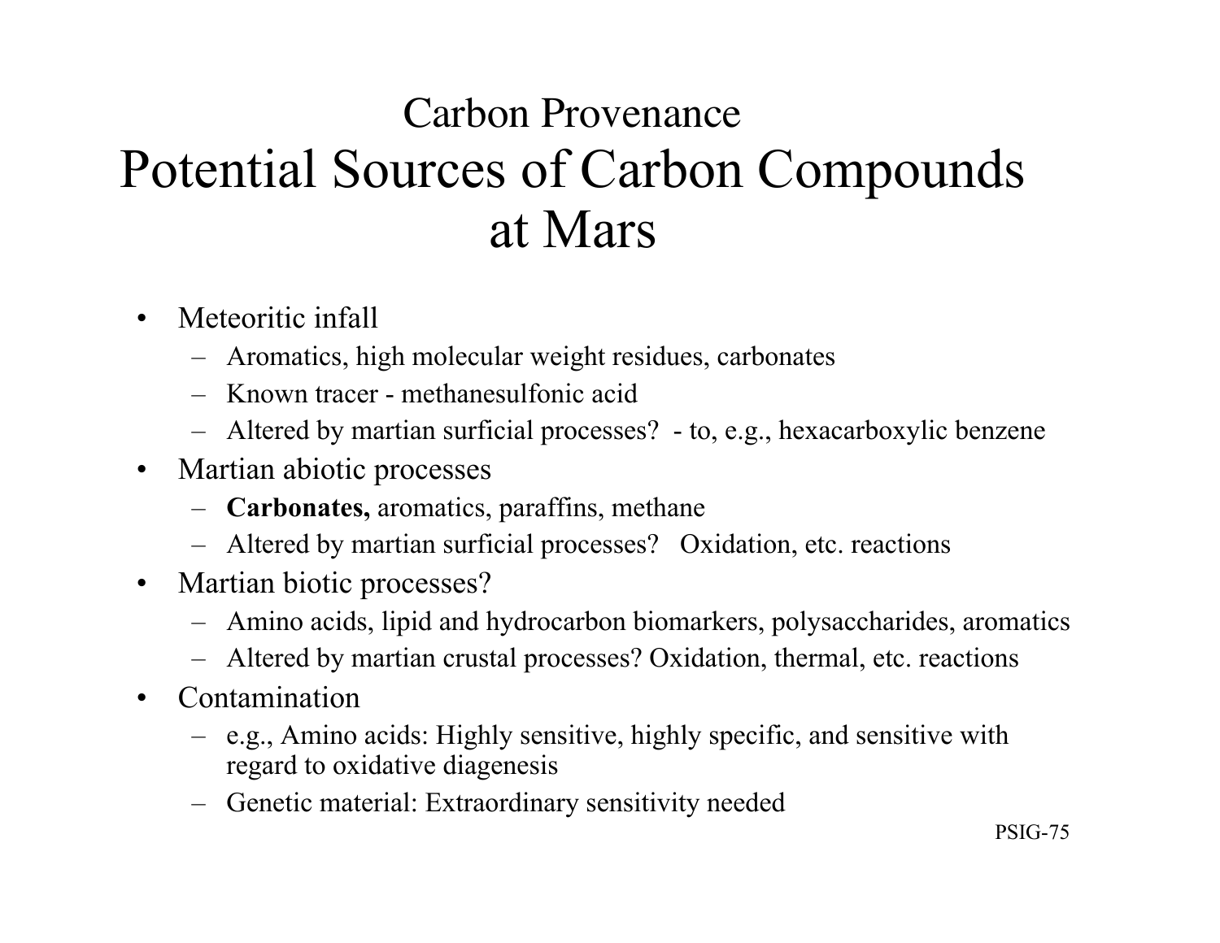## Carbon Provenance

# Potential Sources of Carbon Compounds at Mars

- Meteoritic infall
  - Aromatics, high molecular weight residues, carbonates
  - Known tracer - methanesulfonic acid
  - Altered by martian surficial processes? - to, e.g., hexacarboxylic benzene
- Martian abiotic processes
  - **Carbonates,** aromatics, paraffins, methane
  - Altered by martian surficial processes? Oxidation, etc. reactions
- Martian biotic processes?
  - Amino acids, lipid and hydrocarbon biomarkers, polysaccharides, aromatics
  - Altered by martian crustal processes? Oxidation, thermal, etc. reactions
- Contamination
  - e.g., Amino acids: Highly sensitive, highly specific, and sensitive with regard to oxidative diagenesis
  - Genetic material: Extraordinary sensitivity needed

PSIG-75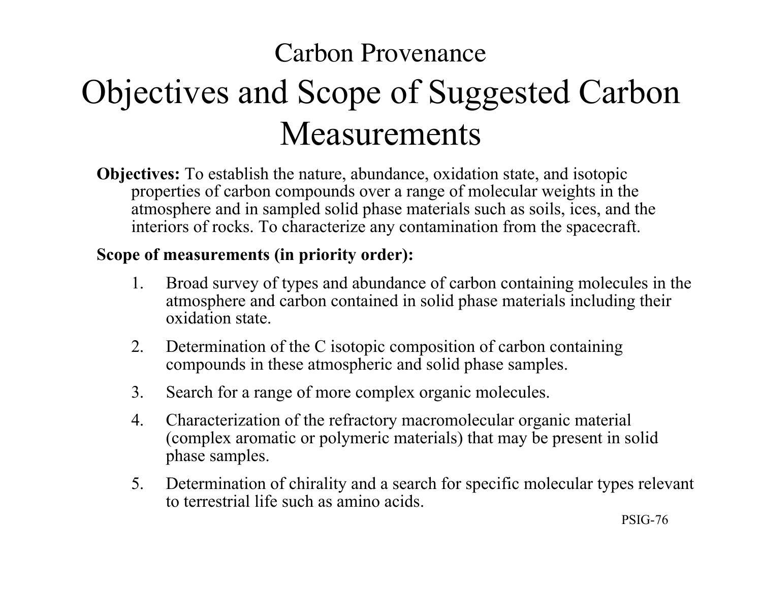## Carbon Provenance

# Objectives and Scope of Suggested Carbon Measurements

**Objectives:** To establish the nature, abundance, oxidation state, and isotopic properties of carbon compounds over a range of molecular weights in the atmosphere and in sampled solid phase materials such as soils, ices, and the interiors of rocks. To characterize any contamination from the spacecraft.

**Scope of measurements (in priority order):**

1. Broad survey of types and abundance of carbon containing molecules in the atmosphere and carbon contained in solid phase materials including their oxidation state.
2. Determination of the C isotopic composition of carbon containing compounds in these atmospheric and solid phase samples.
3. Search for a range of more complex organic molecules.
4. Characterization of the refractory macromolecular organic material (complex aromatic or polymeric materials) that may be present in solid phase samples.
5. Determination of chirality and a search for specific molecular types relevant to terrestrial life such as amino acids.

PSIG-76